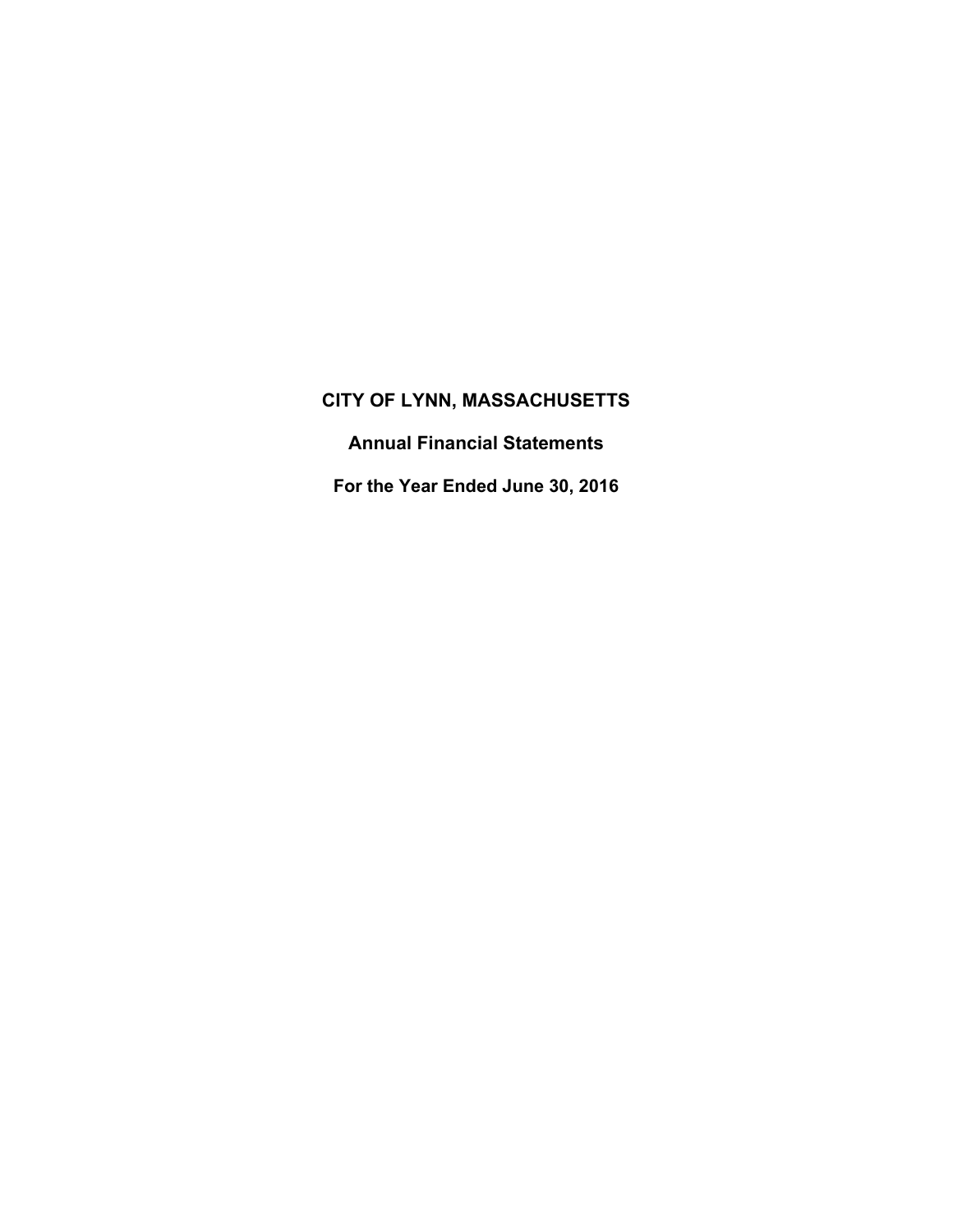# CITY OF LYNN, MASSACHUSETTS

## Annual Financial Statements

## For the Year Ended June 30, 2016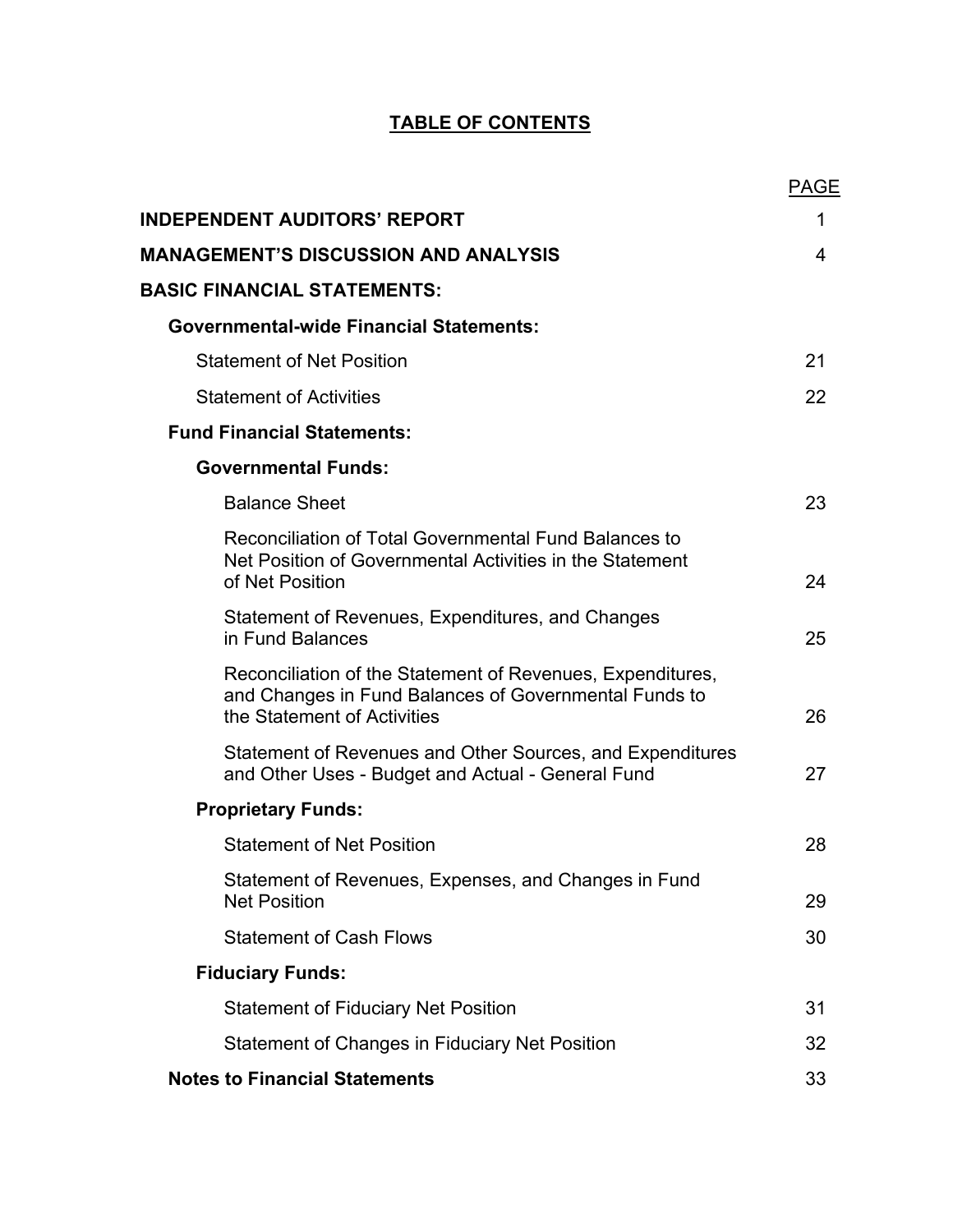# TABLE OF CONTENTS

| | PAGE |
|---|---|
| **INDEPENDENT AUDITORS' REPORT** | 1 |
| **MANAGEMENT'S DISCUSSION AND ANALYSIS** | 4 |
| **BASIC FINANCIAL STATEMENTS:** | |
| **Governmental-wide Financial Statements:** | |
| Statement of Net Position | 21 |
| Statement of Activities | 22 |
| **Fund Financial Statements:** | |
| **Governmental Funds:** | |
| Balance Sheet | 23 |
| Reconciliation of Total Governmental Fund Balances to Net Position of Governmental Activities in the Statement of Net Position | 24 |
| Statement of Revenues, Expenditures, and Changes in Fund Balances | 25 |
| Reconciliation of the Statement of Revenues, Expenditures, and Changes in Fund Balances of Governmental Funds to the Statement of Activities | 26 |
| Statement of Revenues and Other Sources, and Expenditures and Other Uses - Budget and Actual - General Fund | 27 |
| **Proprietary Funds:** | |
| Statement of Net Position | 28 |
| Statement of Revenues, Expenses, and Changes in Fund Net Position | 29 |
| Statement of Cash Flows | 30 |
| **Fiduciary Funds:** | |
| Statement of Fiduciary Net Position | 31 |
| Statement of Changes in Fiduciary Net Position | 32 |
| **Notes to Financial Statements** | 33 |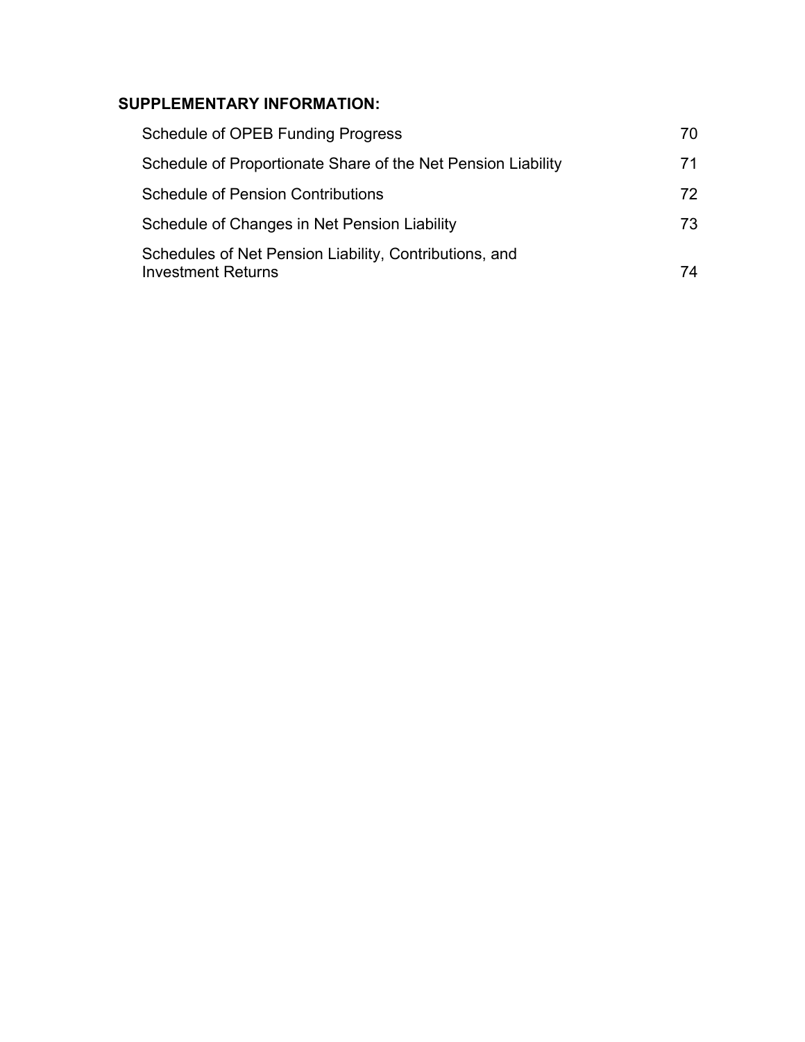**SUPPLEMENTARY INFORMATION:**

| | |
|---|---|
| Schedule of OPEB Funding Progress | 70 |
| Schedule of Proportionate Share of the Net Pension Liability | 71 |
| Schedule of Pension Contributions | 72 |
| Schedule of Changes in Net Pension Liability | 73 |
| Schedules of Net Pension Liability, Contributions, and Investment Returns | 74 |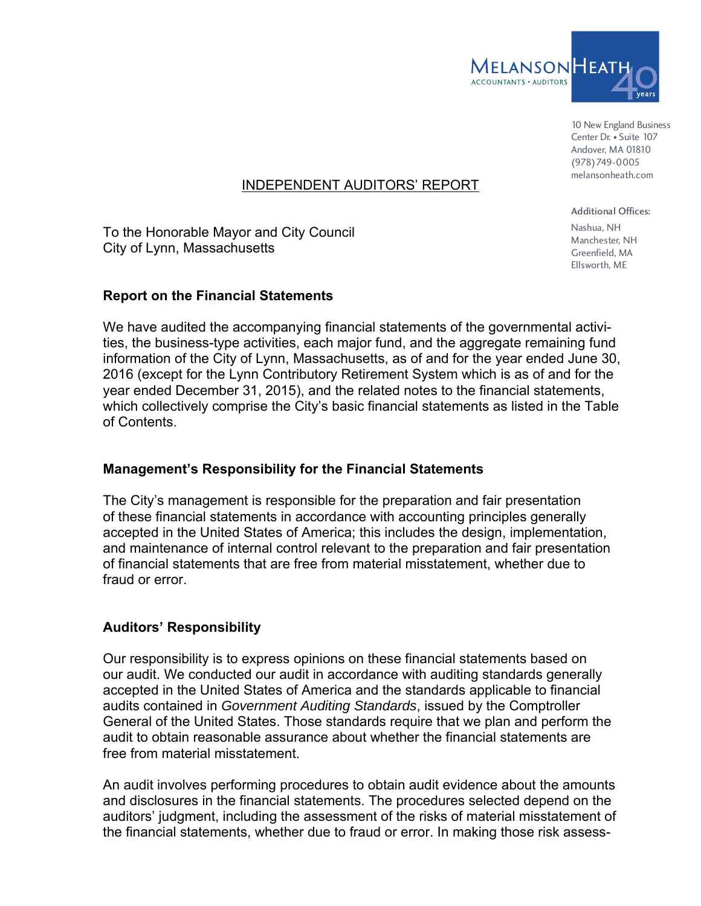MELANSON HEATH
ACCOUNTANTS • AUDITORS

10 New England Business Center Dr. • Suite 107
Andover, MA 01810
(978) 749-0005
melansonheath.com

Additional Offices:
Nashua, NH
Manchester, NH
Greenfield, MA
Ellsworth, ME

# INDEPENDENT AUDITORS' REPORT

To the Honorable Mayor and City Council
City of Lynn, Massachusetts

## Report on the Financial Statements

We have audited the accompanying financial statements of the governmental activities, the business-type activities, each major fund, and the aggregate remaining fund information of the City of Lynn, Massachusetts, as of and for the year ended June 30, 2016 (except for the Lynn Contributory Retirement System which is as of and for the year ended December 31, 2015), and the related notes to the financial statements, which collectively comprise the City's basic financial statements as listed in the Table of Contents.

## Management's Responsibility for the Financial Statements

The City's management is responsible for the preparation and fair presentation of these financial statements in accordance with accounting principles generally accepted in the United States of America; this includes the design, implementation, and maintenance of internal control relevant to the preparation and fair presentation of financial statements that are free from material misstatement, whether due to fraud or error.

## Auditors' Responsibility

Our responsibility is to express opinions on these financial statements based on our audit. We conducted our audit in accordance with auditing standards generally accepted in the United States of America and the standards applicable to financial audits contained in *Government Auditing Standards*, issued by the Comptroller General of the United States. Those standards require that we plan and perform the audit to obtain reasonable assurance about whether the financial statements are free from material misstatement.

An audit involves performing procedures to obtain audit evidence about the amounts and disclosures in the financial statements. The procedures selected depend on the auditors' judgment, including the assessment of the risks of material misstatement of the financial statements, whether due to fraud or error. In making those risk assess-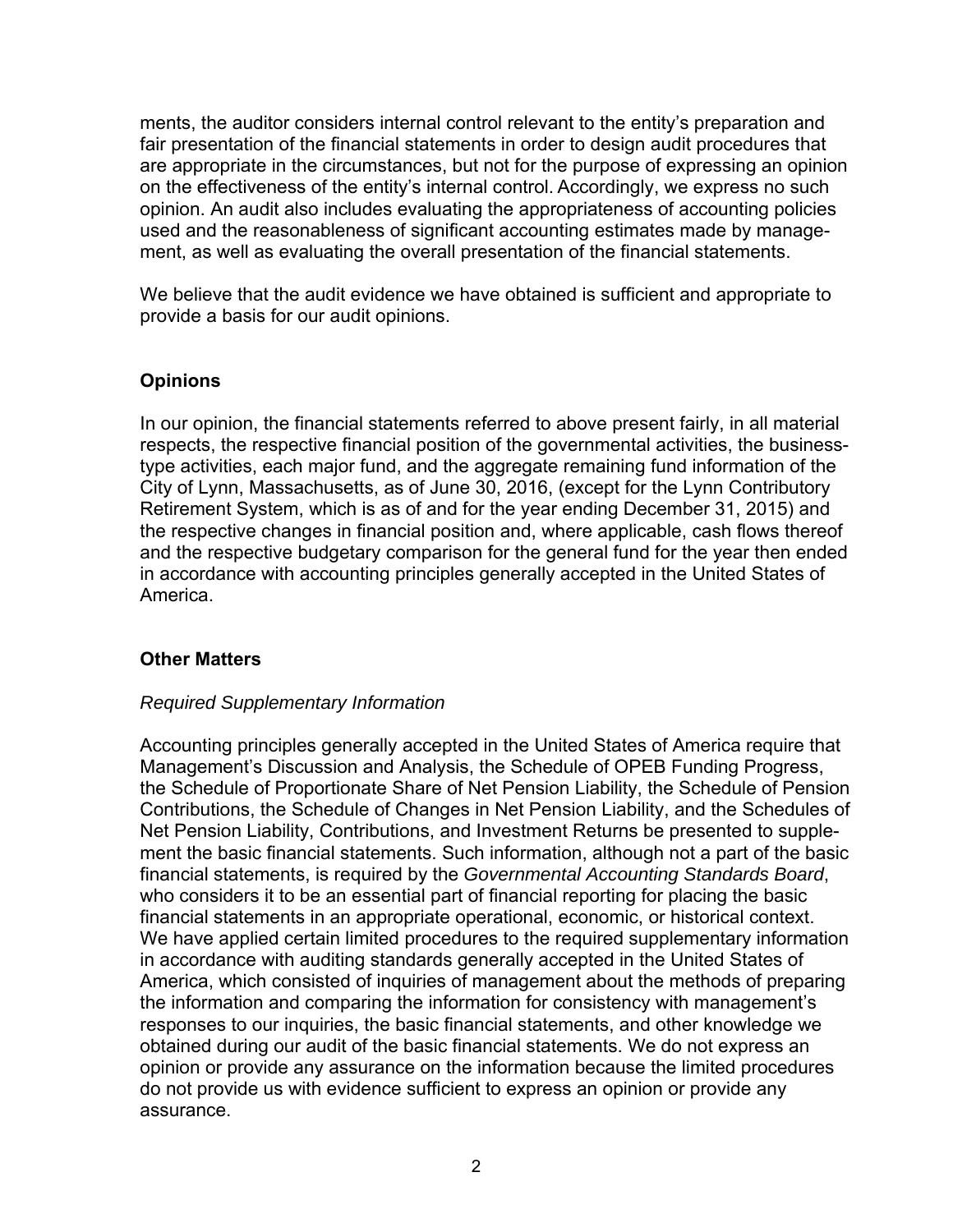ments, the auditor considers internal control relevant to the entity's preparation and fair presentation of the financial statements in order to design audit procedures that are appropriate in the circumstances, but not for the purpose of expressing an opinion on the effectiveness of the entity's internal control. Accordingly, we express no such opinion. An audit also includes evaluating the appropriateness of accounting policies used and the reasonableness of significant accounting estimates made by management, as well as evaluating the overall presentation of the financial statements.

We believe that the audit evidence we have obtained is sufficient and appropriate to provide a basis for our audit opinions.

## Opinions

In our opinion, the financial statements referred to above present fairly, in all material respects, the respective financial position of the governmental activities, the business-type activities, each major fund, and the aggregate remaining fund information of the City of Lynn, Massachusetts, as of June 30, 2016, (except for the Lynn Contributory Retirement System, which is as of and for the year ending December 31, 2015) and the respective changes in financial position and, where applicable, cash flows thereof and the respective budgetary comparison for the general fund for the year then ended in accordance with accounting principles generally accepted in the United States of America.

## Other Matters

*Required Supplementary Information*

Accounting principles generally accepted in the United States of America require that Management's Discussion and Analysis, the Schedule of OPEB Funding Progress, the Schedule of Proportionate Share of Net Pension Liability, the Schedule of Pension Contributions, the Schedule of Changes in Net Pension Liability, and the Schedules of Net Pension Liability, Contributions, and Investment Returns be presented to supplement the basic financial statements. Such information, although not a part of the basic financial statements, is required by the *Governmental Accounting Standards Board*, who considers it to be an essential part of financial reporting for placing the basic financial statements in an appropriate operational, economic, or historical context. We have applied certain limited procedures to the required supplementary information in accordance with auditing standards generally accepted in the United States of America, which consisted of inquiries of management about the methods of preparing the information and comparing the information for consistency with management's responses to our inquiries, the basic financial statements, and other knowledge we obtained during our audit of the basic financial statements. We do not express an opinion or provide any assurance on the information because the limited procedures do not provide us with evidence sufficient to express an opinion or provide any assurance.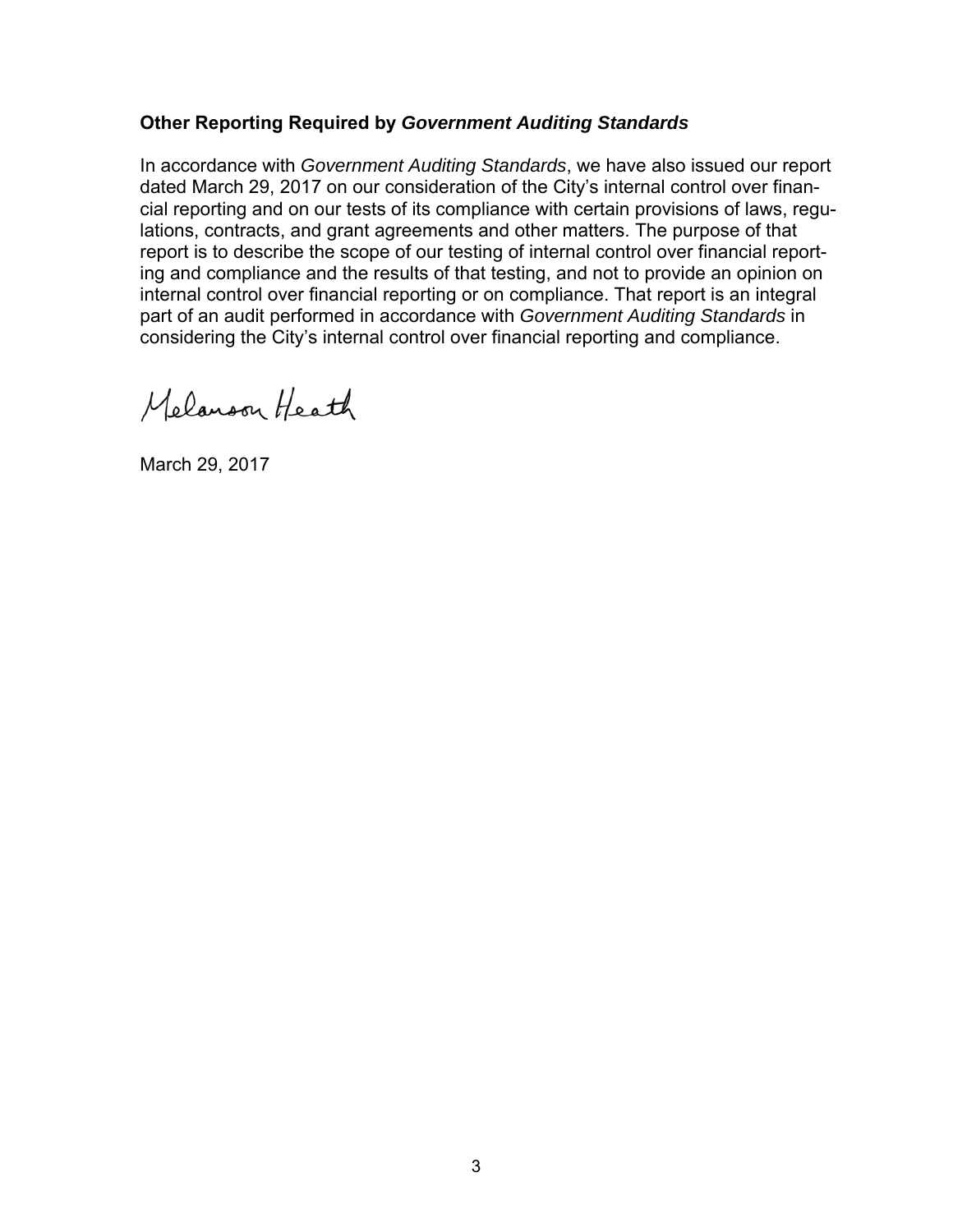### Other Reporting Required by *Government Auditing Standards*

In accordance with *Government Auditing Standards*, we have also issued our report dated March 29, 2017 on our consideration of the City's internal control over financial reporting and on our tests of its compliance with certain provisions of laws, regulations, contracts, and grant agreements and other matters. The purpose of that report is to describe the scope of our testing of internal control over financial reporting and compliance and the results of that testing, and not to provide an opinion on internal control over financial reporting or on compliance. That report is an integral part of an audit performed in accordance with *Government Auditing Standards* in considering the City's internal control over financial reporting and compliance.

Melanson Heath

March 29, 2017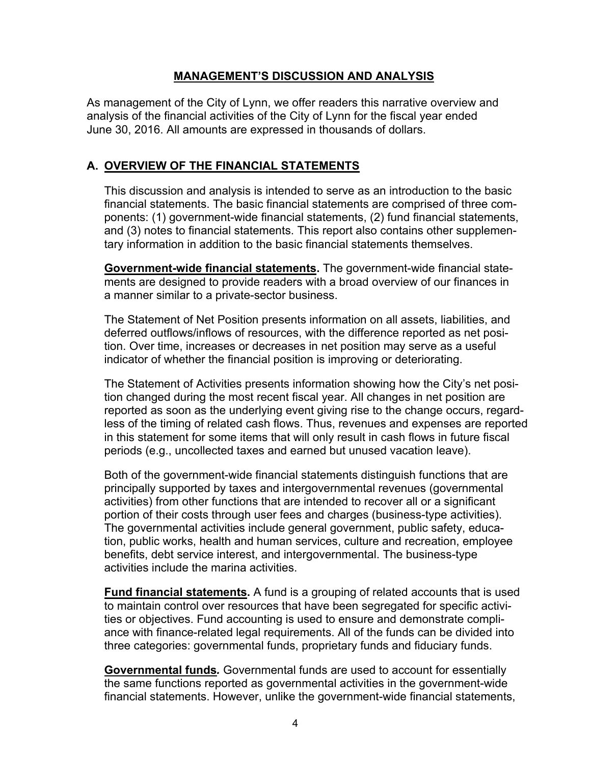## MANAGEMENT'S DISCUSSION AND ANALYSIS

As management of the City of Lynn, we offer readers this narrative overview and analysis of the financial activities of the City of Lynn for the fiscal year ended June 30, 2016. All amounts are expressed in thousands of dollars.

### A. OVERVIEW OF THE FINANCIAL STATEMENTS

This discussion and analysis is intended to serve as an introduction to the basic financial statements. The basic financial statements are comprised of three components: (1) government-wide financial statements, (2) fund financial statements, and (3) notes to financial statements. This report also contains other supplementary information in addition to the basic financial statements themselves.

**Government-wide financial statements.** The government-wide financial statements are designed to provide readers with a broad overview of our finances in a manner similar to a private-sector business.

The Statement of Net Position presents information on all assets, liabilities, and deferred outflows/inflows of resources, with the difference reported as net position. Over time, increases or decreases in net position may serve as a useful indicator of whether the financial position is improving or deteriorating.

The Statement of Activities presents information showing how the City's net position changed during the most recent fiscal year. All changes in net position are reported as soon as the underlying event giving rise to the change occurs, regardless of the timing of related cash flows. Thus, revenues and expenses are reported in this statement for some items that will only result in cash flows in future fiscal periods (e.g., uncollected taxes and earned but unused vacation leave).

Both of the government-wide financial statements distinguish functions that are principally supported by taxes and intergovernmental revenues (governmental activities) from other functions that are intended to recover all or a significant portion of their costs through user fees and charges (business-type activities). The governmental activities include general government, public safety, education, public works, health and human services, culture and recreation, employee benefits, debt service interest, and intergovernmental. The business-type activities include the marina activities.

**Fund financial statements.** A fund is a grouping of related accounts that is used to maintain control over resources that have been segregated for specific activities or objectives. Fund accounting is used to ensure and demonstrate compliance with finance-related legal requirements. All of the funds can be divided into three categories: governmental funds, proprietary funds and fiduciary funds.

***Governmental funds.*** Governmental funds are used to account for essentially the same functions reported as governmental activities in the government-wide financial statements. However, unlike the government-wide financial statements,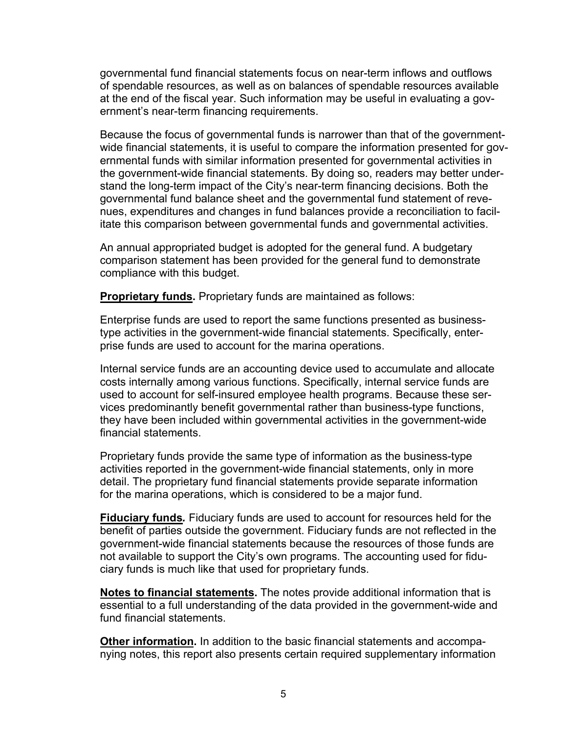governmental fund financial statements focus on near-term inflows and outflows of spendable resources, as well as on balances of spendable resources available at the end of the fiscal year. Such information may be useful in evaluating a government's near-term financing requirements.

Because the focus of governmental funds is narrower than that of the government-wide financial statements, it is useful to compare the information presented for governmental funds with similar information presented for governmental activities in the government-wide financial statements. By doing so, readers may better understand the long-term impact of the City's near-term financing decisions. Both the governmental fund balance sheet and the governmental fund statement of revenues, expenditures and changes in fund balances provide a reconciliation to facilitate this comparison between governmental funds and governmental activities.

An annual appropriated budget is adopted for the general fund. A budgetary comparison statement has been provided for the general fund to demonstrate compliance with this budget.

**Proprietary funds.** Proprietary funds are maintained as follows:

Enterprise funds are used to report the same functions presented as business-type activities in the government-wide financial statements. Specifically, enterprise funds are used to account for the marina operations.

Internal service funds are an accounting device used to accumulate and allocate costs internally among various functions. Specifically, internal service funds are used to account for self-insured employee health programs. Because these services predominantly benefit governmental rather than business-type functions, they have been included within governmental activities in the government-wide financial statements.

Proprietary funds provide the same type of information as the business-type activities reported in the government-wide financial statements, only in more detail. The proprietary fund financial statements provide separate information for the marina operations, which is considered to be a major fund.

**Fiduciary funds.** Fiduciary funds are used to account for resources held for the benefit of parties outside the government. Fiduciary funds are not reflected in the government-wide financial statements because the resources of those funds are not available to support the City's own programs. The accounting used for fiduciary funds is much like that used for proprietary funds.

**Notes to financial statements.** The notes provide additional information that is essential to a full understanding of the data provided in the government-wide and fund financial statements.

**Other information.** In addition to the basic financial statements and accompanying notes, this report also presents certain required supplementary information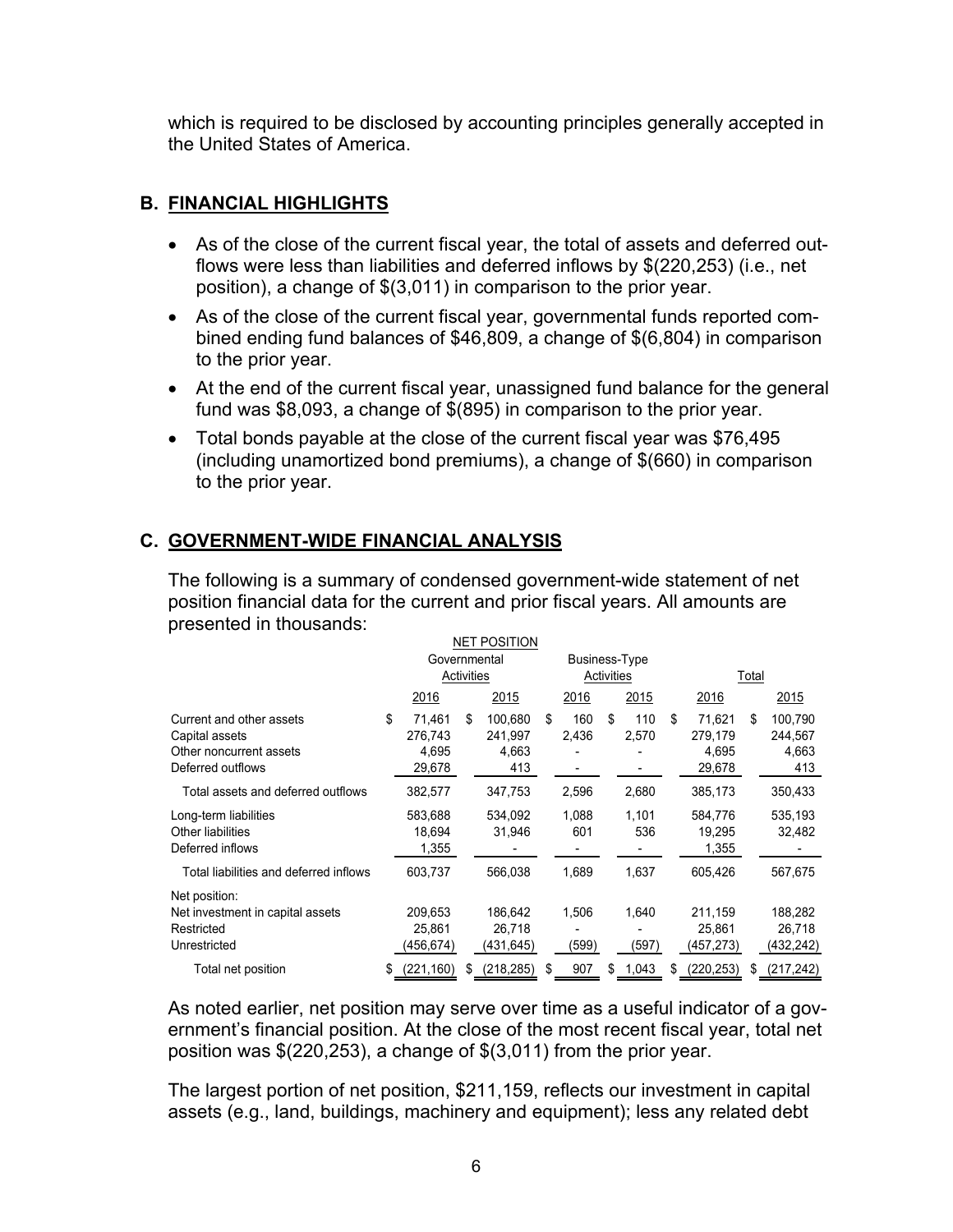which is required to be disclosed by accounting principles generally accepted in the United States of America.

## B. FINANCIAL HIGHLIGHTS

- As of the close of the current fiscal year, the total of assets and deferred outflows were less than liabilities and deferred inflows by $(220,253) (i.e., net position), a change of $(3,011) in comparison to the prior year.
- As of the close of the current fiscal year, governmental funds reported combined ending fund balances of $46,809, a change of $(6,804) in comparison to the prior year.
- At the end of the current fiscal year, unassigned fund balance for the general fund was $8,093, a change of $(895) in comparison to the prior year.
- Total bonds payable at the close of the current fiscal year was $76,495 (including unamortized bond premiums), a change of $(660) in comparison to the prior year.

## C. GOVERNMENT-WIDE FINANCIAL ANALYSIS

The following is a summary of condensed government-wide statement of net position financial data for the current and prior fiscal years. All amounts are presented in thousands:

NET POSITION

| | Governmental Activities | | Business-Type Activities | | Total | |
|---|---|---|---|---|---|---|
| | 2016 | 2015 | 2016 | 2015 | 2016 | 2015 |
| Current and other assets | $ 71,461 | $ 100,680 | $ 160 | $ 110 | $ 71,621 | $ 100,790 |
| Capital assets | 276,743 | 241,997 | 2,436 | 2,570 | 279,179 | 244,567 |
| Other noncurrent assets | 4,695 | 4,663 | - | - | 4,695 | 4,663 |
| Deferred outflows | 29,678 | 413 | - | - | 29,678 | 413 |
| Total assets and deferred outflows | 382,577 | 347,753 | 2,596 | 2,680 | 385,173 | 350,433 |
| Long-term liabilities | 583,688 | 534,092 | 1,088 | 1,101 | 584,776 | 535,193 |
| Other liabilities | 18,694 | 31,946 | 601 | 536 | 19,295 | 32,482 |
| Deferred inflows | 1,355 | - | - | - | 1,355 | - |
| Total liabilities and deferred inflows | 603,737 | 566,038 | 1,689 | 1,637 | 605,426 | 567,675 |
| Net position: | | | | | | |
| Net investment in capital assets | 209,653 | 186,642 | 1,506 | 1,640 | 211,159 | 188,282 |
| Restricted | 25,861 | 26,718 | - | - | 25,861 | 26,718 |
| Unrestricted | (456,674) | (431,645) | (599) | (597) | (457,273) | (432,242) |
| Total net position | $ (221,160) | $ (218,285) | $ 907 | $ 1,043 | $ (220,253) | $ (217,242) |

As noted earlier, net position may serve over time as a useful indicator of a government's financial position. At the close of the most recent fiscal year, total net position was $(220,253), a change of $(3,011) from the prior year.

The largest portion of net position, $211,159, reflects our investment in capital assets (e.g., land, buildings, machinery and equipment); less any related debt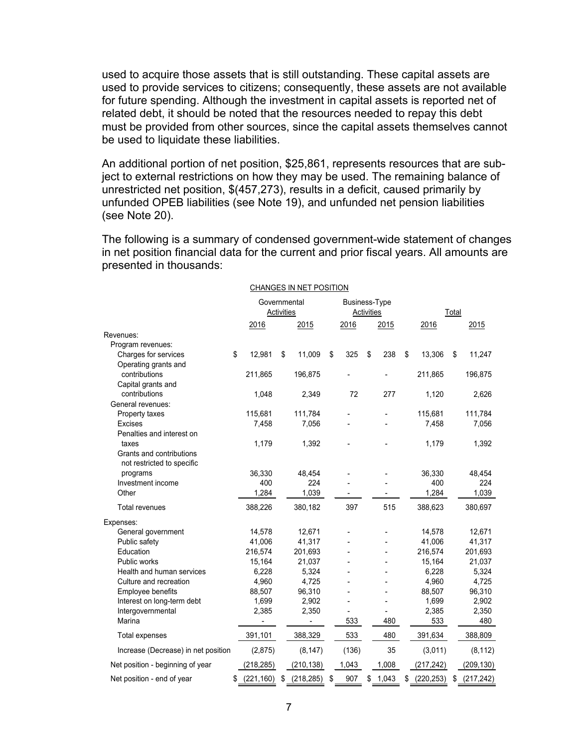used to acquire those assets that is still outstanding. These capital assets are used to provide services to citizens; consequently, these assets are not available for future spending. Although the investment in capital assets is reported net of related debt, it should be noted that the resources needed to repay this debt must be provided from other sources, since the capital assets themselves cannot be used to liquidate these liabilities.

An additional portion of net position, $25,861, represents resources that are subject to external restrictions on how they may be used. The remaining balance of unrestricted net position, $(457,273), results in a deficit, caused primarily by unfunded OPEB liabilities (see Note 19), and unfunded net pension liabilities (see Note 20).

The following is a summary of condensed government-wide statement of changes in net position financial data for the current and prior fiscal years. All amounts are presented in thousands:

CHANGES IN NET POSITION

| | Governmental Activities | | Business-Type Activities | | Total | |
|---|---|---|---|---|---|---|
| | 2016 | 2015 | 2016 | 2015 | 2016 | 2015 |
| Revenues: | | | | | | |
| Program revenues: | | | | | | |
| Charges for services | $ 12,981 | $ 11,009 | $ 325 | $ 238 | $ 13,306 | $ 11,247 |
| Operating grants and contributions | 211,865 | 196,875 | - | - | 211,865 | 196,875 |
| Capital grants and contributions | 1,048 | 2,349 | 72 | 277 | 1,120 | 2,626 |
| General revenues: | | | | | | |
| Property taxes | 115,681 | 111,784 | - | - | 115,681 | 111,784 |
| Excises | 7,458 | 7,056 | - | - | 7,458 | 7,056 |
| Penalties and interest on taxes | 1,179 | 1,392 | - | - | 1,179 | 1,392 |
| Grants and contributions not restricted to specific programs | 36,330 | 48,454 | - | - | 36,330 | 48,454 |
| Investment income | 400 | 224 | - | - | 400 | 224 |
| Other | 1,284 | 1,039 | - | - | 1,284 | 1,039 |
| Total revenues | 388,226 | 380,182 | 397 | 515 | 388,623 | 380,697 |
| Expenses: | | | | | | |
| General government | 14,578 | 12,671 | - | - | 14,578 | 12,671 |
| Public safety | 41,006 | 41,317 | - | - | 41,006 | 41,317 |
| Education | 216,574 | 201,693 | - | - | 216,574 | 201,693 |
| Public works | 15,164 | 21,037 | - | - | 15,164 | 21,037 |
| Health and human services | 6,228 | 5,324 | - | - | 6,228 | 5,324 |
| Culture and recreation | 4,960 | 4,725 | - | - | 4,960 | 4,725 |
| Employee benefits | 88,507 | 96,310 | - | - | 88,507 | 96,310 |
| Interest on long-term debt | 1,699 | 2,902 | - | - | 1,699 | 2,902 |
| Intergovernmental | 2,385 | 2,350 | - | - | 2,385 | 2,350 |
| Marina | - | - | 533 | 480 | 533 | 480 |
| Total expenses | 391,101 | 388,329 | 533 | 480 | 391,634 | 388,809 |
| Increase (Decrease) in net position | (2,875) | (8,147) | (136) | 35 | (3,011) | (8,112) |
| Net position - beginning of year | (218,285) | (210,138) | 1,043 | 1,008 | (217,242) | (209,130) |
| Net position - end of year | $ (221,160) | $ (218,285) | $ 907 | $ 1,043 | $ (220,253) | $ (217,242) |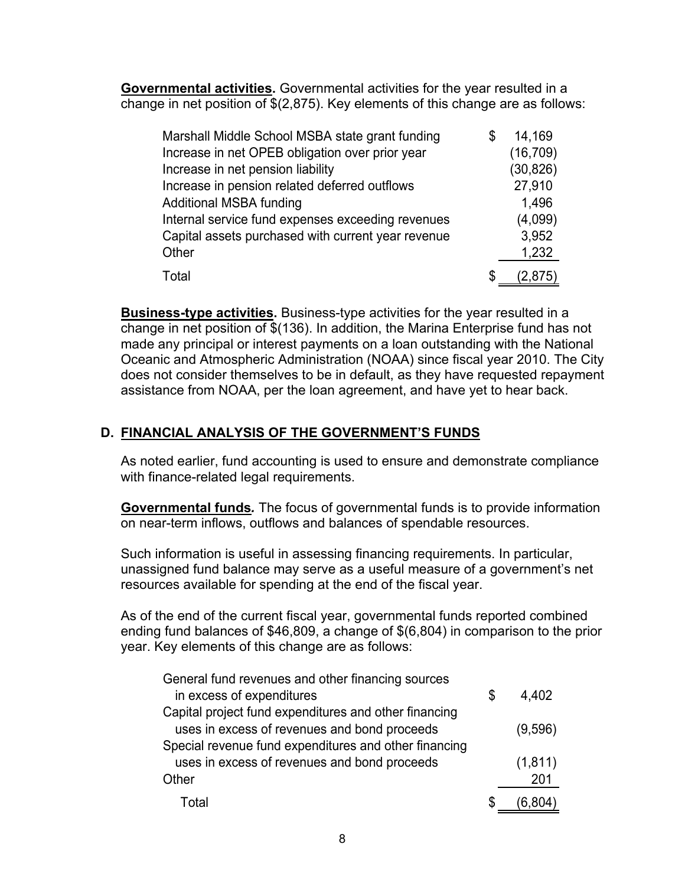**Governmental activities.** Governmental activities for the year resulted in a change in net position of $(2,875). Key elements of this change are as follows:

| | |
|---|---|
| Marshall Middle School MSBA state grant funding | $ 14,169 |
| Increase in net OPEB obligation over prior year | (16,709) |
| Increase in net pension liability | (30,826) |
| Increase in pension related deferred outflows | 27,910 |
| Additional MSBA funding | 1,496 |
| Internal service fund expenses exceeding revenues | (4,099) |
| Capital assets purchased with current year revenue | 3,952 |
| Other | 1,232 |
| Total | $ (2,875) |

**Business-type activities.** Business-type activities for the year resulted in a change in net position of $(136). In addition, the Marina Enterprise fund has not made any principal or interest payments on a loan outstanding with the National Oceanic and Atmospheric Administration (NOAA) since fiscal year 2010. The City does not consider themselves to be in default, as they have requested repayment assistance from NOAA, per the loan agreement, and have yet to hear back.

## D. FINANCIAL ANALYSIS OF THE GOVERNMENT'S FUNDS

As noted earlier, fund accounting is used to ensure and demonstrate compliance with finance-related legal requirements.

***Governmental funds.*** The focus of governmental funds is to provide information on near-term inflows, outflows and balances of spendable resources.

Such information is useful in assessing financing requirements. In particular, unassigned fund balance may serve as a useful measure of a government's net resources available for spending at the end of the fiscal year.

As of the end of the current fiscal year, governmental funds reported combined ending fund balances of $46,809, a change of $(6,804) in comparison to the prior year. Key elements of this change are as follows:

| | |
|---|---|
| General fund revenues and other financing sources in excess of expenditures | $ 4,402 |
| Capital project fund expenditures and other financing uses in excess of revenues and bond proceeds | (9,596) |
| Special revenue fund expenditures and other financing uses in excess of revenues and bond proceeds | (1,811) |
| Other | 201 |
| Total | $ (6,804) |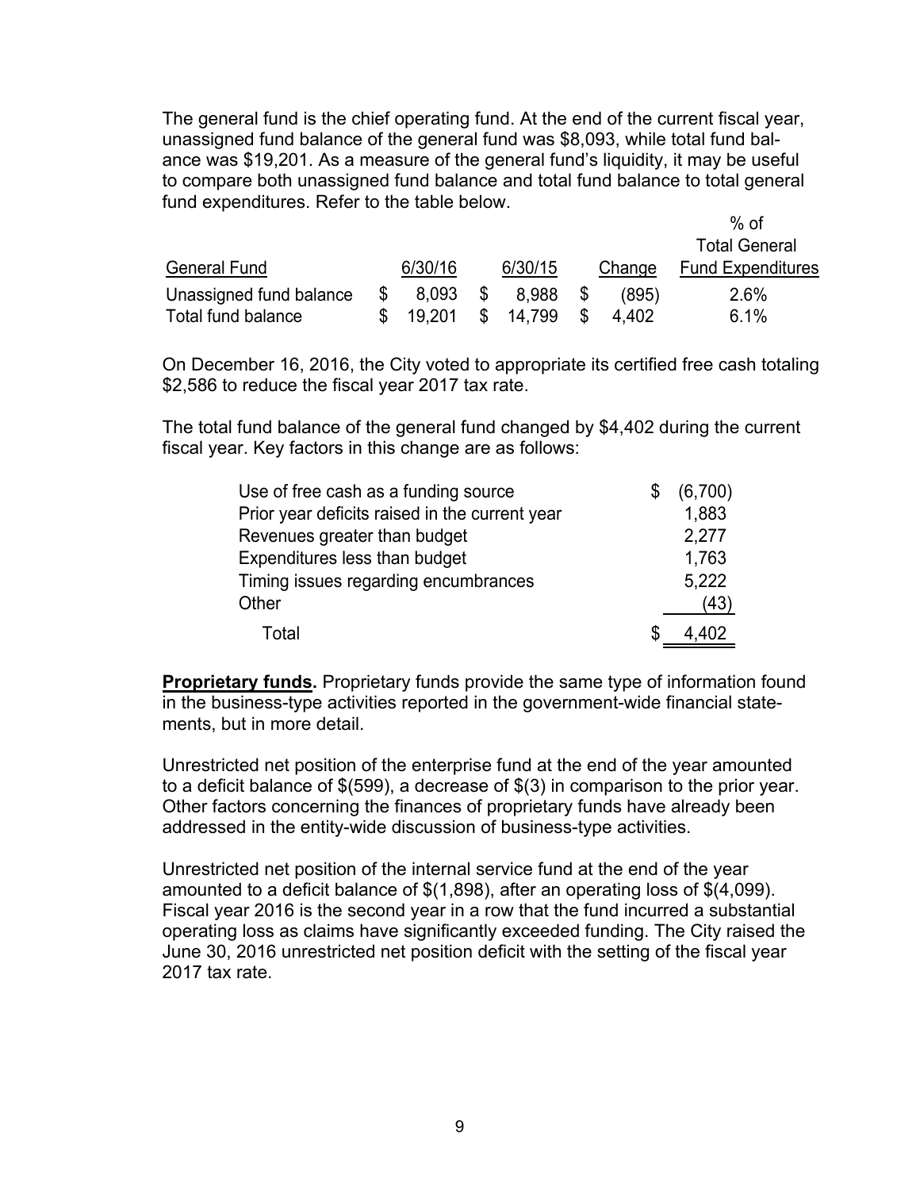The general fund is the chief operating fund. At the end of the current fiscal year, unassigned fund balance of the general fund was $8,093, while total fund balance was $19,201. As a measure of the general fund's liquidity, it may be useful to compare both unassigned fund balance and total fund balance to total general fund expenditures. Refer to the table below.

| General Fund | 6/30/16 | 6/30/15 | Change | % of Total General Fund Expenditures |
|---|---|---|---|---|
| Unassigned fund balance | $ 8,093 | $ 8,988 | $ (895) | 2.6% |
| Total fund balance | $ 19,201 | $ 14,799 | $ 4,402 | 6.1% |

On December 16, 2016, the City voted to appropriate its certified free cash totaling $2,586 to reduce the fiscal year 2017 tax rate.

The total fund balance of the general fund changed by $4,402 during the current fiscal year. Key factors in this change are as follows:

| | |
|---|---|
| Use of free cash as a funding source | $ (6,700) |
| Prior year deficits raised in the current year | 1,883 |
| Revenues greater than budget | 2,277 |
| Expenditures less than budget | 1,763 |
| Timing issues regarding encumbrances | 5,222 |
| Other | (43) |
| Total | $ 4,402 |

**Proprietary funds.** Proprietary funds provide the same type of information found in the business-type activities reported in the government-wide financial statements, but in more detail.

Unrestricted net position of the enterprise fund at the end of the year amounted to a deficit balance of $(599), a decrease of $(3) in comparison to the prior year. Other factors concerning the finances of proprietary funds have already been addressed in the entity-wide discussion of business-type activities.

Unrestricted net position of the internal service fund at the end of the year amounted to a deficit balance of $(1,898), after an operating loss of $(4,099). Fiscal year 2016 is the second year in a row that the fund incurred a substantial operating loss as claims have significantly exceeded funding. The City raised the June 30, 2016 unrestricted net position deficit with the setting of the fiscal year 2017 tax rate.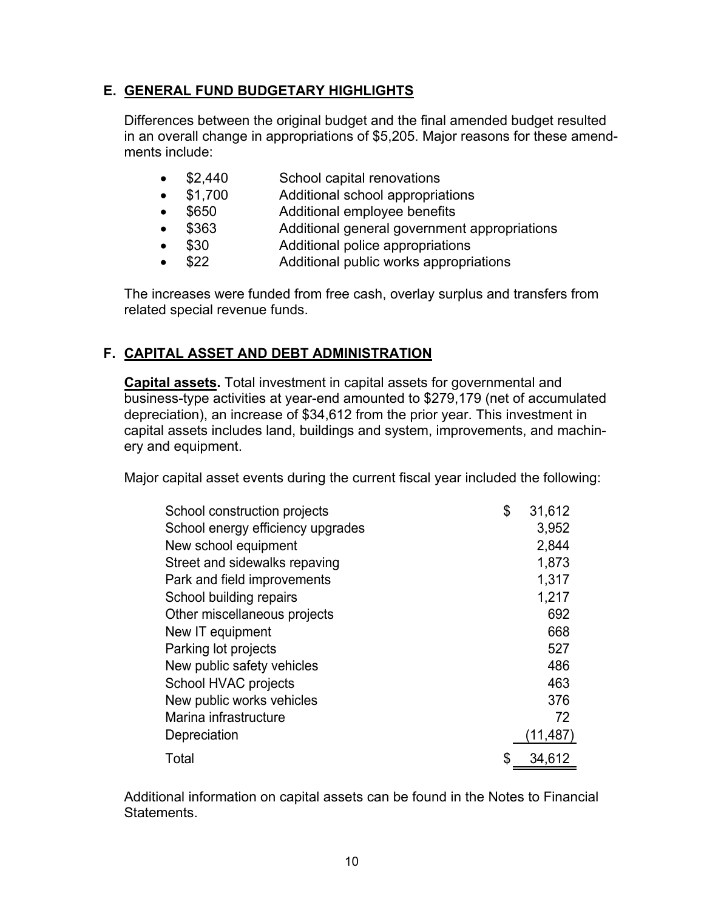## E. GENERAL FUND BUDGETARY HIGHLIGHTS

Differences between the original budget and the final amended budget resulted in an overall change in appropriations of $5,205. Major reasons for these amendments include:

- $2,440 School capital renovations
- $1,700 Additional school appropriations
- $650 Additional employee benefits
- $363 Additional general government appropriations
- $30 Additional police appropriations
- $22 Additional public works appropriations

The increases were funded from free cash, overlay surplus and transfers from related special revenue funds.

## F. CAPITAL ASSET AND DEBT ADMINISTRATION

**Capital assets.** Total investment in capital assets for governmental and business-type activities at year-end amounted to $279,179 (net of accumulated depreciation), an increase of $34,612 from the prior year. This investment in capital assets includes land, buildings and system, improvements, and machinery and equipment.

Major capital asset events during the current fiscal year included the following:

| | |
|---|---|
| School construction projects | $ 31,612 |
| School energy efficiency upgrades | 3,952 |
| New school equipment | 2,844 |
| Street and sidewalks repaving | 1,873 |
| Park and field improvements | 1,317 |
| School building repairs | 1,217 |
| Other miscellaneous projects | 692 |
| New IT equipment | 668 |
| Parking lot projects | 527 |
| New public safety vehicles | 486 |
| School HVAC projects | 463 |
| New public works vehicles | 376 |
| Marina infrastructure | 72 |
| Depreciation | (11,487) |
| Total | $ 34,612 |

Additional information on capital assets can be found in the Notes to Financial Statements.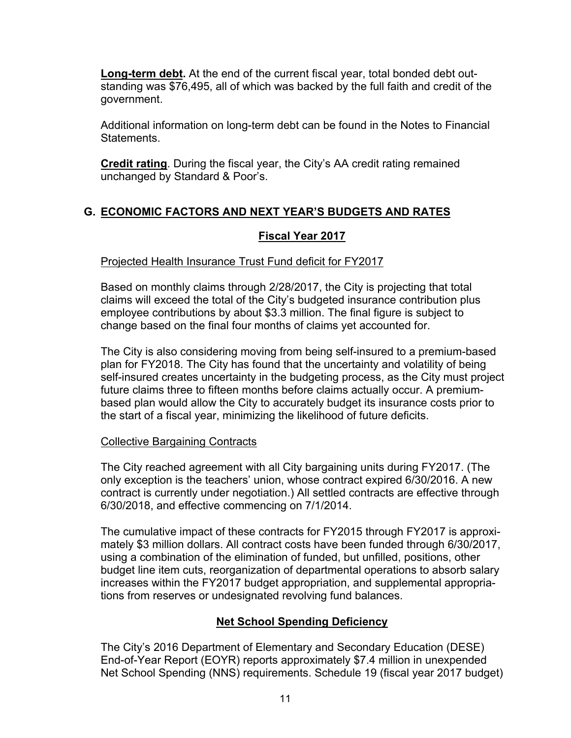**Long-term debt.** At the end of the current fiscal year, total bonded debt outstanding was $76,495, all of which was backed by the full faith and credit of the government.

Additional information on long-term debt can be found in the Notes to Financial Statements.

**Credit rating**. During the fiscal year, the City's AA credit rating remained unchanged by Standard & Poor's.

## G. ECONOMIC FACTORS AND NEXT YEAR'S BUDGETS AND RATES

### Fiscal Year 2017

Projected Health Insurance Trust Fund deficit for FY2017

Based on monthly claims through 2/28/2017, the City is projecting that total claims will exceed the total of the City's budgeted insurance contribution plus employee contributions by about $3.3 million. The final figure is subject to change based on the final four months of claims yet accounted for.

The City is also considering moving from being self-insured to a premium-based plan for FY2018. The City has found that the uncertainty and volatility of being self-insured creates uncertainty in the budgeting process, as the City must project future claims three to fifteen months before claims actually occur. A premium-based plan would allow the City to accurately budget its insurance costs prior to the start of a fiscal year, minimizing the likelihood of future deficits.

Collective Bargaining Contracts

The City reached agreement with all City bargaining units during FY2017. (The only exception is the teachers' union, whose contract expired 6/30/2016. A new contract is currently under negotiation.) All settled contracts are effective through 6/30/2018, and effective commencing on 7/1/2014.

The cumulative impact of these contracts for FY2015 through FY2017 is approximately $3 million dollars. All contract costs have been funded through 6/30/2017, using a combination of the elimination of funded, but unfilled, positions, other budget line item cuts, reorganization of departmental operations to absorb salary increases within the FY2017 budget appropriation, and supplemental appropriations from reserves or undesignated revolving fund balances.

### Net School Spending Deficiency

The City's 2016 Department of Elementary and Secondary Education (DESE) End-of-Year Report (EOYR) reports approximately $7.4 million in unexpended Net School Spending (NNS) requirements. Schedule 19 (fiscal year 2017 budget)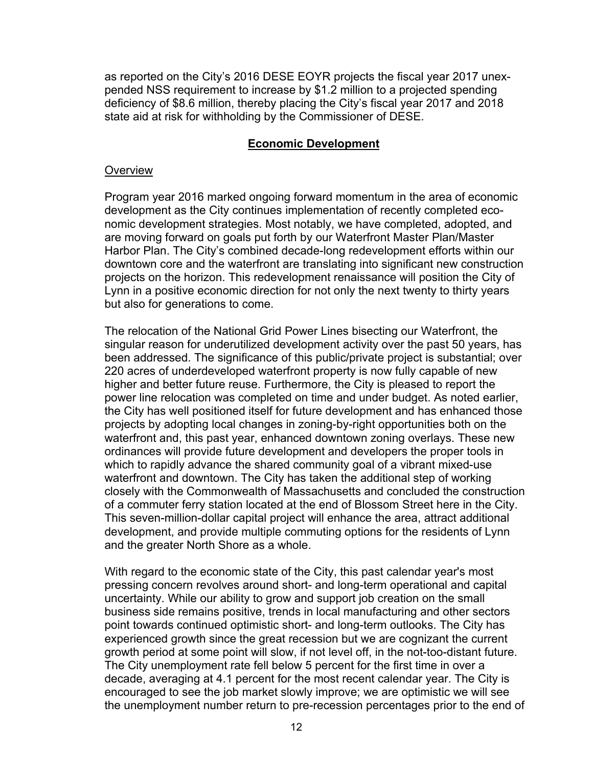as reported on the City's 2016 DESE EOYR projects the fiscal year 2017 unexpended NSS requirement to increase by $1.2 million to a projected spending deficiency of $8.6 million, thereby placing the City's fiscal year 2017 and 2018 state aid at risk for withholding by the Commissioner of DESE.

## Economic Development

### Overview

Program year 2016 marked ongoing forward momentum in the area of economic development as the City continues implementation of recently completed economic development strategies. Most notably, we have completed, adopted, and are moving forward on goals put forth by our Waterfront Master Plan/Master Harbor Plan. The City's combined decade-long redevelopment efforts within our downtown core and the waterfront are translating into significant new construction projects on the horizon. This redevelopment renaissance will position the City of Lynn in a positive economic direction for not only the next twenty to thirty years but also for generations to come.

The relocation of the National Grid Power Lines bisecting our Waterfront, the singular reason for underutilized development activity over the past 50 years, has been addressed. The significance of this public/private project is substantial; over 220 acres of underdeveloped waterfront property is now fully capable of new higher and better future reuse. Furthermore, the City is pleased to report the power line relocation was completed on time and under budget. As noted earlier, the City has well positioned itself for future development and has enhanced those projects by adopting local changes in zoning-by-right opportunities both on the waterfront and, this past year, enhanced downtown zoning overlays. These new ordinances will provide future development and developers the proper tools in which to rapidly advance the shared community goal of a vibrant mixed-use waterfront and downtown. The City has taken the additional step of working closely with the Commonwealth of Massachusetts and concluded the construction of a commuter ferry station located at the end of Blossom Street here in the City. This seven-million-dollar capital project will enhance the area, attract additional development, and provide multiple commuting options for the residents of Lynn and the greater North Shore as a whole.

With regard to the economic state of the City, this past calendar year's most pressing concern revolves around short- and long-term operational and capital uncertainty. While our ability to grow and support job creation on the small business side remains positive, trends in local manufacturing and other sectors point towards continued optimistic short- and long-term outlooks. The City has experienced growth since the great recession but we are cognizant the current growth period at some point will slow, if not level off, in the not-too-distant future. The City unemployment rate fell below 5 percent for the first time in over a decade, averaging at 4.1 percent for the most recent calendar year. The City is encouraged to see the job market slowly improve; we are optimistic we will see the unemployment number return to pre-recession percentages prior to the end of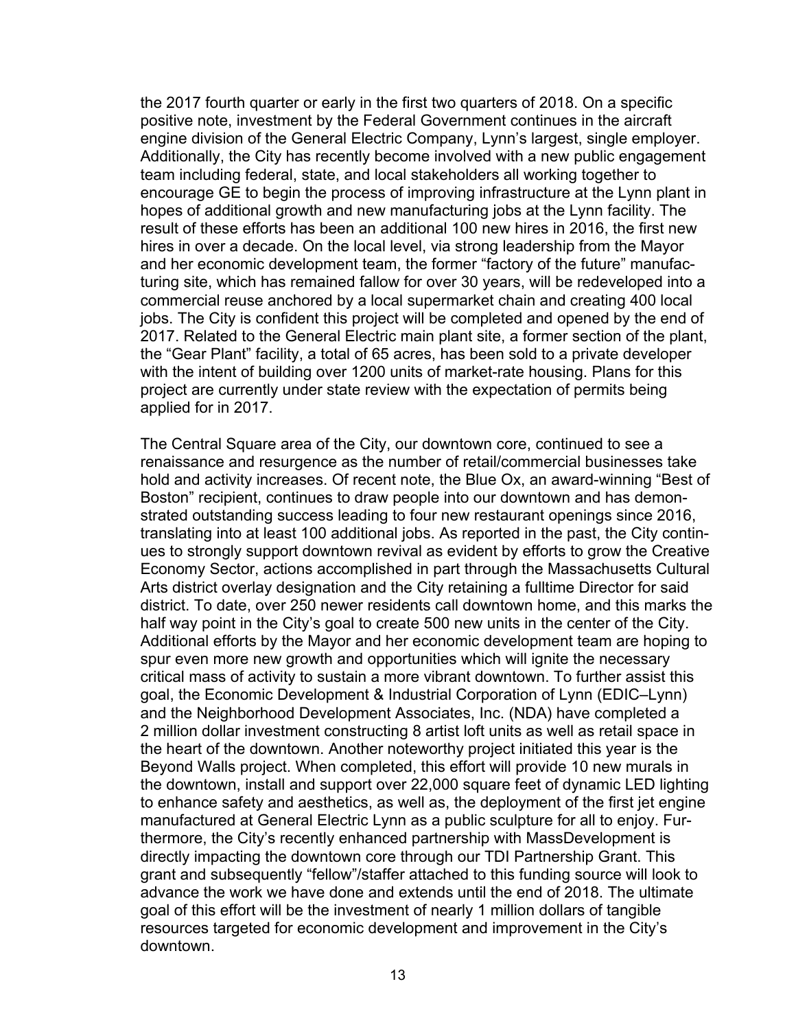the 2017 fourth quarter or early in the first two quarters of 2018. On a specific positive note, investment by the Federal Government continues in the aircraft engine division of the General Electric Company, Lynn's largest, single employer. Additionally, the City has recently become involved with a new public engagement team including federal, state, and local stakeholders all working together to encourage GE to begin the process of improving infrastructure at the Lynn plant in hopes of additional growth and new manufacturing jobs at the Lynn facility. The result of these efforts has been an additional 100 new hires in 2016, the first new hires in over a decade. On the local level, via strong leadership from the Mayor and her economic development team, the former "factory of the future" manufacturing site, which has remained fallow for over 30 years, will be redeveloped into a commercial reuse anchored by a local supermarket chain and creating 400 local jobs. The City is confident this project will be completed and opened by the end of 2017. Related to the General Electric main plant site, a former section of the plant, the "Gear Plant" facility, a total of 65 acres, has been sold to a private developer with the intent of building over 1200 units of market-rate housing. Plans for this project are currently under state review with the expectation of permits being applied for in 2017.

The Central Square area of the City, our downtown core, continued to see a renaissance and resurgence as the number of retail/commercial businesses take hold and activity increases. Of recent note, the Blue Ox, an award-winning "Best of Boston" recipient, continues to draw people into our downtown and has demonstrated outstanding success leading to four new restaurant openings since 2016, translating into at least 100 additional jobs. As reported in the past, the City continues to strongly support downtown revival as evident by efforts to grow the Creative Economy Sector, actions accomplished in part through the Massachusetts Cultural Arts district overlay designation and the City retaining a fulltime Director for said district. To date, over 250 newer residents call downtown home, and this marks the half way point in the City's goal to create 500 new units in the center of the City. Additional efforts by the Mayor and her economic development team are hoping to spur even more new growth and opportunities which will ignite the necessary critical mass of activity to sustain a more vibrant downtown. To further assist this goal, the Economic Development & Industrial Corporation of Lynn (EDIC–Lynn) and the Neighborhood Development Associates, Inc. (NDA) have completed a 2 million dollar investment constructing 8 artist loft units as well as retail space in the heart of the downtown. Another noteworthy project initiated this year is the Beyond Walls project. When completed, this effort will provide 10 new murals in the downtown, install and support over 22,000 square feet of dynamic LED lighting to enhance safety and aesthetics, as well as, the deployment of the first jet engine manufactured at General Electric Lynn as a public sculpture for all to enjoy. Furthermore, the City's recently enhanced partnership with MassDevelopment is directly impacting the downtown core through our TDI Partnership Grant. This grant and subsequently "fellow"/staffer attached to this funding source will look to advance the work we have done and extends until the end of 2018. The ultimate goal of this effort will be the investment of nearly 1 million dollars of tangible resources targeted for economic development and improvement in the City's downtown.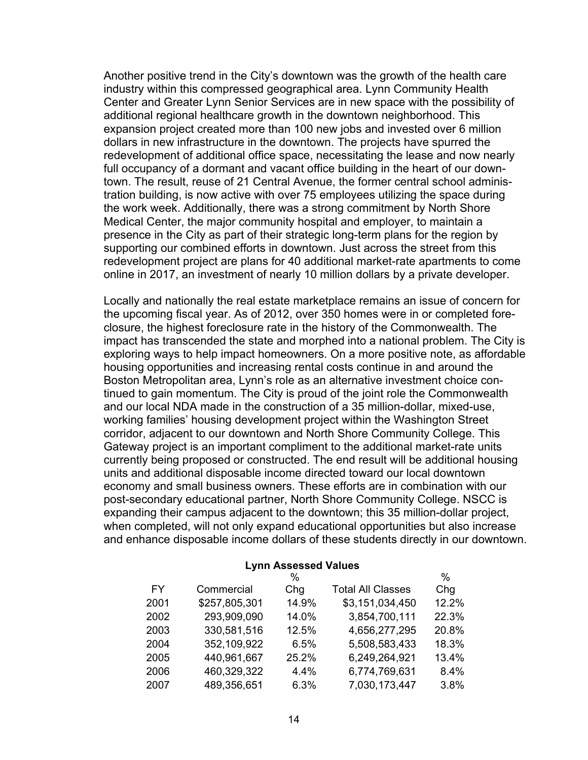Another positive trend in the City's downtown was the growth of the health care industry within this compressed geographical area. Lynn Community Health Center and Greater Lynn Senior Services are in new space with the possibility of additional regional healthcare growth in the downtown neighborhood. This expansion project created more than 100 new jobs and invested over 6 million dollars in new infrastructure in the downtown. The projects have spurred the redevelopment of additional office space, necessitating the lease and now nearly full occupancy of a dormant and vacant office building in the heart of our downtown. The result, reuse of 21 Central Avenue, the former central school administration building, is now active with over 75 employees utilizing the space during the work week. Additionally, there was a strong commitment by North Shore Medical Center, the major community hospital and employer, to maintain a presence in the City as part of their strategic long-term plans for the region by supporting our combined efforts in downtown. Just across the street from this redevelopment project are plans for 40 additional market-rate apartments to come online in 2017, an investment of nearly 10 million dollars by a private developer.

Locally and nationally the real estate marketplace remains an issue of concern for the upcoming fiscal year. As of 2012, over 350 homes were in or completed foreclosure, the highest foreclosure rate in the history of the Commonwealth. The impact has transcended the state and morphed into a national problem. The City is exploring ways to help impact homeowners. On a more positive note, as affordable housing opportunities and increasing rental costs continue in and around the Boston Metropolitan area, Lynn's role as an alternative investment choice continued to gain momentum. The City is proud of the joint role the Commonwealth and our local NDA made in the construction of a 35 million-dollar, mixed-use, working families' housing development project within the Washington Street corridor, adjacent to our downtown and North Shore Community College. This Gateway project is an important compliment to the additional market-rate units currently being proposed or constructed. The end result will be additional housing units and additional disposable income directed toward our local downtown economy and small business owners. These efforts are in combination with our post-secondary educational partner, North Shore Community College. NSCC is expanding their campus adjacent to the downtown; this 35 million-dollar project, when completed, will not only expand educational opportunities but also increase and enhance disposable income dollars of these students directly in our downtown.

**Lynn Assessed Values**

| FY | Commercial | % Chg | Total All Classes | % Chg |
|---|---|---|---|---|
| 2001 | $257,805,301 | 14.9% | $3,151,034,450 | 12.2% |
| 2002 | 293,909,090 | 14.0% | 3,854,700,111 | 22.3% |
| 2003 | 330,581,516 | 12.5% | 4,656,277,295 | 20.8% |
| 2004 | 352,109,922 | 6.5% | 5,508,583,433 | 18.3% |
| 2005 | 440,961,667 | 25.2% | 6,249,264,921 | 13.4% |
| 2006 | 460,329,322 | 4.4% | 6,774,769,631 | 8.4% |
| 2007 | 489,356,651 | 6.3% | 7,030,173,447 | 3.8% |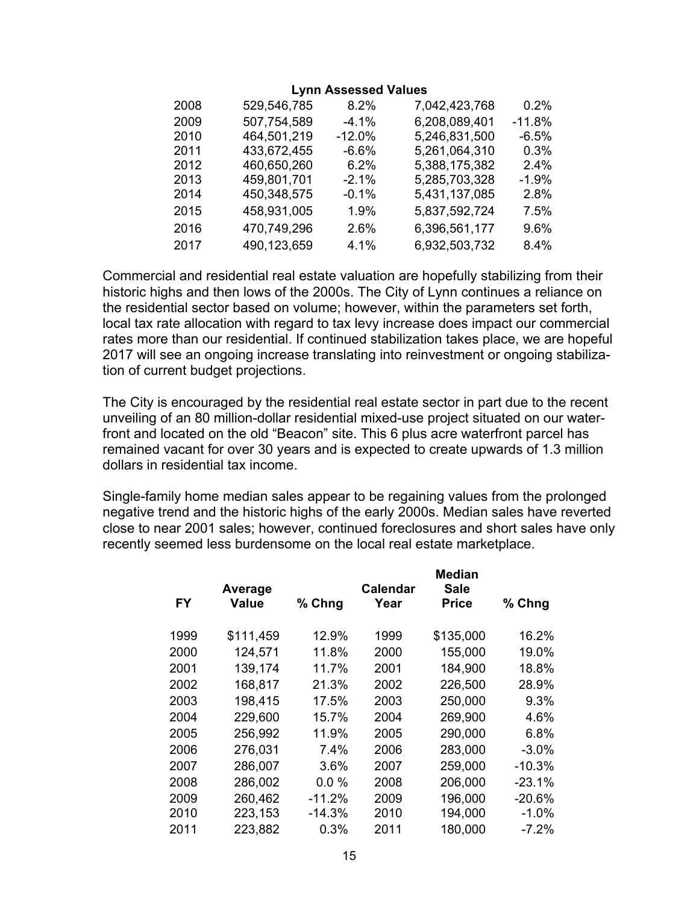**Lynn Assessed Values**

| | | | | |
|---|---|---|---|---|
| 2008 | 529,546,785 | 8.2% | 7,042,423,768 | 0.2% |
| 2009 | 507,754,589 | -4.1% | 6,208,089,401 | -11.8% |
| 2010 | 464,501,219 | -12.0% | 5,246,831,500 | -6.5% |
| 2011 | 433,672,455 | -6.6% | 5,261,064,310 | 0.3% |
| 2012 | 460,650,260 | 6.2% | 5,388,175,382 | 2.4% |
| 2013 | 459,801,701 | -2.1% | 5,285,703,328 | -1.9% |
| 2014 | 450,348,575 | -0.1% | 5,431,137,085 | 2.8% |
| 2015 | 458,931,005 | 1.9% | 5,837,592,724 | 7.5% |
| 2016 | 470,749,296 | 2.6% | 6,396,561,177 | 9.6% |
| 2017 | 490,123,659 | 4.1% | 6,932,503,732 | 8.4% |

Commercial and residential real estate valuation are hopefully stabilizing from their historic highs and then lows of the 2000s. The City of Lynn continues a reliance on the residential sector based on volume; however, within the parameters set forth, local tax rate allocation with regard to tax levy increase does impact our commercial rates more than our residential. If continued stabilization takes place, we are hopeful 2017 will see an ongoing increase translating into reinvestment or ongoing stabilization of current budget projections.

The City is encouraged by the residential real estate sector in part due to the recent unveiling of an 80 million-dollar residential mixed-use project situated on our waterfront and located on the old "Beacon" site. This 6 plus acre waterfront parcel has remained vacant for over 30 years and is expected to create upwards of 1.3 million dollars in residential tax income.

Single-family home median sales appear to be regaining values from the prolonged negative trend and the historic highs of the early 2000s. Median sales have reverted close to near 2001 sales; however, continued foreclosures and short sales have only recently seemed less burdensome on the local real estate marketplace.

| FY | Average Value | % Chng | Calendar Year | Median Sale Price | % Chng |
|---|---|---|---|---|---|
| 1999 | $111,459 | 12.9% | 1999 | $135,000 | 16.2% |
| 2000 | 124,571 | 11.8% | 2000 | 155,000 | 19.0% |
| 2001 | 139,174 | 11.7% | 2001 | 184,900 | 18.8% |
| 2002 | 168,817 | 21.3% | 2002 | 226,500 | 28.9% |
| 2003 | 198,415 | 17.5% | 2003 | 250,000 | 9.3% |
| 2004 | 229,600 | 15.7% | 2004 | 269,900 | 4.6% |
| 2005 | 256,992 | 11.9% | 2005 | 290,000 | 6.8% |
| 2006 | 276,031 | 7.4% | 2006 | 283,000 | -3.0% |
| 2007 | 286,007 | 3.6% | 2007 | 259,000 | -10.3% |
| 2008 | 286,002 | 0.0 % | 2008 | 206,000 | -23.1% |
| 2009 | 260,462 | -11.2% | 2009 | 196,000 | -20.6% |
| 2010 | 223,153 | -14.3% | 2010 | 194,000 | -1.0% |
| 2011 | 223,882 | 0.3% | 2011 | 180,000 | -7.2% |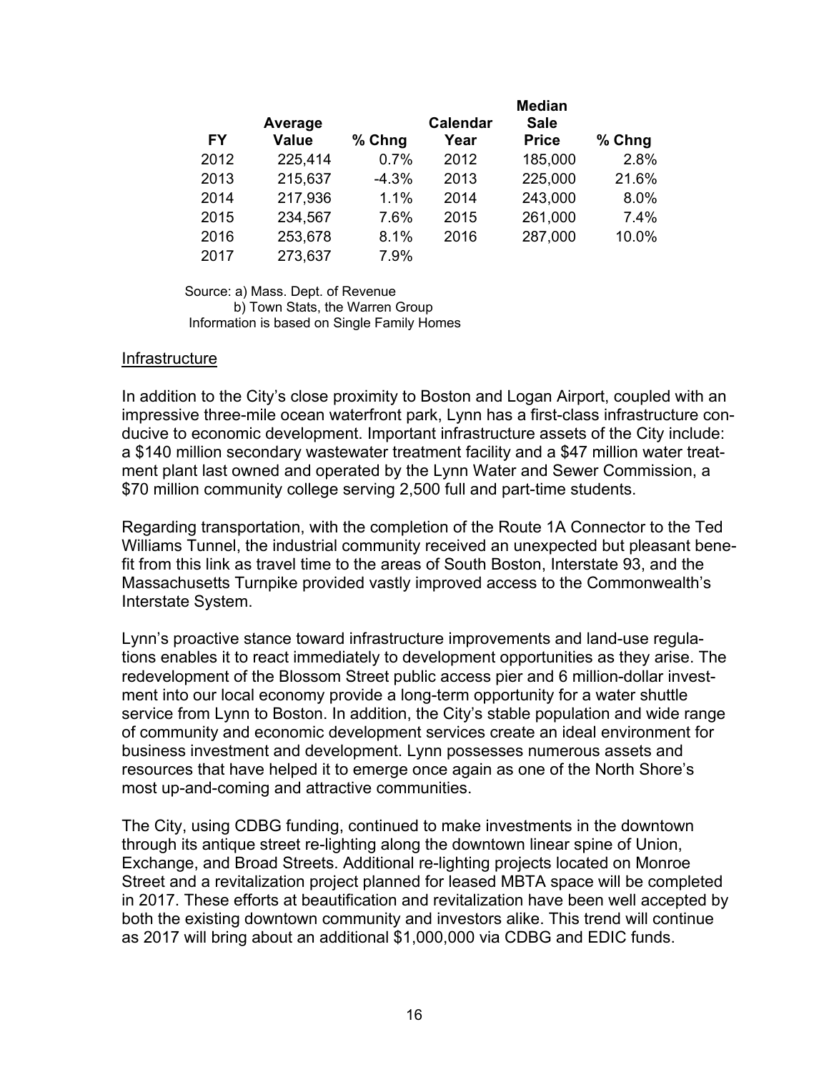| FY | Average Value | % Chng | Calendar Year | Median Sale Price | % Chng |
|---|---|---|---|---|---|
| 2012 | 225,414 | 0.7% | 2012 | 185,000 | 2.8% |
| 2013 | 215,637 | -4.3% | 2013 | 225,000 | 21.6% |
| 2014 | 217,936 | 1.1% | 2014 | 243,000 | 8.0% |
| 2015 | 234,567 | 7.6% | 2015 | 261,000 | 7.4% |
| 2016 | 253,678 | 8.1% | 2016 | 287,000 | 10.0% |
| 2017 | 273,637 | 7.9% | | | |

Source: a) Mass. Dept. of Revenue
b) Town Stats, the Warren Group
Information is based on Single Family Homes

Infrastructure

In addition to the City's close proximity to Boston and Logan Airport, coupled with an impressive three-mile ocean waterfront park, Lynn has a first-class infrastructure conducive to economic development. Important infrastructure assets of the City include: a $140 million secondary wastewater treatment facility and a $47 million water treatment plant last owned and operated by the Lynn Water and Sewer Commission, a $70 million community college serving 2,500 full and part-time students.

Regarding transportation, with the completion of the Route 1A Connector to the Ted Williams Tunnel, the industrial community received an unexpected but pleasant benefit from this link as travel time to the areas of South Boston, Interstate 93, and the Massachusetts Turnpike provided vastly improved access to the Commonwealth's Interstate System.

Lynn's proactive stance toward infrastructure improvements and land-use regulations enables it to react immediately to development opportunities as they arise. The redevelopment of the Blossom Street public access pier and 6 million-dollar investment into our local economy provide a long-term opportunity for a water shuttle service from Lynn to Boston. In addition, the City's stable population and wide range of community and economic development services create an ideal environment for business investment and development. Lynn possesses numerous assets and resources that have helped it to emerge once again as one of the North Shore's most up-and-coming and attractive communities.

The City, using CDBG funding, continued to make investments in the downtown through its antique street re-lighting along the downtown linear spine of Union, Exchange, and Broad Streets. Additional re-lighting projects located on Monroe Street and a revitalization project planned for leased MBTA space will be completed in 2017. These efforts at beautification and revitalization have been well accepted by both the existing downtown community and investors alike. This trend will continue as 2017 will bring about an additional $1,000,000 via CDBG and EDIC funds.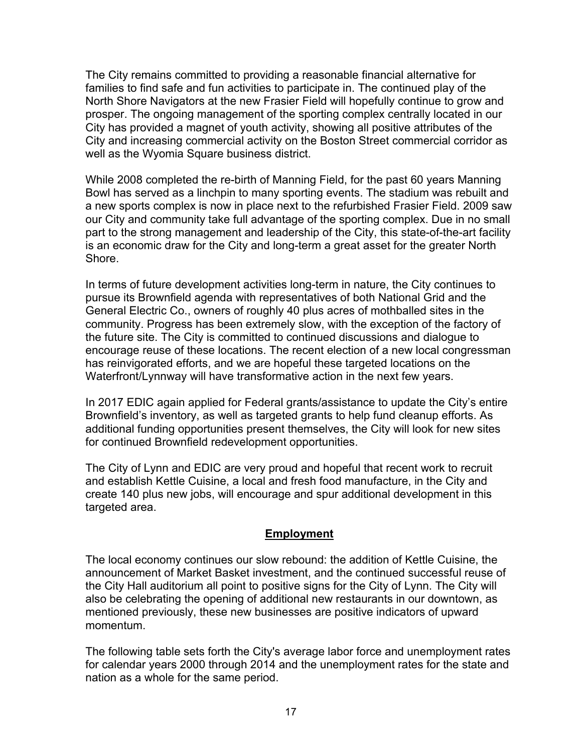The City remains committed to providing a reasonable financial alternative for families to find safe and fun activities to participate in. The continued play of the North Shore Navigators at the new Frasier Field will hopefully continue to grow and prosper. The ongoing management of the sporting complex centrally located in our City has provided a magnet of youth activity, showing all positive attributes of the City and increasing commercial activity on the Boston Street commercial corridor as well as the Wyomia Square business district.

While 2008 completed the re-birth of Manning Field, for the past 60 years Manning Bowl has served as a linchpin to many sporting events. The stadium was rebuilt and a new sports complex is now in place next to the refurbished Frasier Field. 2009 saw our City and community take full advantage of the sporting complex. Due in no small part to the strong management and leadership of the City, this state-of-the-art facility is an economic draw for the City and long-term a great asset for the greater North Shore.

In terms of future development activities long-term in nature, the City continues to pursue its Brownfield agenda with representatives of both National Grid and the General Electric Co., owners of roughly 40 plus acres of mothballed sites in the community. Progress has been extremely slow, with the exception of the factory of the future site. The City is committed to continued discussions and dialogue to encourage reuse of these locations. The recent election of a new local congressman has reinvigorated efforts, and we are hopeful these targeted locations on the Waterfront/Lynnway will have transformative action in the next few years.

In 2017 EDIC again applied for Federal grants/assistance to update the City's entire Brownfield's inventory, as well as targeted grants to help fund cleanup efforts. As additional funding opportunities present themselves, the City will look for new sites for continued Brownfield redevelopment opportunities.

The City of Lynn and EDIC are very proud and hopeful that recent work to recruit and establish Kettle Cuisine, a local and fresh food manufacture, in the City and create 140 plus new jobs, will encourage and spur additional development in this targeted area.

## Employment

The local economy continues our slow rebound: the addition of Kettle Cuisine, the announcement of Market Basket investment, and the continued successful reuse of the City Hall auditorium all point to positive signs for the City of Lynn. The City will also be celebrating the opening of additional new restaurants in our downtown, as mentioned previously, these new businesses are positive indicators of upward momentum.

The following table sets forth the City's average labor force and unemployment rates for calendar years 2000 through 2014 and the unemployment rates for the state and nation as a whole for the same period.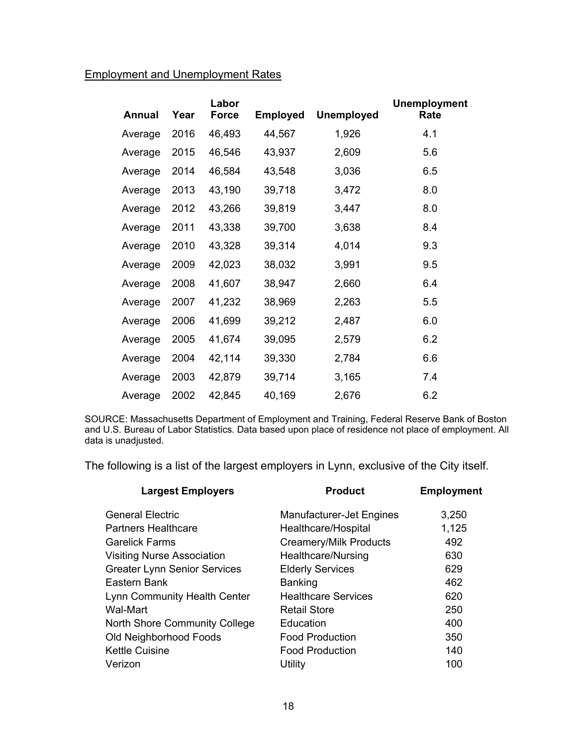Employment and Unemployment Rates

| Annual | Year | Labor Force | Employed | Unemployed | Unemployment Rate |
|---|---|---|---|---|---|
| Average | 2016 | 46,493 | 44,567 | 1,926 | 4.1 |
| Average | 2015 | 46,546 | 43,937 | 2,609 | 5.6 |
| Average | 2014 | 46,584 | 43,548 | 3,036 | 6.5 |
| Average | 2013 | 43,190 | 39,718 | 3,472 | 8.0 |
| Average | 2012 | 43,266 | 39,819 | 3,447 | 8.0 |
| Average | 2011 | 43,338 | 39,700 | 3,638 | 8.4 |
| Average | 2010 | 43,328 | 39,314 | 4,014 | 9.3 |
| Average | 2009 | 42,023 | 38,032 | 3,991 | 9.5 |
| Average | 2008 | 41,607 | 38,947 | 2,660 | 6.4 |
| Average | 2007 | 41,232 | 38,969 | 2,263 | 5.5 |
| Average | 2006 | 41,699 | 39,212 | 2,487 | 6.0 |
| Average | 2005 | 41,674 | 39,095 | 2,579 | 6.2 |
| Average | 2004 | 42,114 | 39,330 | 2,784 | 6.6 |
| Average | 2003 | 42,879 | 39,714 | 3,165 | 7.4 |
| Average | 2002 | 42,845 | 40,169 | 2,676 | 6.2 |

SOURCE: Massachusetts Department of Employment and Training, Federal Reserve Bank of Boston and U.S. Bureau of Labor Statistics. Data based upon place of residence not place of employment. All data is unadjusted.

The following is a list of the largest employers in Lynn, exclusive of the City itself.

| Largest Employers | Product | Employment |
|---|---|---|
| General Electric | Manufacturer-Jet Engines | 3,250 |
| Partners Healthcare | Healthcare/Hospital | 1,125 |
| Garelick Farms | Creamery/Milk Products | 492 |
| Visiting Nurse Association | Healthcare/Nursing | 630 |
| Greater Lynn Senior Services | Elderly Services | 629 |
| Eastern Bank | Banking | 462 |
| Lynn Community Health Center | Healthcare Services | 620 |
| Wal-Mart | Retail Store | 250 |
| North Shore Community College | Education | 400 |
| Old Neighborhood Foods | Food Production | 350 |
| Kettle Cuisine | Food Production | 140 |
| Verizon | Utility | 100 |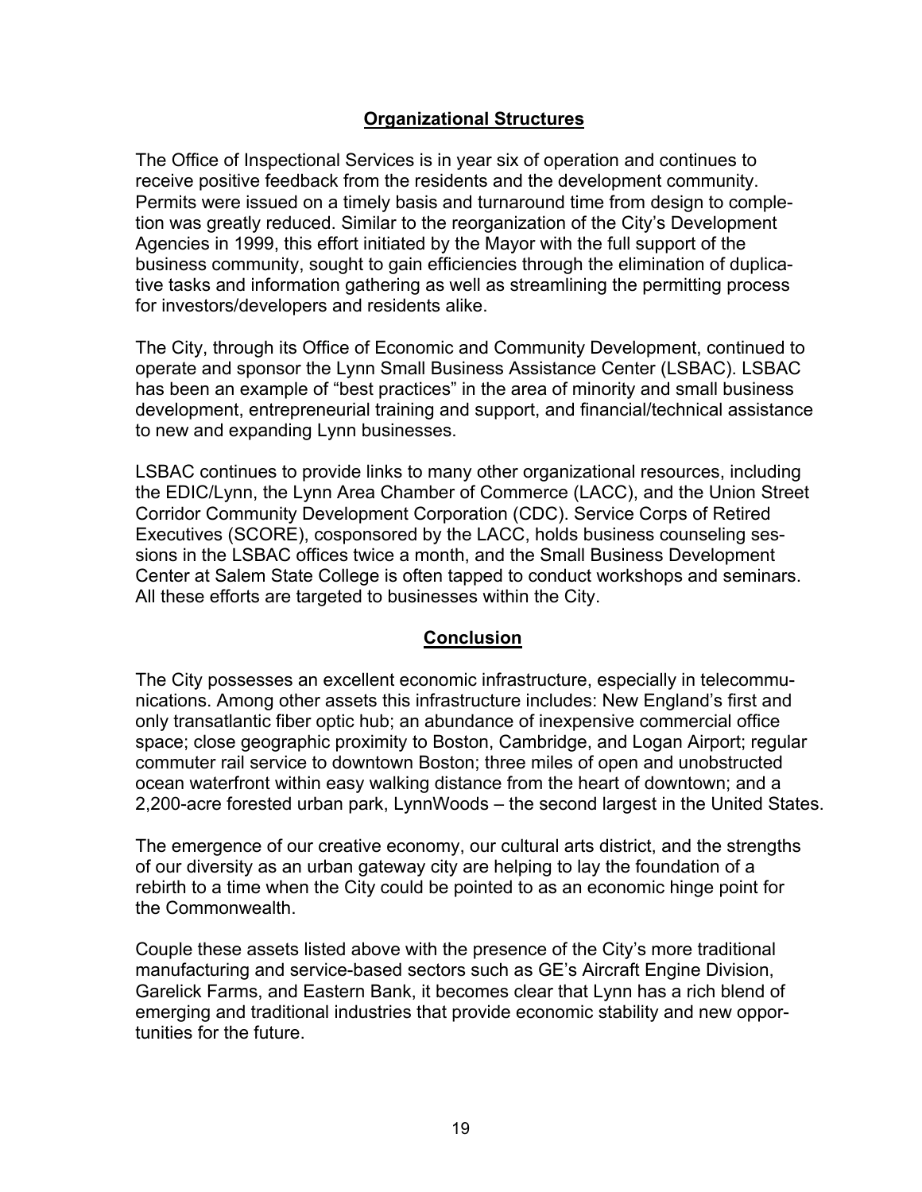## Organizational Structures

The Office of Inspectional Services is in year six of operation and continues to receive positive feedback from the residents and the development community. Permits were issued on a timely basis and turnaround time from design to completion was greatly reduced. Similar to the reorganization of the City's Development Agencies in 1999, this effort initiated by the Mayor with the full support of the business community, sought to gain efficiencies through the elimination of duplicative tasks and information gathering as well as streamlining the permitting process for investors/developers and residents alike.

The City, through its Office of Economic and Community Development, continued to operate and sponsor the Lynn Small Business Assistance Center (LSBAC). LSBAC has been an example of "best practices" in the area of minority and small business development, entrepreneurial training and support, and financial/technical assistance to new and expanding Lynn businesses.

LSBAC continues to provide links to many other organizational resources, including the EDIC/Lynn, the Lynn Area Chamber of Commerce (LACC), and the Union Street Corridor Community Development Corporation (CDC). Service Corps of Retired Executives (SCORE), cosponsored by the LACC, holds business counseling sessions in the LSBAC offices twice a month, and the Small Business Development Center at Salem State College is often tapped to conduct workshops and seminars. All these efforts are targeted to businesses within the City.

## Conclusion

The City possesses an excellent economic infrastructure, especially in telecommunications. Among other assets this infrastructure includes: New England's first and only transatlantic fiber optic hub; an abundance of inexpensive commercial office space; close geographic proximity to Boston, Cambridge, and Logan Airport; regular commuter rail service to downtown Boston; three miles of open and unobstructed ocean waterfront within easy walking distance from the heart of downtown; and a 2,200-acre forested urban park, LynnWoods – the second largest in the United States.

The emergence of our creative economy, our cultural arts district, and the strengths of our diversity as an urban gateway city are helping to lay the foundation of a rebirth to a time when the City could be pointed to as an economic hinge point for the Commonwealth.

Couple these assets listed above with the presence of the City's more traditional manufacturing and service-based sectors such as GE's Aircraft Engine Division, Garelick Farms, and Eastern Bank, it becomes clear that Lynn has a rich blend of emerging and traditional industries that provide economic stability and new opportunities for the future.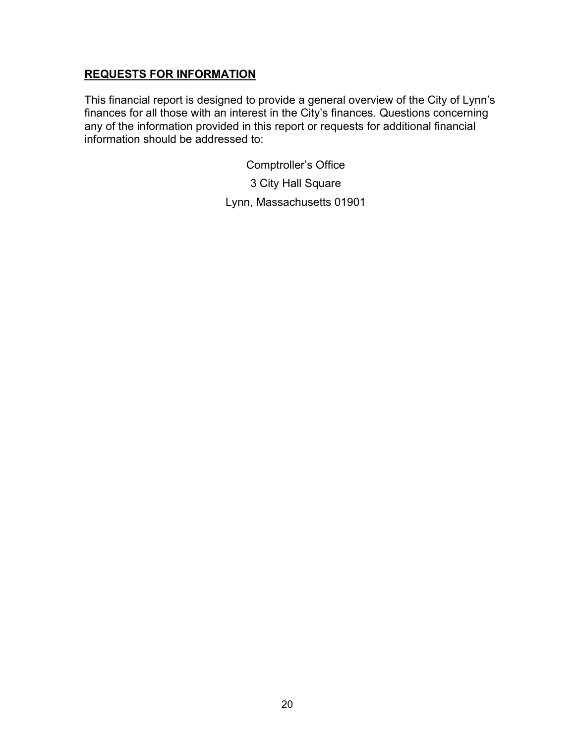## **REQUESTS FOR INFORMATION**

This financial report is designed to provide a general overview of the City of Lynn's finances for all those with an interest in the City's finances. Questions concerning any of the information provided in this report or requests for additional financial information should be addressed to:

Comptroller's Office

3 City Hall Square

Lynn, Massachusetts 01901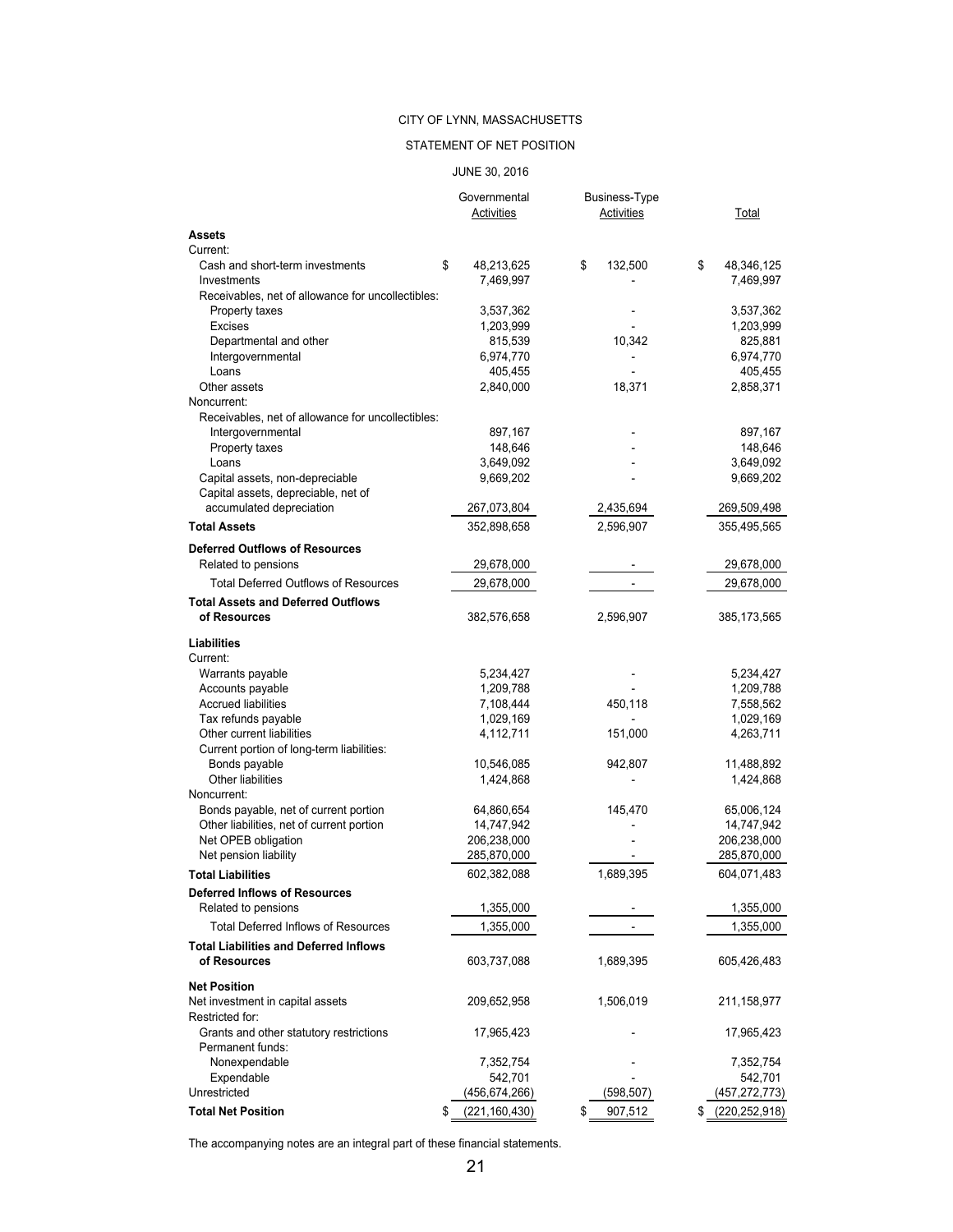CITY OF LYNN, MASSACHUSETTS

STATEMENT OF NET POSITION

JUNE 30, 2016

| | Governmental Activities | Business-Type Activities | Total |
|---|---|---|---|
| **Assets** | | | |
| Current: | | | |
| Cash and short-term investments | $ 48,213,625 | $ 132,500 | $ 48,346,125 |
| Investments | 7,469,997 | - | 7,469,997 |
| Receivables, net of allowance for uncollectibles: | | | |
| Property taxes | 3,537,362 | - | 3,537,362 |
| Excises | 1,203,999 | - | 1,203,999 |
| Departmental and other | 815,539 | 10,342 | 825,881 |
| Intergovernmental | 6,974,770 | - | 6,974,770 |
| Loans | 405,455 | - | 405,455 |
| Other assets | 2,840,000 | 18,371 | 2,858,371 |
| Noncurrent: | | | |
| Receivables, net of allowance for uncollectibles: | | | |
| Intergovernmental | 897,167 | - | 897,167 |
| Property taxes | 148,646 | - | 148,646 |
| Loans | 3,649,092 | - | 3,649,092 |
| Capital assets, non-depreciable | 9,669,202 | - | 9,669,202 |
| Capital assets, depreciable, net of accumulated depreciation | 267,073,804 | 2,435,694 | 269,509,498 |
| **Total Assets** | 352,898,658 | 2,596,907 | 355,495,565 |
| **Deferred Outflows of Resources** | | | |
| Related to pensions | 29,678,000 | - | 29,678,000 |
| Total Deferred Outflows of Resources | 29,678,000 | - | 29,678,000 |
| **Total Assets and Deferred Outflows of Resources** | 382,576,658 | 2,596,907 | 385,173,565 |
| **Liabilities** | | | |
| Current: | | | |
| Warrants payable | 5,234,427 | - | 5,234,427 |
| Accounts payable | 1,209,788 | - | 1,209,788 |
| Accrued liabilities | 7,108,444 | 450,118 | 7,558,562 |
| Tax refunds payable | 1,029,169 | - | 1,029,169 |
| Other current liabilities | 4,112,711 | 151,000 | 4,263,711 |
| Current portion of long-term liabilities: | | | |
| Bonds payable | 10,546,085 | 942,807 | 11,488,892 |
| Other liabilities | 1,424,868 | - | 1,424,868 |
| Noncurrent: | | | |
| Bonds payable, net of current portion | 64,860,654 | 145,470 | 65,006,124 |
| Other liabilities, net of current portion | 14,747,942 | - | 14,747,942 |
| Net OPEB obligation | 206,238,000 | - | 206,238,000 |
| Net pension liability | 285,870,000 | - | 285,870,000 |
| **Total Liabilities** | 602,382,088 | 1,689,395 | 604,071,483 |
| **Deferred Inflows of Resources** | | | |
| Related to pensions | 1,355,000 | - | 1,355,000 |
| Total Deferred Inflows of Resources | 1,355,000 | - | 1,355,000 |
| **Total Liabilities and Deferred Inflows of Resources** | 603,737,088 | 1,689,395 | 605,426,483 |
| **Net Position** | | | |
| Net investment in capital assets | 209,652,958 | 1,506,019 | 211,158,977 |
| Restricted for: | | | |
| Grants and other statutory restrictions | 17,965,423 | - | 17,965,423 |
| Permanent funds: | | | |
| Nonexpendable | 7,352,754 | - | 7,352,754 |
| Expendable | 542,701 | - | 542,701 |
| Unrestricted | (456,674,266) | (598,507) | (457,272,773) |
| **Total Net Position** | $ (221,160,430) | $ 907,512 | $ (220,252,918) |

The accompanying notes are an integral part of these financial statements.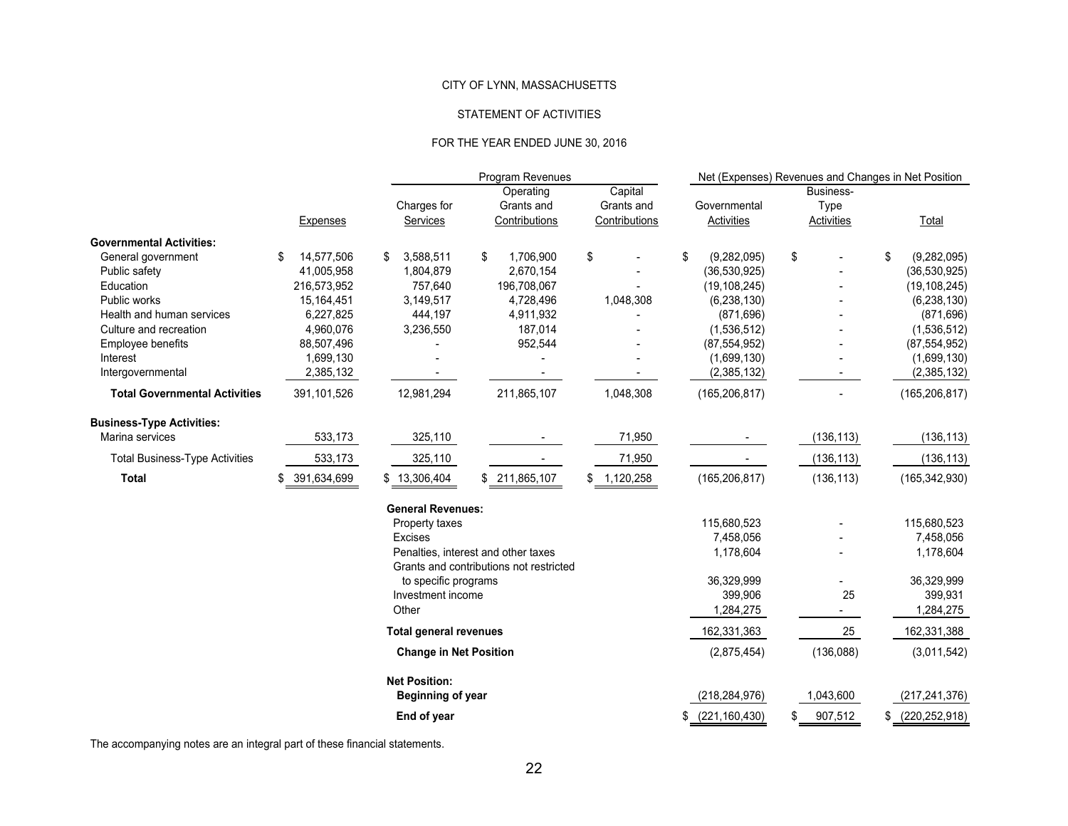CITY OF LYNN, MASSACHUSETTS

STATEMENT OF ACTIVITIES

FOR THE YEAR ENDED JUNE 30, 2016

| | | Program Revenues | | | Net (Expenses) Revenues and Changes in Net Position | | |
|---|---|---|---|---|---|---|---|
| | Expenses | Charges for Services | Operating Grants and Contributions | Capital Grants and Contributions | Governmental Activities | Business-Type Activities | Total |
| **Governmental Activities:** | | | | | | | |
| General government | $ 14,577,506 | $ 3,588,511 | $ 1,706,900 | $ - | $ (9,282,095) | $ - | $ (9,282,095) |
| Public safety | 41,005,958 | 1,804,879 | 2,670,154 | - | (36,530,925) | - | (36,530,925) |
| Education | 216,573,952 | 757,640 | 196,708,067 | - | (19,108,245) | - | (19,108,245) |
| Public works | 15,164,451 | 3,149,517 | 4,728,496 | 1,048,308 | (6,238,130) | - | (6,238,130) |
| Health and human services | 6,227,825 | 444,197 | 4,911,932 | - | (871,696) | - | (871,696) |
| Culture and recreation | 4,960,076 | 3,236,550 | 187,014 | - | (1,536,512) | - | (1,536,512) |
| Employee benefits | 88,507,496 | - | 952,544 | - | (87,554,952) | - | (87,554,952) |
| Interest | 1,699,130 | - | - | - | (1,699,130) | - | (1,699,130) |
| Intergovernmental | 2,385,132 | - | - | - | (2,385,132) | - | (2,385,132) |
| **Total Governmental Activities** | 391,101,526 | 12,981,294 | 211,865,107 | 1,048,308 | (165,206,817) | - | (165,206,817) |
| **Business-Type Activities:** | | | | | | | |
| Marina services | 533,173 | 325,110 | - | 71,950 | - | (136,113) | (136,113) |
| Total Business-Type Activities | 533,173 | 325,110 | - | 71,950 | - | (136,113) | (136,113) |
| **Total** | $ 391,634,699 | $ 13,306,404 | $ 211,865,107 | $ 1,120,258 | (165,206,817) | (136,113) | (165,342,930) |
| | | **General Revenues:** | | | | | |
| | | Property taxes | | | 115,680,523 | - | 115,680,523 |
| | | Excises | | | 7,458,056 | - | 7,458,056 |
| | | Penalties, interest and other taxes | | | 1,178,604 | - | 1,178,604 |
| | | Grants and contributions not restricted to specific programs | | | 36,329,999 | - | 36,329,999 |
| | | Investment income | | | 399,906 | 25 | 399,931 |
| | | Other | | | 1,284,275 | - | 1,284,275 |
| | | **Total general revenues** | | | 162,331,363 | 25 | 162,331,388 |
| | | **Change in Net Position** | | | (2,875,454) | (136,088) | (3,011,542) |
| | | **Net Position:** | | | | | |
| | | **Beginning of year** | | | (218,284,976) | 1,043,600 | (217,241,376) |
| | | **End of year** | | | $ (221,160,430) | $ 907,512 | $ (220,252,918) |

The accompanying notes are an integral part of these financial statements.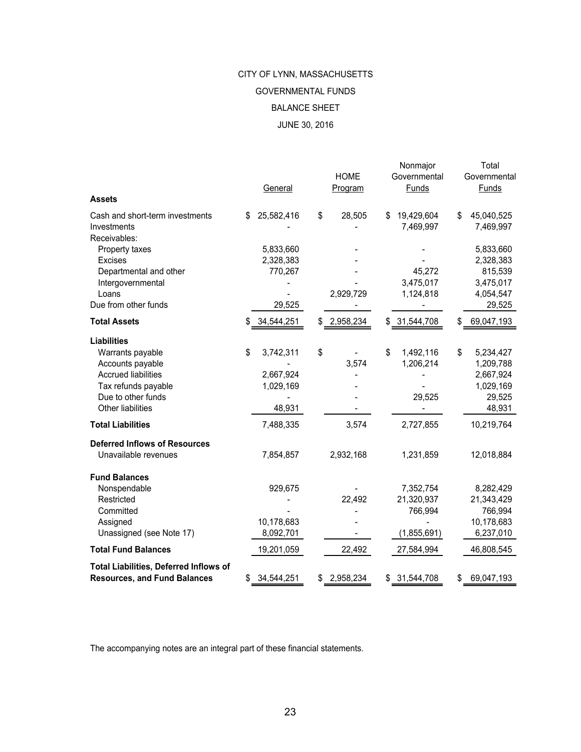CITY OF LYNN, MASSACHUSETTS

GOVERNMENTAL FUNDS

BALANCE SHEET

JUNE 30, 2016

| | General | HOME Program | Nonmajor Governmental Funds | Total Governmental Funds |
|---|---|---|---|---|
| **Assets** | | | | |
| Cash and short-term investments | $ 25,582,416 | $ 28,505 | $ 19,429,604 | $ 45,040,525 |
| Investments | - | - | 7,469,997 | 7,469,997 |
| Receivables: | | | | |
| Property taxes | 5,833,660 | - | - | 5,833,660 |
| Excises | 2,328,383 | - | - | 2,328,383 |
| Departmental and other | 770,267 | - | 45,272 | 815,539 |
| Intergovernmental | - | - | 3,475,017 | 3,475,017 |
| Loans | - | 2,929,729 | 1,124,818 | 4,054,547 |
| Due from other funds | 29,525 | - | - | 29,525 |
| **Total Assets** | $ 34,544,251 | $ 2,958,234 | $ 31,544,708 | $ 69,047,193 |
| **Liabilities** | | | | |
| Warrants payable | $ 3,742,311 | $ - | $ 1,492,116 | $ 5,234,427 |
| Accounts payable | - | 3,574 | 1,206,214 | 1,209,788 |
| Accrued liabilities | 2,667,924 | - | - | 2,667,924 |
| Tax refunds payable | 1,029,169 | - | - | 1,029,169 |
| Due to other funds | - | - | 29,525 | 29,525 |
| Other liabilities | 48,931 | - | - | 48,931 |
| **Total Liabilities** | 7,488,335 | 3,574 | 2,727,855 | 10,219,764 |
| **Deferred Inflows of Resources** | | | | |
| Unavailable revenues | 7,854,857 | 2,932,168 | 1,231,859 | 12,018,884 |
| **Fund Balances** | | | | |
| Nonspendable | 929,675 | - | 7,352,754 | 8,282,429 |
| Restricted | - | 22,492 | 21,320,937 | 21,343,429 |
| Committed | - | - | 766,994 | 766,994 |
| Assigned | 10,178,683 | - | - | 10,178,683 |
| Unassigned (see Note 17) | 8,092,701 | - | (1,855,691) | 6,237,010 |
| **Total Fund Balances** | 19,201,059 | 22,492 | 27,584,994 | 46,808,545 |
| **Total Liabilities, Deferred Inflows of Resources, and Fund Balances** | $ 34,544,251 | $ 2,958,234 | $ 31,544,708 | $ 69,047,193 |

The accompanying notes are an integral part of these financial statements.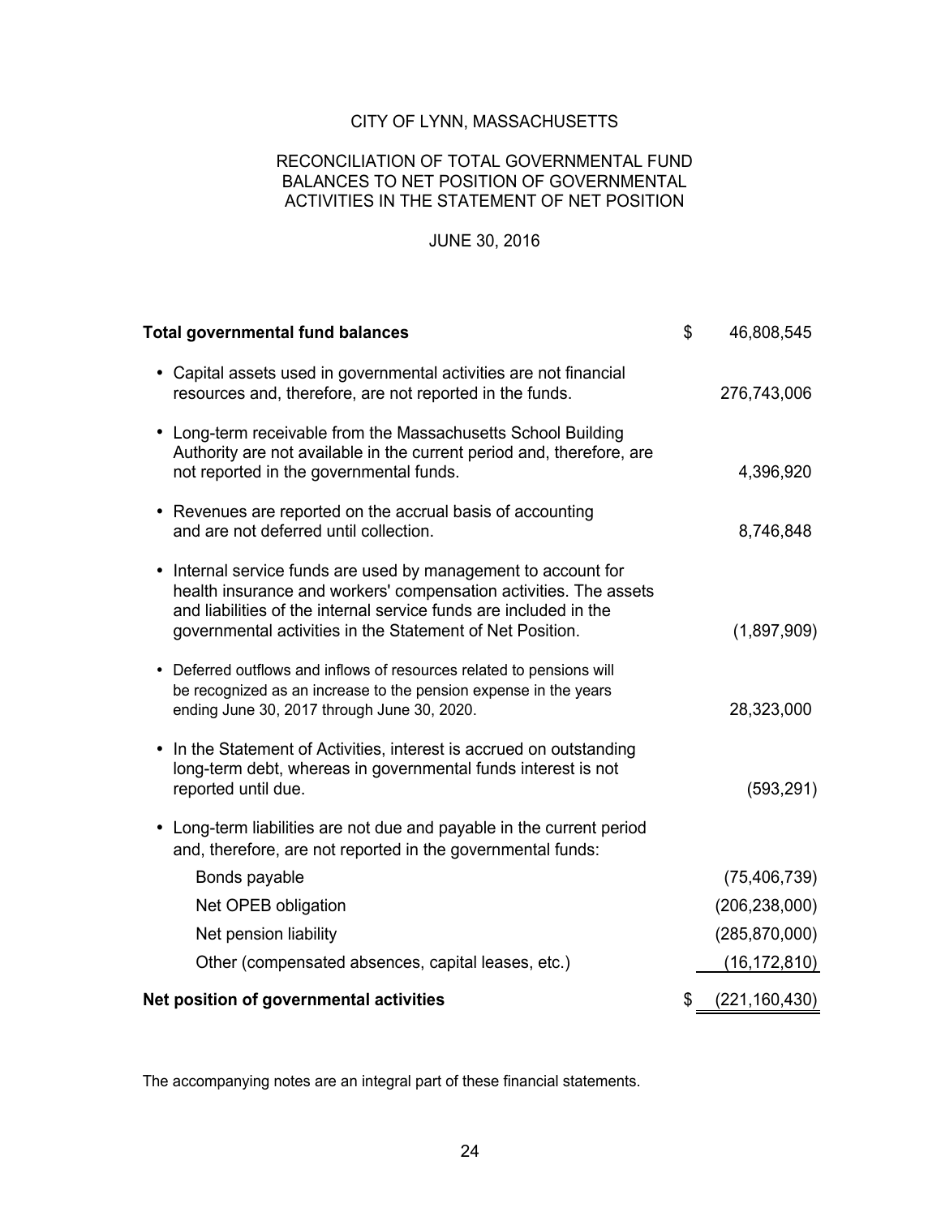# CITY OF LYNN, MASSACHUSETTS

## RECONCILIATION OF TOTAL GOVERNMENTAL FUND BALANCES TO NET POSITION OF GOVERNMENTAL ACTIVITIES IN THE STATEMENT OF NET POSITION

JUNE 30, 2016

| | |
|---|---|
| **Total governmental fund balances** | $ 46,808,545 |
| • Capital assets used in governmental activities are not financial resources and, therefore, are not reported in the funds. | 276,743,006 |
| • Long-term receivable from the Massachusetts School Building Authority are not available in the current period and, therefore, are not reported in the governmental funds. | 4,396,920 |
| • Revenues are reported on the accrual basis of accounting and are not deferred until collection. | 8,746,848 |
| • Internal service funds are used by management to account for health insurance and workers' compensation activities. The assets and liabilities of the internal service funds are included in the governmental activities in the Statement of Net Position. | (1,897,909) |
| • Deferred outflows and inflows of resources related to pensions will be recognized as an increase to the pension expense in the years ending June 30, 2017 through June 30, 2020. | 28,323,000 |
| • In the Statement of Activities, interest is accrued on outstanding long-term debt, whereas in governmental funds interest is not reported until due. | (593,291) |
| • Long-term liabilities are not due and payable in the current period and, therefore, are not reported in the governmental funds: | |
| Bonds payable | (75,406,739) |
| Net OPEB obligation | (206,238,000) |
| Net pension liability | (285,870,000) |
| Other (compensated absences, capital leases, etc.) | (16,172,810) |
| **Net position of governmental activities** | $ (221,160,430) |

The accompanying notes are an integral part of these financial statements.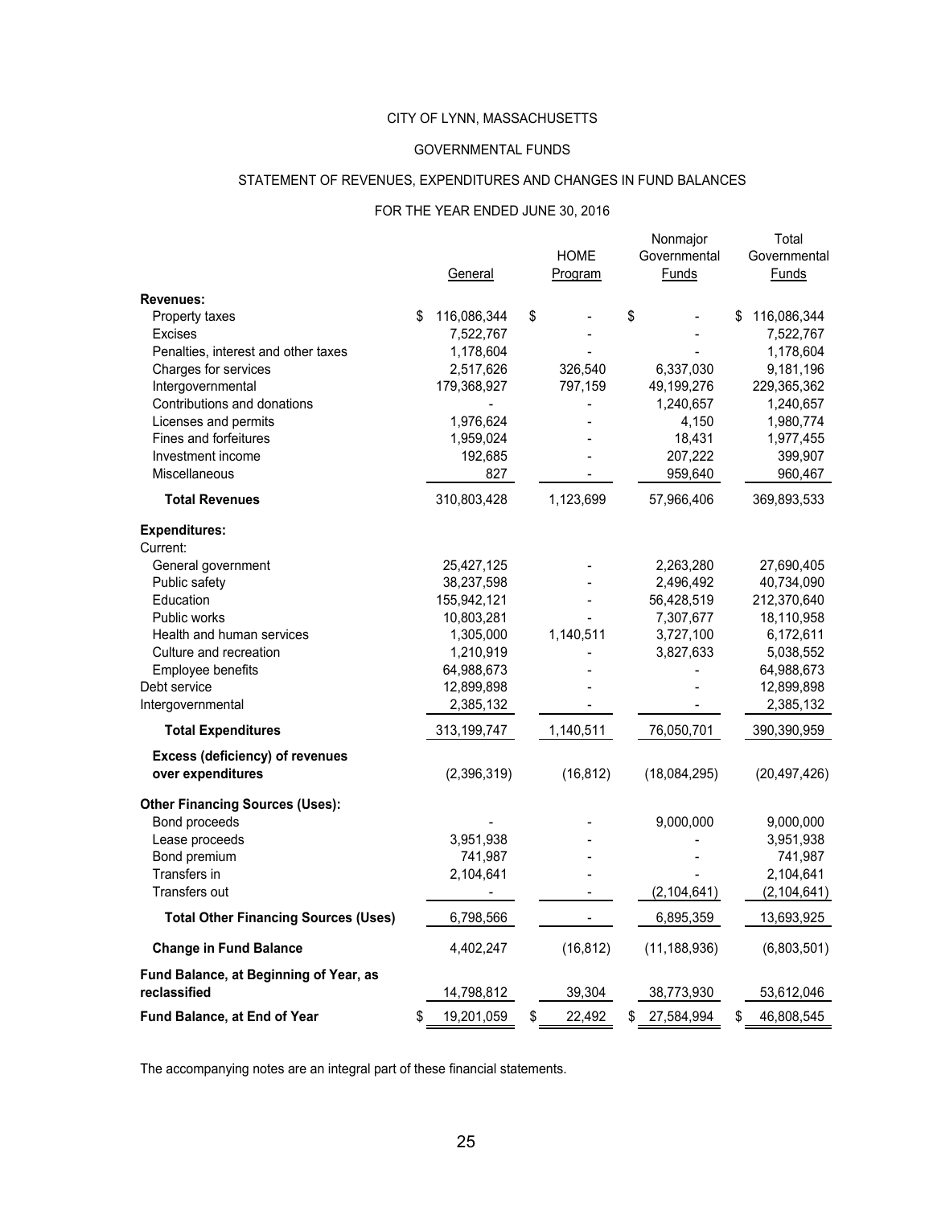CITY OF LYNN, MASSACHUSETTS

GOVERNMENTAL FUNDS

STATEMENT OF REVENUES, EXPENDITURES AND CHANGES IN FUND BALANCES

FOR THE YEAR ENDED JUNE 30, 2016

| | General | HOME Program | Nonmajor Governmental Funds | Total Governmental Funds |
|---|---|---|---|---|
| **Revenues:** | | | | |
| Property taxes | $ 116,086,344 | $ - | $ - | $ 116,086,344 |
| Excises | 7,522,767 | - | - | 7,522,767 |
| Penalties, interest and other taxes | 1,178,604 | - | - | 1,178,604 |
| Charges for services | 2,517,626 | 326,540 | 6,337,030 | 9,181,196 |
| Intergovernmental | 179,368,927 | 797,159 | 49,199,276 | 229,365,362 |
| Contributions and donations | - | - | 1,240,657 | 1,240,657 |
| Licenses and permits | 1,976,624 | - | 4,150 | 1,980,774 |
| Fines and forfeitures | 1,959,024 | - | 18,431 | 1,977,455 |
| Investment income | 192,685 | - | 207,222 | 399,907 |
| Miscellaneous | 827 | - | 959,640 | 960,467 |
| **Total Revenues** | 310,803,428 | 1,123,699 | 57,966,406 | 369,893,533 |
| **Expenditures:** | | | | |
| Current: | | | | |
| General government | 25,427,125 | - | 2,263,280 | 27,690,405 |
| Public safety | 38,237,598 | - | 2,496,492 | 40,734,090 |
| Education | 155,942,121 | - | 56,428,519 | 212,370,640 |
| Public works | 10,803,281 | - | 7,307,677 | 18,110,958 |
| Health and human services | 1,305,000 | 1,140,511 | 3,727,100 | 6,172,611 |
| Culture and recreation | 1,210,919 | - | 3,827,633 | 5,038,552 |
| Employee benefits | 64,988,673 | - | - | 64,988,673 |
| Debt service | 12,899,898 | - | - | 12,899,898 |
| Intergovernmental | 2,385,132 | - | - | 2,385,132 |
| **Total Expenditures** | 313,199,747 | 1,140,511 | 76,050,701 | 390,390,959 |
| **Excess (deficiency) of revenues over expenditures** | (2,396,319) | (16,812) | (18,084,295) | (20,497,426) |
| **Other Financing Sources (Uses):** | | | | |
| Bond proceeds | - | - | 9,000,000 | 9,000,000 |
| Lease proceeds | 3,951,938 | - | - | 3,951,938 |
| Bond premium | 741,987 | - | - | 741,987 |
| Transfers in | 2,104,641 | - | - | 2,104,641 |
| Transfers out | - | - | (2,104,641) | (2,104,641) |
| **Total Other Financing Sources (Uses)** | 6,798,566 | - | 6,895,359 | 13,693,925 |
| **Change in Fund Balance** | 4,402,247 | (16,812) | (11,188,936) | (6,803,501) |
| **Fund Balance, at Beginning of Year, as reclassified** | 14,798,812 | 39,304 | 38,773,930 | 53,612,046 |
| **Fund Balance, at End of Year** | $ 19,201,059 | $ 22,492 | $ 27,584,994 | $ 46,808,545 |

The accompanying notes are an integral part of these financial statements.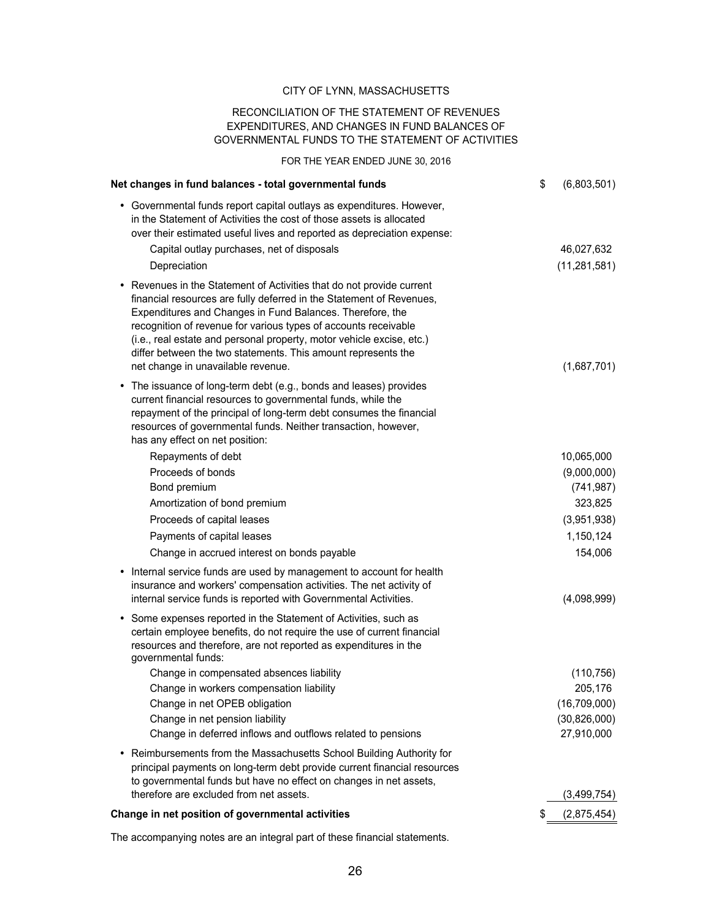# CITY OF LYNN, MASSACHUSETTS

## RECONCILIATION OF THE STATEMENT OF REVENUES EXPENDITURES, AND CHANGES IN FUND BALANCES OF GOVERNMENTAL FUNDS TO THE STATEMENT OF ACTIVITIES

FOR THE YEAR ENDED JUNE 30, 2016

| | |
|---|---|
| **Net changes in fund balances - total governmental funds** | $ (6,803,501) |
| • Governmental funds report capital outlays as expenditures. However, in the Statement of Activities the cost of those assets is allocated over their estimated useful lives and reported as depreciation expense: | |
| Capital outlay purchases, net of disposals | 46,027,632 |
| Depreciation | (11,281,581) |
| • Revenues in the Statement of Activities that do not provide current financial resources are fully deferred in the Statement of Revenues, Expenditures and Changes in Fund Balances. Therefore, the recognition of revenue for various types of accounts receivable (i.e., real estate and personal property, motor vehicle excise, etc.) differ between the two statements. This amount represents the net change in unavailable revenue. | (1,687,701) |
| • The issuance of long-term debt (e.g., bonds and leases) provides current financial resources to governmental funds, while the repayment of the principal of long-term debt consumes the financial resources of governmental funds. Neither transaction, however, has any effect on net position: | |
| Repayments of debt | 10,065,000 |
| Proceeds of bonds | (9,000,000) |
| Bond premium | (741,987) |
| Amortization of bond premium | 323,825 |
| Proceeds of capital leases | (3,951,938) |
| Payments of capital leases | 1,150,124 |
| Change in accrued interest on bonds payable | 154,006 |
| • Internal service funds are used by management to account for health insurance and workers' compensation activities. The net activity of internal service funds is reported with Governmental Activities. | (4,098,999) |
| • Some expenses reported in the Statement of Activities, such as certain employee benefits, do not require the use of current financial resources and therefore, are not reported as expenditures in the governmental funds: | |
| Change in compensated absences liability | (110,756) |
| Change in workers compensation liability | 205,176 |
| Change in net OPEB obligation | (16,709,000) |
| Change in net pension liability | (30,826,000) |
| Change in deferred inflows and outflows related to pensions | 27,910,000 |
| • Reimbursements from the Massachusetts School Building Authority for principal payments on long-term debt provide current financial resources to governmental funds but have no effect on changes in net assets, therefore are excluded from net assets. | (3,499,754) |
| **Change in net position of governmental activities** | $ (2,875,454) |

The accompanying notes are an integral part of these financial statements.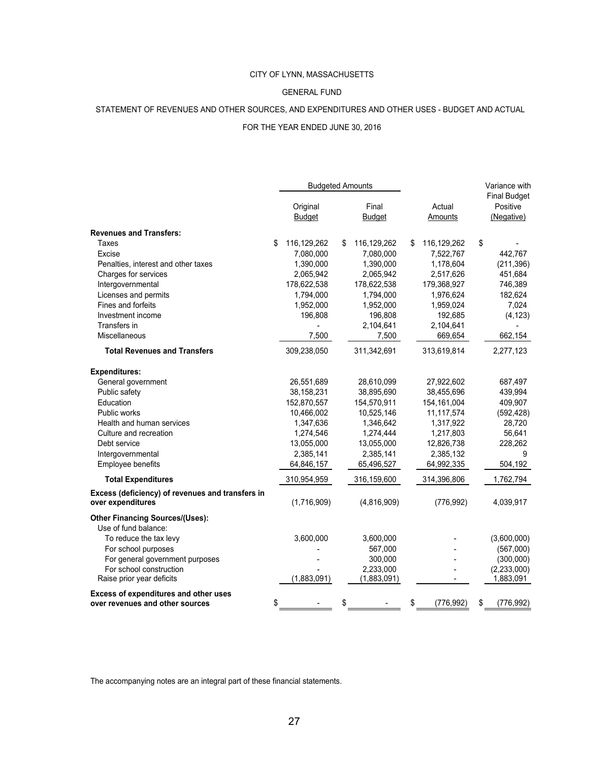CITY OF LYNN, MASSACHUSETTS

GENERAL FUND

STATEMENT OF REVENUES AND OTHER SOURCES, AND EXPENDITURES AND OTHER USES - BUDGET AND ACTUAL

FOR THE YEAR ENDED JUNE 30, 2016

| | Budgeted Amounts | | | Variance with Final Budget |
|---|---|---|---|---|
| | Original Budget | Final Budget | Actual Amounts | Positive (Negative) |
| **Revenues and Transfers:** | | | | |
| Taxes | $ 116,129,262 | $ 116,129,262 | $ 116,129,262 | $ - |
| Excise | 7,080,000 | 7,080,000 | 7,522,767 | 442,767 |
| Penalties, interest and other taxes | 1,390,000 | 1,390,000 | 1,178,604 | (211,396) |
| Charges for services | 2,065,942 | 2,065,942 | 2,517,626 | 451,684 |
| Intergovernmental | 178,622,538 | 178,622,538 | 179,368,927 | 746,389 |
| Licenses and permits | 1,794,000 | 1,794,000 | 1,976,624 | 182,624 |
| Fines and forfeits | 1,952,000 | 1,952,000 | 1,959,024 | 7,024 |
| Investment income | 196,808 | 196,808 | 192,685 | (4,123) |
| Transfers in | - | 2,104,641 | 2,104,641 | - |
| Miscellaneous | 7,500 | 7,500 | 669,654 | 662,154 |
| **Total Revenues and Transfers** | 309,238,050 | 311,342,691 | 313,619,814 | 2,277,123 |
| **Expenditures:** | | | | |
| General government | 26,551,689 | 28,610,099 | 27,922,602 | 687,497 |
| Public safety | 38,158,231 | 38,895,690 | 38,455,696 | 439,994 |
| Education | 152,870,557 | 154,570,911 | 154,161,004 | 409,907 |
| Public works | 10,466,002 | 10,525,146 | 11,117,574 | (592,428) |
| Health and human services | 1,347,636 | 1,346,642 | 1,317,922 | 28,720 |
| Culture and recreation | 1,274,546 | 1,274,444 | 1,217,803 | 56,641 |
| Debt service | 13,055,000 | 13,055,000 | 12,826,738 | 228,262 |
| Intergovernmental | 2,385,141 | 2,385,141 | 2,385,132 | 9 |
| Employee benefits | 64,846,157 | 65,496,527 | 64,992,335 | 504,192 |
| **Total Expenditures** | 310,954,959 | 316,159,600 | 314,396,806 | 1,762,794 |
| **Excess (deficiency) of revenues and transfers in over expenditures** | (1,716,909) | (4,816,909) | (776,992) | 4,039,917 |
| **Other Financing Sources/(Uses):** | | | | |
| Use of fund balance: | | | | |
| To reduce the tax levy | 3,600,000 | 3,600,000 | - | (3,600,000) |
| For school purposes | - | 567,000 | - | (567,000) |
| For general government purposes | - | 300,000 | - | (300,000) |
| For school construction | - | 2,233,000 | - | (2,233,000) |
| Raise prior year deficits | (1,883,091) | (1,883,091) | - | 1,883,091 |
| **Excess of expenditures and other uses over revenues and other sources** | $ - | $ - | $ (776,992) | $ (776,992) |

The accompanying notes are an integral part of these financial statements.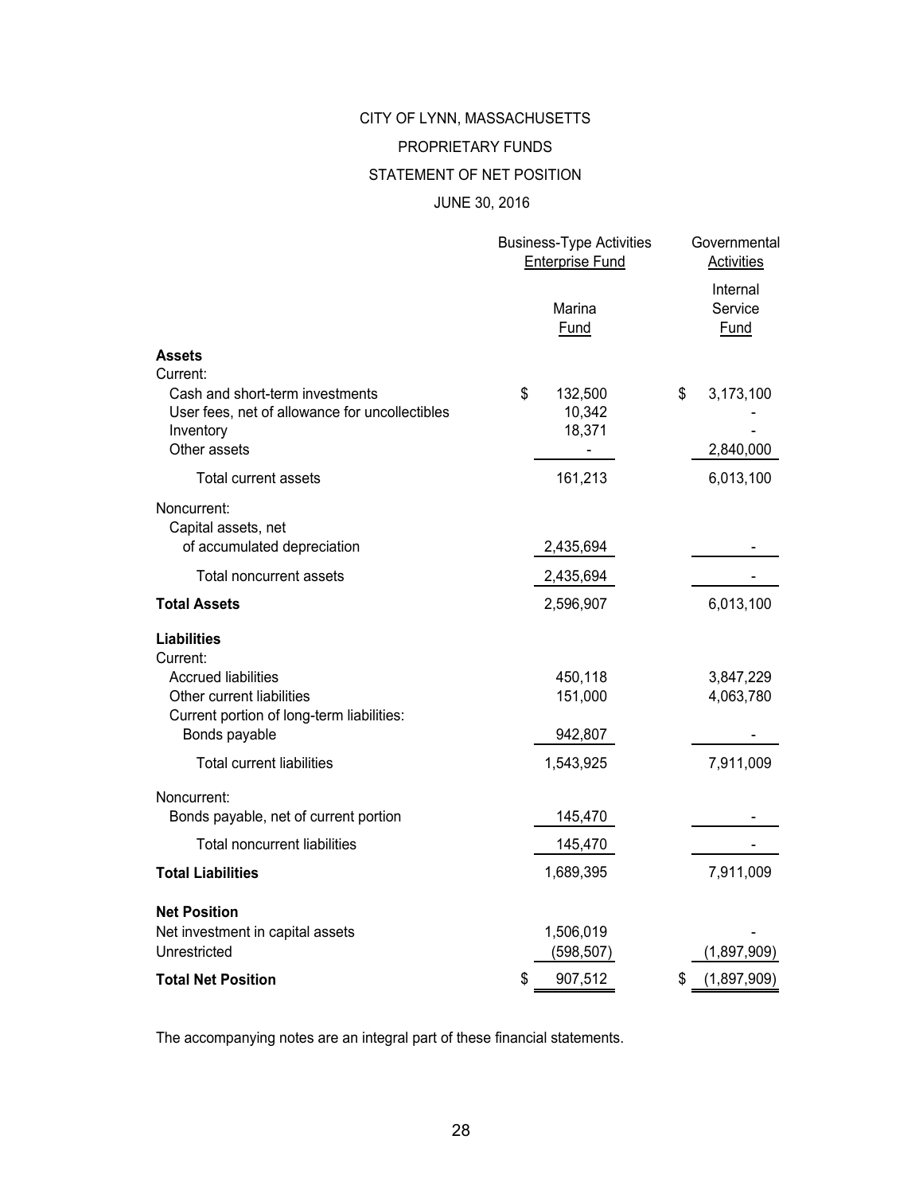# CITY OF LYNN, MASSACHUSETTS

## PROPRIETARY FUNDS

## STATEMENT OF NET POSITION

### JUNE 30, 2016

| | Business-Type Activities Enterprise Fund | Governmental Activities |
|---|---|---|
| | Marina Fund | Internal Service Fund |
| **Assets** | | |
| Current: | | |
| Cash and short-term investments | $ 132,500 | $ 3,173,100 |
| User fees, net of allowance for uncollectibles | 10,342 | - |
| Inventory | 18,371 | - |
| Other assets | - | 2,840,000 |
| Total current assets | 161,213 | 6,013,100 |
| Noncurrent: | | |
| Capital assets, net of accumulated depreciation | 2,435,694 | - |
| Total noncurrent assets | 2,435,694 | - |
| **Total Assets** | 2,596,907 | 6,013,100 |
| **Liabilities** | | |
| Current: | | |
| Accrued liabilities | 450,118 | 3,847,229 |
| Other current liabilities | 151,000 | 4,063,780 |
| Current portion of long-term liabilities: | | |
| Bonds payable | 942,807 | - |
| Total current liabilities | 1,543,925 | 7,911,009 |
| Noncurrent: | | |
| Bonds payable, net of current portion | 145,470 | - |
| Total noncurrent liabilities | 145,470 | - |
| **Total Liabilities** | 1,689,395 | 7,911,009 |
| **Net Position** | | |
| Net investment in capital assets | 1,506,019 | - |
| Unrestricted | (598,507) | (1,897,909) |
| **Total Net Position** | $ 907,512 | $ (1,897,909) |

The accompanying notes are an integral part of these financial statements.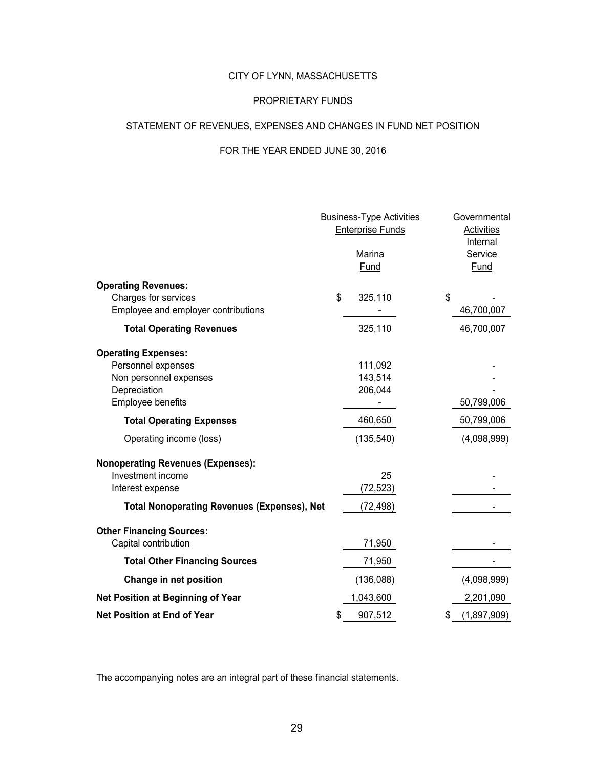# CITY OF LYNN, MASSACHUSETTS

## PROPRIETARY FUNDS

## STATEMENT OF REVENUES, EXPENSES AND CHANGES IN FUND NET POSITION

## FOR THE YEAR ENDED JUNE 30, 2016

| | Business-Type Activities Enterprise Funds | Governmental Activities |
|---|---|---|
| | Marina Fund | Internal Service Fund |
| **Operating Revenues:** | | |
| Charges for services | $ 325,110 | $ - |
| Employee and employer contributions | - | 46,700,007 |
| **Total Operating Revenues** | 325,110 | 46,700,007 |
| **Operating Expenses:** | | |
| Personnel expenses | 111,092 | - |
| Non personnel expenses | 143,514 | - |
| Depreciation | 206,044 | - |
| Employee benefits | - | 50,799,006 |
| **Total Operating Expenses** | 460,650 | 50,799,006 |
| Operating income (loss) | (135,540) | (4,098,999) |
| **Nonoperating Revenues (Expenses):** | | |
| Investment income | 25 | - |
| Interest expense | (72,523) | - |
| **Total Nonoperating Revenues (Expenses), Net** | (72,498) | - |
| **Other Financing Sources:** | | |
| Capital contribution | 71,950 | - |
| **Total Other Financing Sources** | 71,950 | - |
| **Change in net position** | (136,088) | (4,098,999) |
| **Net Position at Beginning of Year** | 1,043,600 | 2,201,090 |
| **Net Position at End of Year** | $ 907,512 | $ (1,897,909) |

The accompanying notes are an integral part of these financial statements.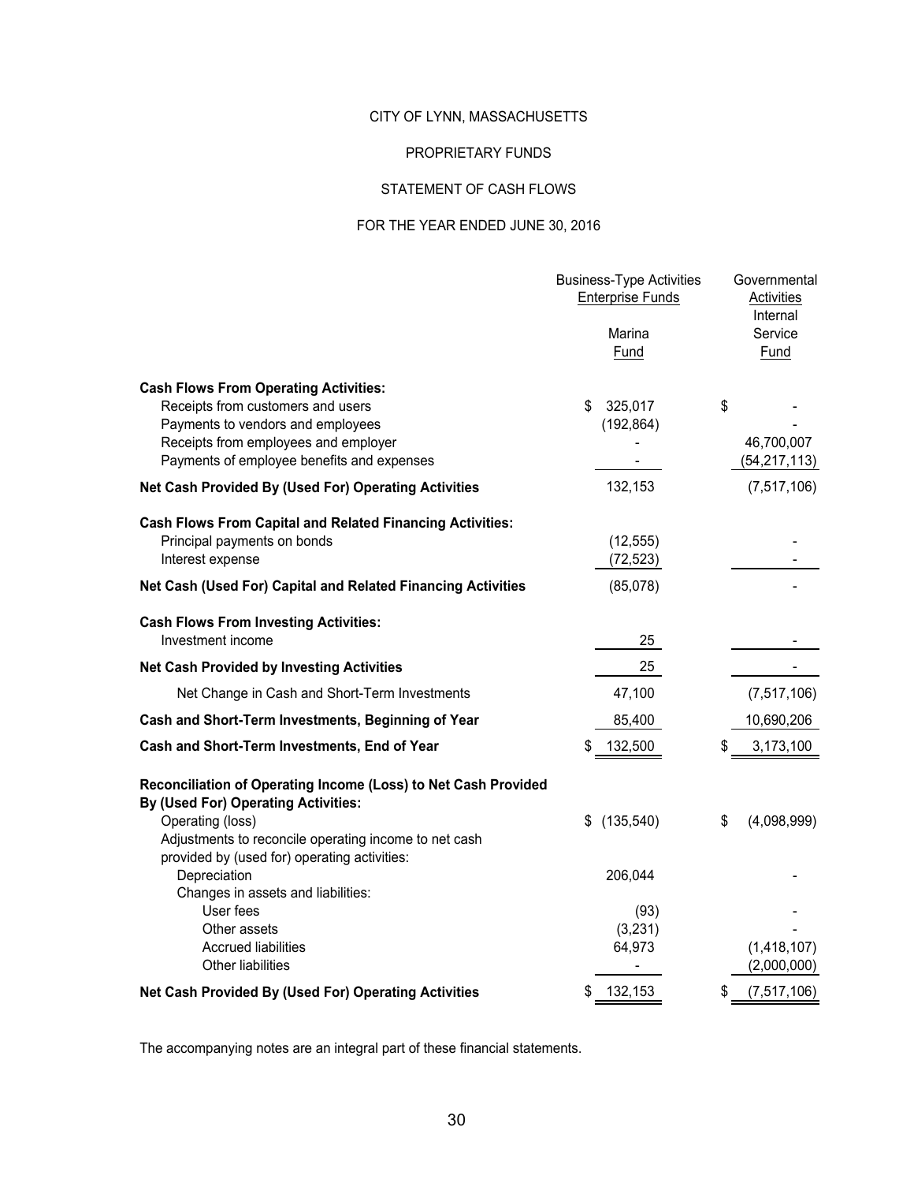# CITY OF LYNN, MASSACHUSETTS

## PROPRIETARY FUNDS

## STATEMENT OF CASH FLOWS

## FOR THE YEAR ENDED JUNE 30, 2016

| | Business-Type Activities Enterprise Funds | Governmental Activities |
|---|---|---|
| | Marina Fund | Internal Service Fund |
| **Cash Flows From Operating Activities:** | | |
| Receipts from customers and users | $ 325,017 | $ - |
| Payments to vendors and employees | (192,864) | - |
| Receipts from employees and employer | - | 46,700,007 |
| Payments of employee benefits and expenses | - | (54,217,113) |
| **Net Cash Provided By (Used For) Operating Activities** | 132,153 | (7,517,106) |
| **Cash Flows From Capital and Related Financing Activities:** | | |
| Principal payments on bonds | (12,555) | - |
| Interest expense | (72,523) | - |
| **Net Cash (Used For) Capital and Related Financing Activities** | (85,078) | - |
| **Cash Flows From Investing Activities:** | | |
| Investment income | 25 | - |
| **Net Cash Provided by Investing Activities** | 25 | - |
| Net Change in Cash and Short-Term Investments | 47,100 | (7,517,106) |
| **Cash and Short-Term Investments, Beginning of Year** | 85,400 | 10,690,206 |
| **Cash and Short-Term Investments, End of Year** | $ 132,500 | $ 3,173,100 |
| **Reconciliation of Operating Income (Loss) to Net Cash Provided By (Used For) Operating Activities:** | | |
| Operating (loss) | $ (135,540) | $ (4,098,999) |
| Adjustments to reconcile operating income to net cash provided by (used for) operating activities: | | |
| Depreciation | 206,044 | - |
| Changes in assets and liabilities: | | |
| User fees | (93) | - |
| Other assets | (3,231) | - |
| Accrued liabilities | 64,973 | (1,418,107) |
| Other liabilities | - | (2,000,000) |
| **Net Cash Provided By (Used For) Operating Activities** | $ 132,153 | $ (7,517,106) |

The accompanying notes are an integral part of these financial statements.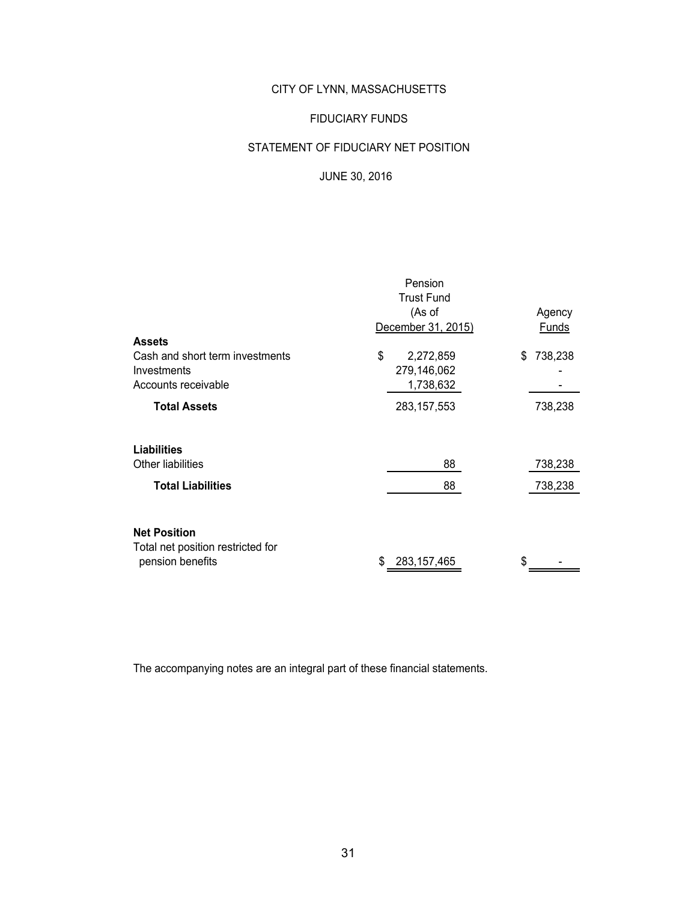# CITY OF LYNN, MASSACHUSETTS

## FIDUCIARY FUNDS

## STATEMENT OF FIDUCIARY NET POSITION

### JUNE 30, 2016

| | Pension Trust Fund (As of December 31, 2015) | Agency Funds |
|---|---|---|
| **Assets** | | |
| Cash and short term investments | $ 2,272,859 | $ 738,238 |
| Investments | 279,146,062 | - |
| Accounts receivable | 1,738,632 | - |
| **Total Assets** | 283,157,553 | 738,238 |
| **Liabilities** | | |
| Other liabilities | 88 | 738,238 |
| **Total Liabilities** | 88 | 738,238 |
| **Net Position** | | |
| Total net position restricted for pension benefits | $ 283,157,465 | $ - |

The accompanying notes are an integral part of these financial statements.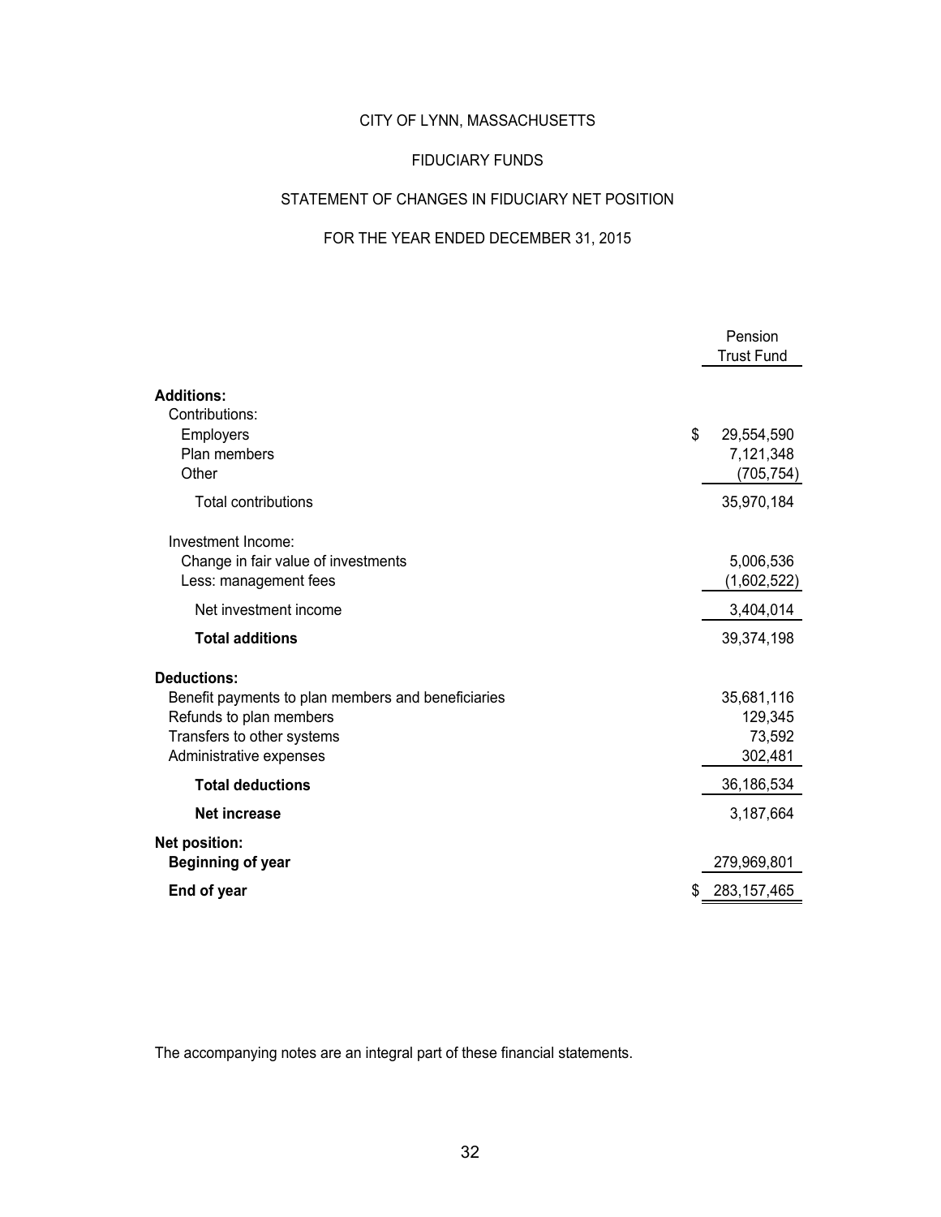# CITY OF LYNN, MASSACHUSETTS

## FIDUCIARY FUNDS

## STATEMENT OF CHANGES IN FIDUCIARY NET POSITION

## FOR THE YEAR ENDED DECEMBER 31, 2015

| | Pension Trust Fund |
|---|---|
| **Additions:** | |
| Contributions: | |
| Employers | $ 29,554,590 |
| Plan members | 7,121,348 |
| Other | (705,754) |
| Total contributions | 35,970,184 |
| Investment Income: | |
| Change in fair value of investments | 5,006,536 |
| Less: management fees | (1,602,522) |
| Net investment income | 3,404,014 |
| **Total additions** | 39,374,198 |
| **Deductions:** | |
| Benefit payments to plan members and beneficiaries | 35,681,116 |
| Refunds to plan members | 129,345 |
| Transfers to other systems | 73,592 |
| Administrative expenses | 302,481 |
| **Total deductions** | 36,186,534 |
| **Net increase** | 3,187,664 |
| **Net position:** | |
| **Beginning of year** | 279,969,801 |
| **End of year** | $ 283,157,465 |

The accompanying notes are an integral part of these financial statements.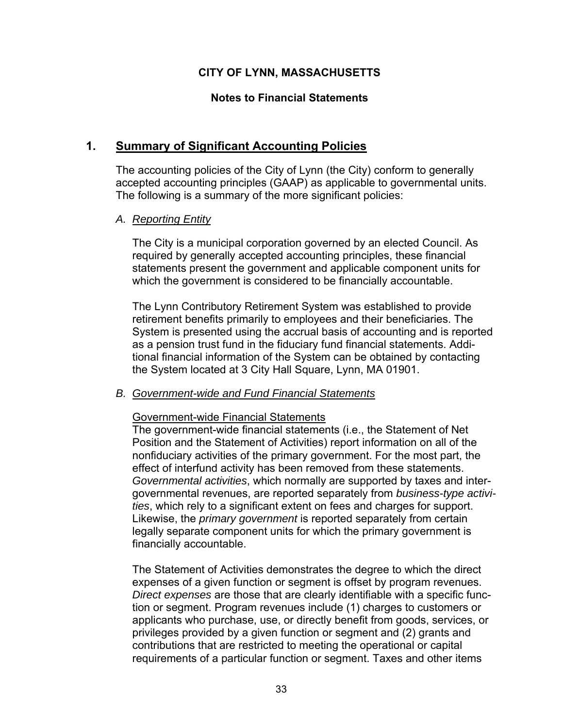# CITY OF LYNN, MASSACHUSETTS

## Notes to Financial Statements

## 1. Summary of Significant Accounting Policies

The accounting policies of the City of Lynn (the City) conform to generally accepted accounting principles (GAAP) as applicable to governmental units. The following is a summary of the more significant policies:

### A. *Reporting Entity*

The City is a municipal corporation governed by an elected Council. As required by generally accepted accounting principles, these financial statements present the government and applicable component units for which the government is considered to be financially accountable.

The Lynn Contributory Retirement System was established to provide retirement benefits primarily to employees and their beneficiaries. The System is presented using the accrual basis of accounting and is reported as a pension trust fund in the fiduciary fund financial statements. Additional financial information of the System can be obtained by contacting the System located at 3 City Hall Square, Lynn, MA 01901.

### B. *Government-wide and Fund Financial Statements*

Government-wide Financial Statements

The government-wide financial statements (i.e., the Statement of Net Position and the Statement of Activities) report information on all of the nonfiduciary activities of the primary government. For the most part, the effect of interfund activity has been removed from these statements. *Governmental activities*, which normally are supported by taxes and intergovernmental revenues, are reported separately from *business-type activities*, which rely to a significant extent on fees and charges for support. Likewise, the *primary government* is reported separately from certain legally separate component units for which the primary government is financially accountable.

The Statement of Activities demonstrates the degree to which the direct expenses of a given function or segment is offset by program revenues. *Direct expenses* are those that are clearly identifiable with a specific function or segment. Program revenues include (1) charges to customers or applicants who purchase, use, or directly benefit from goods, services, or privileges provided by a given function or segment and (2) grants and contributions that are restricted to meeting the operational or capital requirements of a particular function or segment. Taxes and other items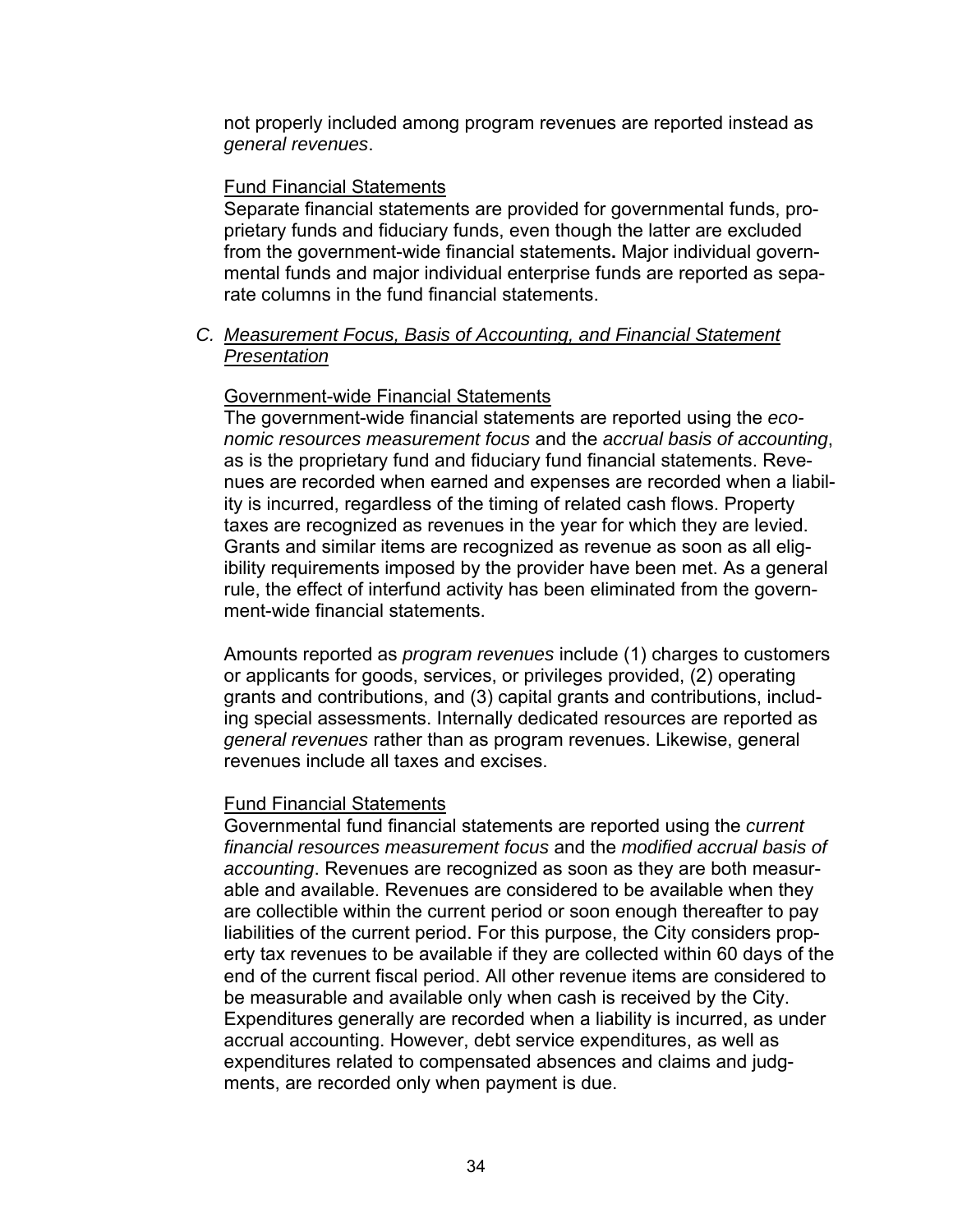not properly included among program revenues are reported instead as *general revenues*.

Fund Financial Statements

Separate financial statements are provided for governmental funds, proprietary funds and fiduciary funds, even though the latter are excluded from the government-wide financial statements**.** Major individual governmental funds and major individual enterprise funds are reported as separate columns in the fund financial statements.

C. *Measurement Focus, Basis of Accounting, and Financial Statement Presentation*

Government-wide Financial Statements

The government-wide financial statements are reported using the *economic resources measurement focus* and the *accrual basis of accounting*, as is the proprietary fund and fiduciary fund financial statements. Revenues are recorded when earned and expenses are recorded when a liability is incurred, regardless of the timing of related cash flows. Property taxes are recognized as revenues in the year for which they are levied. Grants and similar items are recognized as revenue as soon as all eligibility requirements imposed by the provider have been met. As a general rule, the effect of interfund activity has been eliminated from the government-wide financial statements.

Amounts reported as *program revenues* include (1) charges to customers or applicants for goods, services, or privileges provided, (2) operating grants and contributions, and (3) capital grants and contributions, including special assessments. Internally dedicated resources are reported as *general revenues* rather than as program revenues. Likewise, general revenues include all taxes and excises.

Fund Financial Statements

Governmental fund financial statements are reported using the *current financial resources measurement focus* and the *modified accrual basis of accounting*. Revenues are recognized as soon as they are both measurable and available. Revenues are considered to be available when they are collectible within the current period or soon enough thereafter to pay liabilities of the current period. For this purpose, the City considers property tax revenues to be available if they are collected within 60 days of the end of the current fiscal period. All other revenue items are considered to be measurable and available only when cash is received by the City. Expenditures generally are recorded when a liability is incurred, as under accrual accounting. However, debt service expenditures, as well as expenditures related to compensated absences and claims and judgments, are recorded only when payment is due.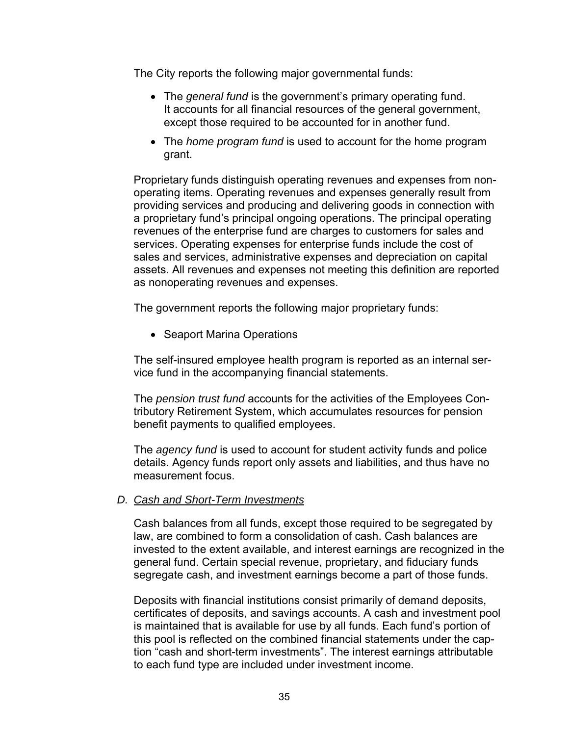The City reports the following major governmental funds:

- The *general fund* is the government's primary operating fund. It accounts for all financial resources of the general government, except those required to be accounted for in another fund.
- The *home program fund* is used to account for the home program grant.

Proprietary funds distinguish operating revenues and expenses from non-operating items. Operating revenues and expenses generally result from providing services and producing and delivering goods in connection with a proprietary fund's principal ongoing operations. The principal operating revenues of the enterprise fund are charges to customers for sales and services. Operating expenses for enterprise funds include the cost of sales and services, administrative expenses and depreciation on capital assets. All revenues and expenses not meeting this definition are reported as nonoperating revenues and expenses.

The government reports the following major proprietary funds:

- Seaport Marina Operations

The self-insured employee health program is reported as an internal service fund in the accompanying financial statements.

The *pension trust fund* accounts for the activities of the Employees Contributory Retirement System, which accumulates resources for pension benefit payments to qualified employees.

The *agency fund* is used to account for student activity funds and police details. Agency funds report only assets and liabilities, and thus have no measurement focus.

### *D. Cash and Short-Term Investments*

Cash balances from all funds, except those required to be segregated by law, are combined to form a consolidation of cash. Cash balances are invested to the extent available, and interest earnings are recognized in the general fund. Certain special revenue, proprietary, and fiduciary funds segregate cash, and investment earnings become a part of those funds.

Deposits with financial institutions consist primarily of demand deposits, certificates of deposits, and savings accounts. A cash and investment pool is maintained that is available for use by all funds. Each fund's portion of this pool is reflected on the combined financial statements under the caption "cash and short-term investments". The interest earnings attributable to each fund type are included under investment income.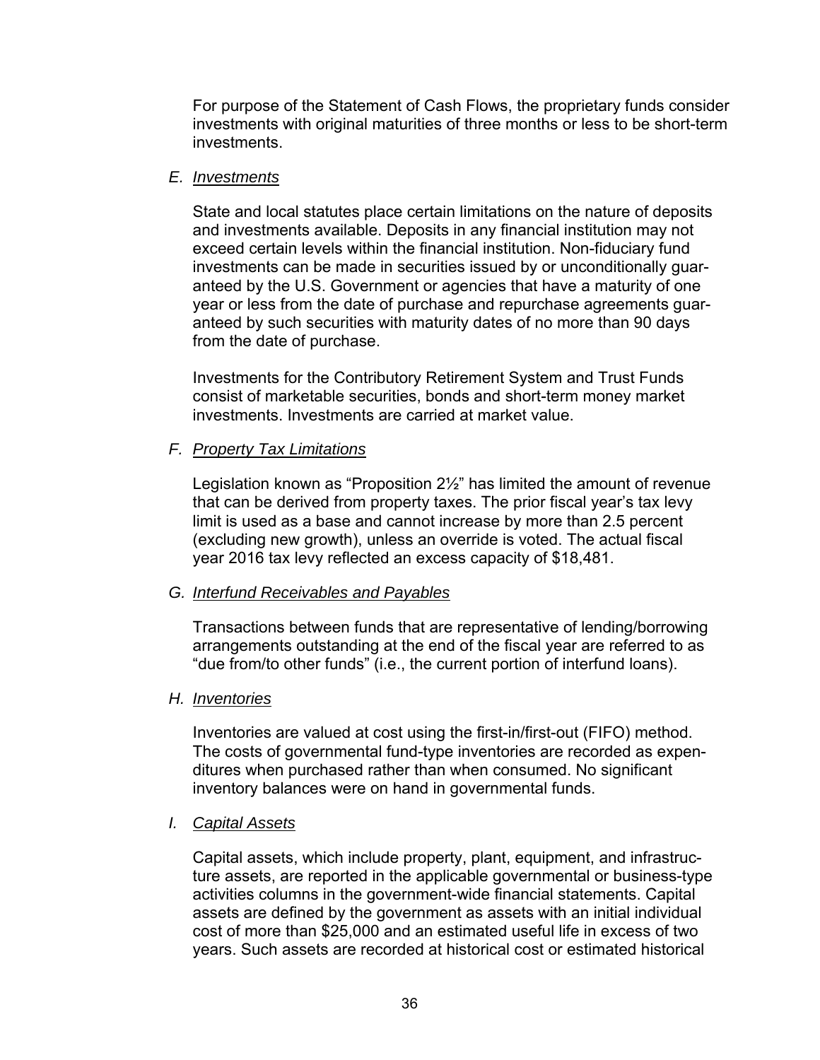For purpose of the Statement of Cash Flows, the proprietary funds consider investments with original maturities of three months or less to be short-term investments.

### E. *Investments*

State and local statutes place certain limitations on the nature of deposits and investments available. Deposits in any financial institution may not exceed certain levels within the financial institution. Non-fiduciary fund investments can be made in securities issued by or unconditionally guaranteed by the U.S. Government or agencies that have a maturity of one year or less from the date of purchase and repurchase agreements guaranteed by such securities with maturity dates of no more than 90 days from the date of purchase.

Investments for the Contributory Retirement System and Trust Funds consist of marketable securities, bonds and short-term money market investments. Investments are carried at market value.

### F. *Property Tax Limitations*

Legislation known as "Proposition 2½" has limited the amount of revenue that can be derived from property taxes. The prior fiscal year's tax levy limit is used as a base and cannot increase by more than 2.5 percent (excluding new growth), unless an override is voted. The actual fiscal year 2016 tax levy reflected an excess capacity of $18,481.

### G. *Interfund Receivables and Payables*

Transactions between funds that are representative of lending/borrowing arrangements outstanding at the end of the fiscal year are referred to as "due from/to other funds" (i.e., the current portion of interfund loans).

### H. *Inventories*

Inventories are valued at cost using the first-in/first-out (FIFO) method. The costs of governmental fund-type inventories are recorded as expenditures when purchased rather than when consumed. No significant inventory balances were on hand in governmental funds.

### I. *Capital Assets*

Capital assets, which include property, plant, equipment, and infrastructure assets, are reported in the applicable governmental or business-type activities columns in the government-wide financial statements. Capital assets are defined by the government as assets with an initial individual cost of more than $25,000 and an estimated useful life in excess of two years. Such assets are recorded at historical cost or estimated historical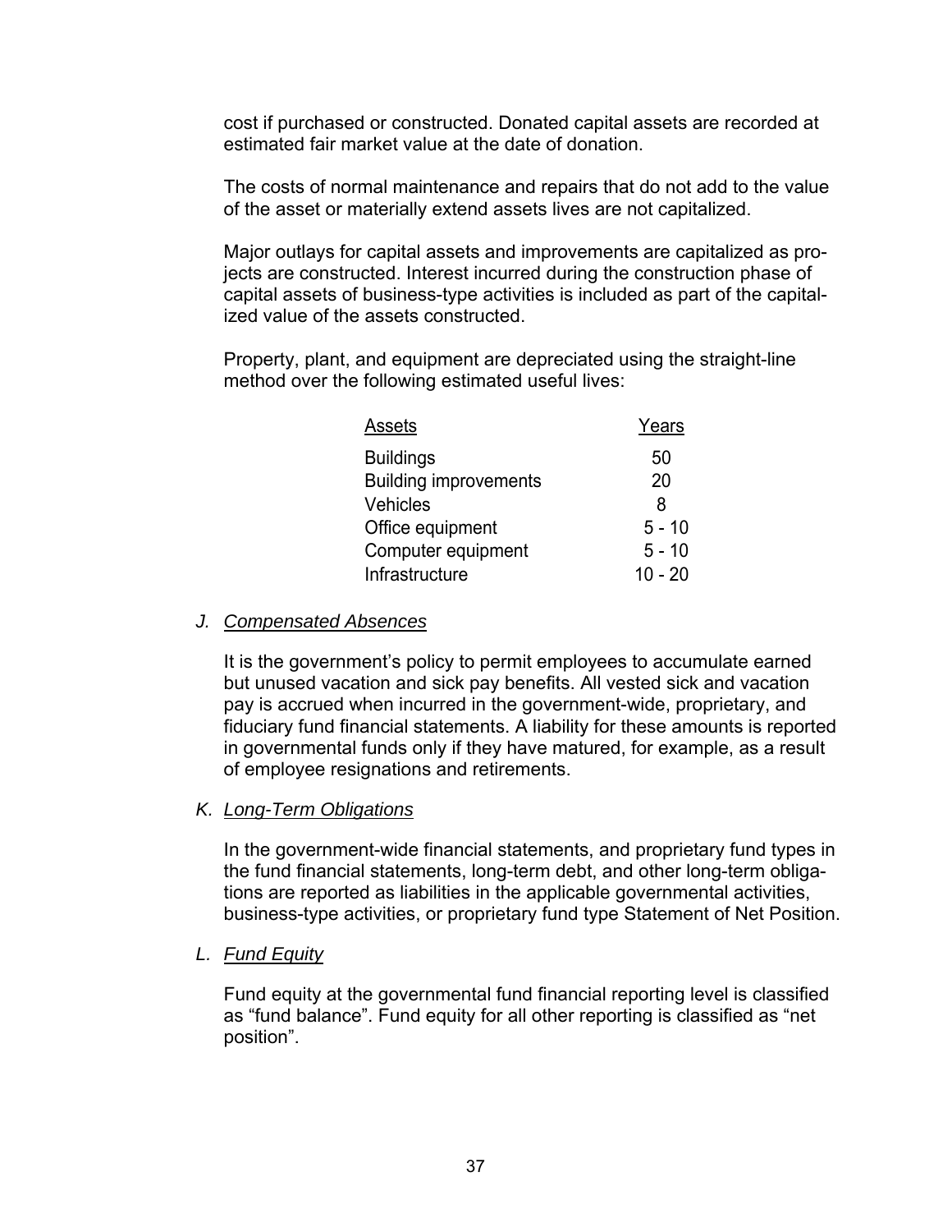cost if purchased or constructed. Donated capital assets are recorded at estimated fair market value at the date of donation.

The costs of normal maintenance and repairs that do not add to the value of the asset or materially extend assets lives are not capitalized.

Major outlays for capital assets and improvements are capitalized as projects are constructed. Interest incurred during the construction phase of capital assets of business-type activities is included as part of the capitalized value of the assets constructed.

Property, plant, and equipment are depreciated using the straight-line method over the following estimated useful lives:

| Assets | Years |
|---|---|
| Buildings | 50 |
| Building improvements | 20 |
| Vehicles | 8 |
| Office equipment | 5 - 10 |
| Computer equipment | 5 - 10 |
| Infrastructure | 10 - 20 |

### J. *Compensated Absences*

It is the government's policy to permit employees to accumulate earned but unused vacation and sick pay benefits. All vested sick and vacation pay is accrued when incurred in the government-wide, proprietary, and fiduciary fund financial statements. A liability for these amounts is reported in governmental funds only if they have matured, for example, as a result of employee resignations and retirements.

### K. *Long-Term Obligations*

In the government-wide financial statements, and proprietary fund types in the fund financial statements, long-term debt, and other long-term obligations are reported as liabilities in the applicable governmental activities, business-type activities, or proprietary fund type Statement of Net Position.

### L. *Fund Equity*

Fund equity at the governmental fund financial reporting level is classified as "fund balance". Fund equity for all other reporting is classified as "net position".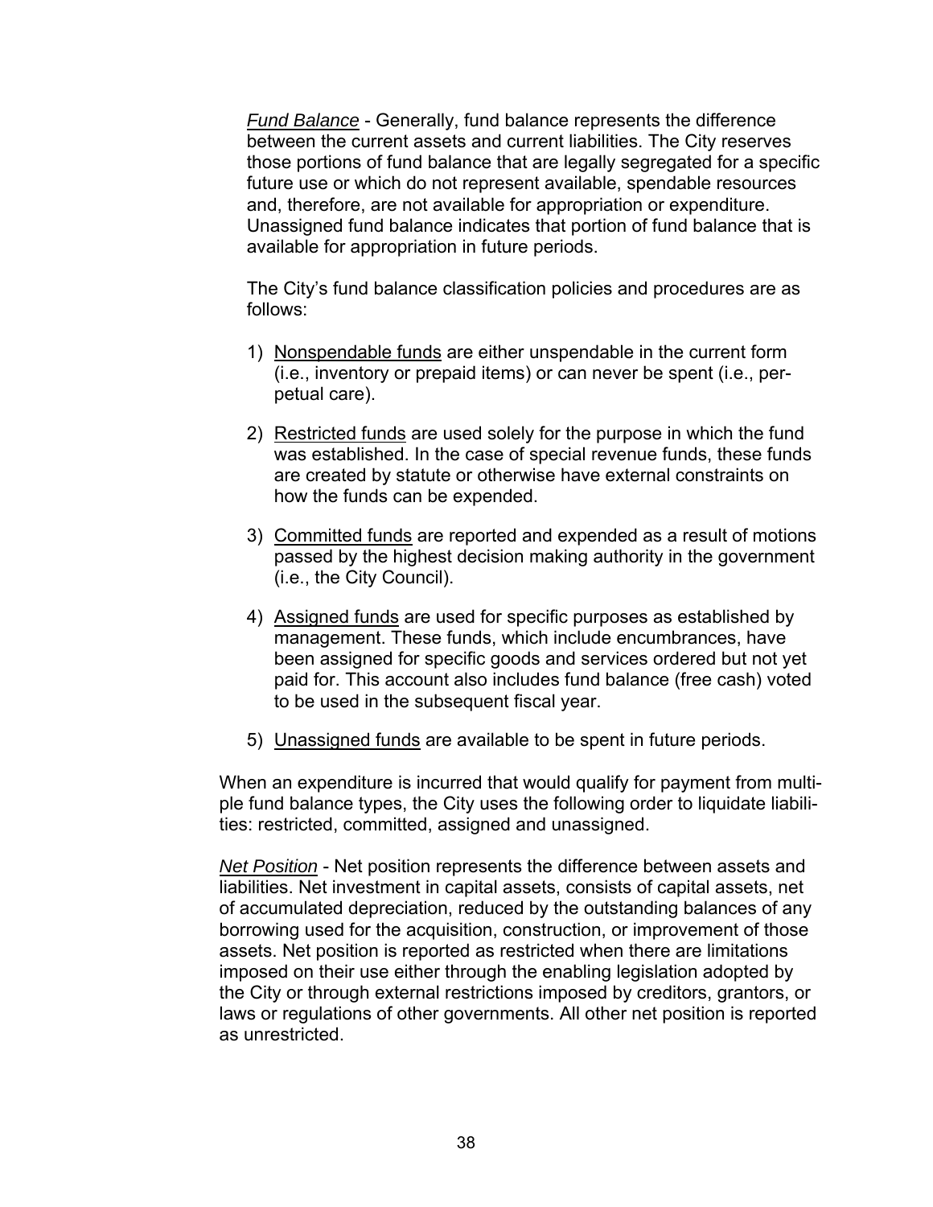*Fund Balance* - Generally, fund balance represents the difference between the current assets and current liabilities. The City reserves those portions of fund balance that are legally segregated for a specific future use or which do not represent available, spendable resources and, therefore, are not available for appropriation or expenditure. Unassigned fund balance indicates that portion of fund balance that is available for appropriation in future periods.

The City's fund balance classification policies and procedures are as follows:

1) Nonspendable funds are either unspendable in the current form (i.e., inventory or prepaid items) or can never be spent (i.e., perpetual care).

2) Restricted funds are used solely for the purpose in which the fund was established. In the case of special revenue funds, these funds are created by statute or otherwise have external constraints on how the funds can be expended.

3) Committed funds are reported and expended as a result of motions passed by the highest decision making authority in the government (i.e., the City Council).

4) Assigned funds are used for specific purposes as established by management. These funds, which include encumbrances, have been assigned for specific goods and services ordered but not yet paid for. This account also includes fund balance (free cash) voted to be used in the subsequent fiscal year.

5) Unassigned funds are available to be spent in future periods.

When an expenditure is incurred that would qualify for payment from multiple fund balance types, the City uses the following order to liquidate liabilities: restricted, committed, assigned and unassigned.

*Net Position* - Net position represents the difference between assets and liabilities. Net investment in capital assets, consists of capital assets, net of accumulated depreciation, reduced by the outstanding balances of any borrowing used for the acquisition, construction, or improvement of those assets. Net position is reported as restricted when there are limitations imposed on their use either through the enabling legislation adopted by the City or through external restrictions imposed by creditors, grantors, or laws or regulations of other governments. All other net position is reported as unrestricted.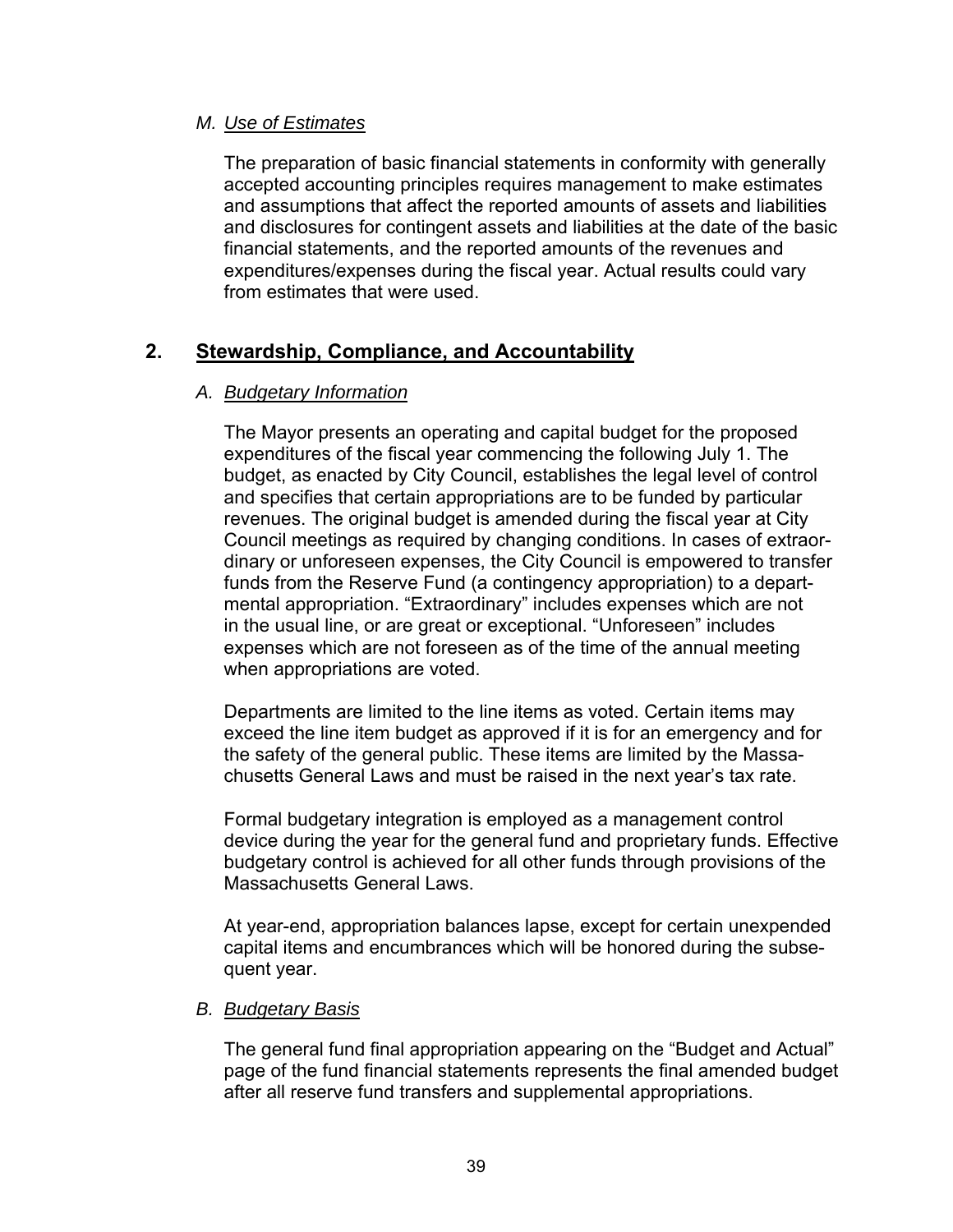### M. *Use of Estimates*

The preparation of basic financial statements in conformity with generally accepted accounting principles requires management to make estimates and assumptions that affect the reported amounts of assets and liabilities and disclosures for contingent assets and liabilities at the date of the basic financial statements, and the reported amounts of the revenues and expenditures/expenses during the fiscal year. Actual results could vary from estimates that were used.

## 2. Stewardship, Compliance, and Accountability

### A. *Budgetary Information*

The Mayor presents an operating and capital budget for the proposed expenditures of the fiscal year commencing the following July 1. The budget, as enacted by City Council, establishes the legal level of control and specifies that certain appropriations are to be funded by particular revenues. The original budget is amended during the fiscal year at City Council meetings as required by changing conditions. In cases of extraordinary or unforeseen expenses, the City Council is empowered to transfer funds from the Reserve Fund (a contingency appropriation) to a departmental appropriation. "Extraordinary" includes expenses which are not in the usual line, or are great or exceptional. "Unforeseen" includes expenses which are not foreseen as of the time of the annual meeting when appropriations are voted.

Departments are limited to the line items as voted. Certain items may exceed the line item budget as approved if it is for an emergency and for the safety of the general public. These items are limited by the Massachusetts General Laws and must be raised in the next year's tax rate.

Formal budgetary integration is employed as a management control device during the year for the general fund and proprietary funds. Effective budgetary control is achieved for all other funds through provisions of the Massachusetts General Laws.

At year-end, appropriation balances lapse, except for certain unexpended capital items and encumbrances which will be honored during the subsequent year.

### B. *Budgetary Basis*

The general fund final appropriation appearing on the "Budget and Actual" page of the fund financial statements represents the final amended budget after all reserve fund transfers and supplemental appropriations.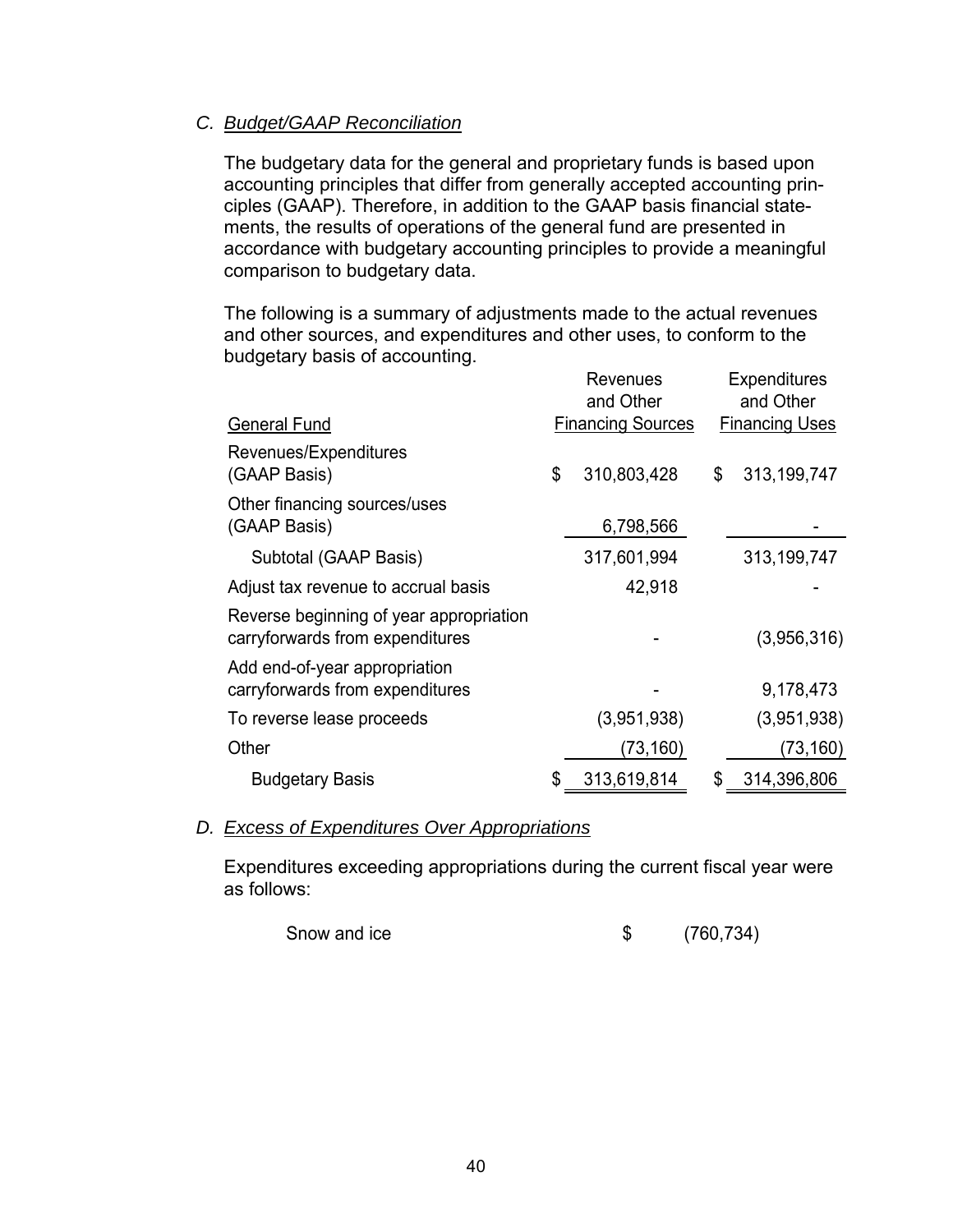*C. Budget/GAAP Reconciliation*

The budgetary data for the general and proprietary funds is based upon accounting principles that differ from generally accepted accounting principles (GAAP). Therefore, in addition to the GAAP basis financial statements, the results of operations of the general fund are presented in accordance with budgetary accounting principles to provide a meaningful comparison to budgetary data.

The following is a summary of adjustments made to the actual revenues and other sources, and expenditures and other uses, to conform to the budgetary basis of accounting.

| General Fund | Revenues and Other Financing Sources | Expenditures and Other Financing Uses |
|---|---|---|
| Revenues/Expenditures (GAAP Basis) | $ 310,803,428 | $ 313,199,747 |
| Other financing sources/uses (GAAP Basis) | 6,798,566 | - |
| Subtotal (GAAP Basis) | 317,601,994 | 313,199,747 |
| Adjust tax revenue to accrual basis | 42,918 | - |
| Reverse beginning of year appropriation carryforwards from expenditures | - | (3,956,316) |
| Add end-of-year appropriation carryforwards from expenditures | - | 9,178,473 |
| To reverse lease proceeds | (3,951,938) | (3,951,938) |
| Other | (73,160) | (73,160) |
| Budgetary Basis | $ 313,619,814 | $ 314,396,806 |

*D. Excess of Expenditures Over Appropriations*

Expenditures exceeding appropriations during the current fiscal year were as follows:

| | |
|---|---|
| Snow and ice | $ (760,734) |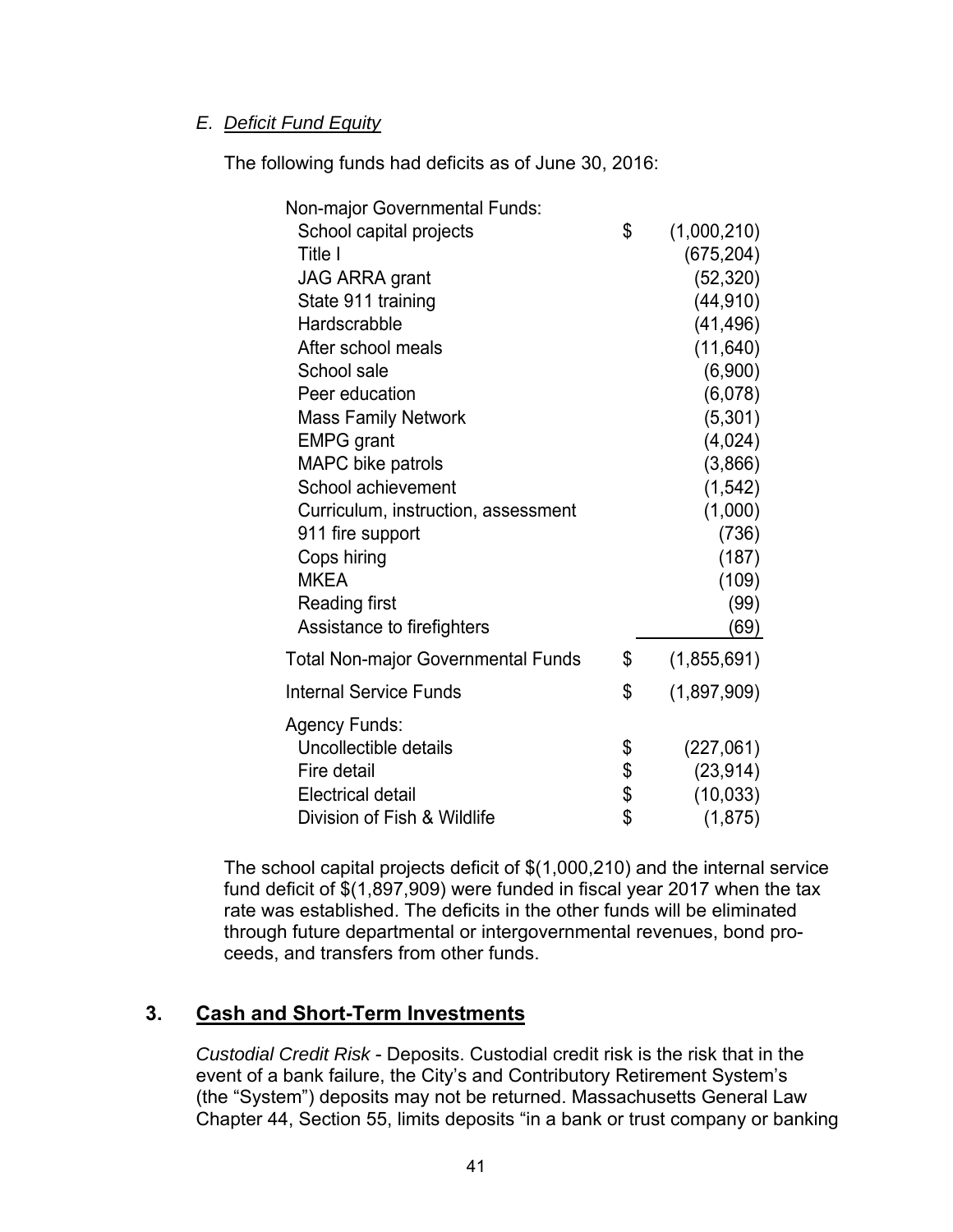*E. Deficit Fund Equity*

The following funds had deficits as of June 30, 2016:

| | | |
|---|---|---|
| Non-major Governmental Funds: | | |
| School capital projects | $ | (1,000,210) |
| Title I | | (675,204) |
| JAG ARRA grant | | (52,320) |
| State 911 training | | (44,910) |
| Hardscrabble | | (41,496) |
| After school meals | | (11,640) |
| School sale | | (6,900) |
| Peer education | | (6,078) |
| Mass Family Network | | (5,301) |
| EMPG grant | | (4,024) |
| MAPC bike patrols | | (3,866) |
| School achievement | | (1,542) |
| Curriculum, instruction, assessment | | (1,000) |
| 911 fire support | | (736) |
| Cops hiring | | (187) |
| MKEA | | (109) |
| Reading first | | (99) |
| Assistance to firefighters | | (69) |
| Total Non-major Governmental Funds | $ | (1,855,691) |
| Internal Service Funds | $ | (1,897,909) |
| Agency Funds: | | |
| Uncollectible details | $ | (227,061) |
| Fire detail | $ | (23,914) |
| Electrical detail | $ | (10,033) |
| Division of Fish & Wildlife | $ | (1,875) |

The school capital projects deficit of $(1,000,210) and the internal service fund deficit of $(1,897,909) were funded in fiscal year 2017 when the tax rate was established. The deficits in the other funds will be eliminated through future departmental or intergovernmental revenues, bond proceeds, and transfers from other funds.

## 3. Cash and Short-Term Investments

*Custodial Credit Risk* - Deposits. Custodial credit risk is the risk that in the event of a bank failure, the City's and Contributory Retirement System's (the "System") deposits may not be returned. Massachusetts General Law Chapter 44, Section 55, limits deposits "in a bank or trust company or banking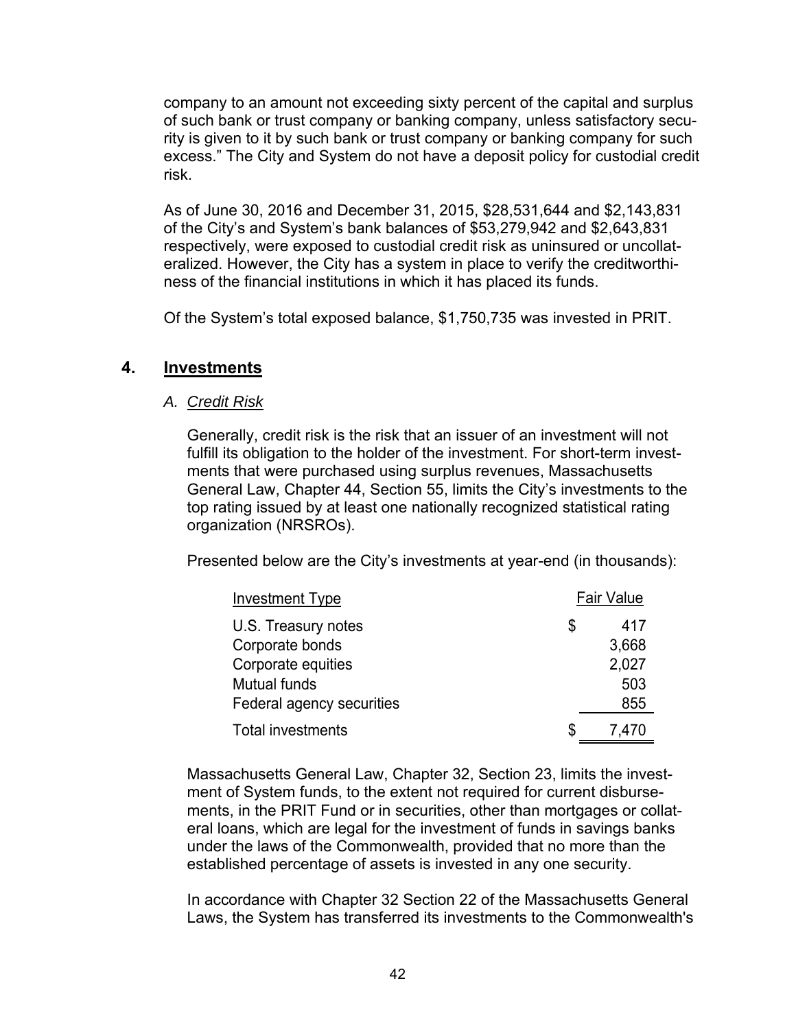company to an amount not exceeding sixty percent of the capital and surplus of such bank or trust company or banking company, unless satisfactory security is given to it by such bank or trust company or banking company for such excess." The City and System do not have a deposit policy for custodial credit risk.

As of June 30, 2016 and December 31, 2015, $28,531,644 and $2,143,831 of the City's and System's bank balances of $53,279,942 and $2,643,831 respectively, were exposed to custodial credit risk as uninsured or uncollateralized. However, the City has a system in place to verify the creditworthiness of the financial institutions in which it has placed its funds.

Of the System's total exposed balance, $1,750,735 was invested in PRIT.

## 4. Investments

### A. *Credit Risk*

Generally, credit risk is the risk that an issuer of an investment will not fulfill its obligation to the holder of the investment. For short-term investments that were purchased using surplus revenues, Massachusetts General Law, Chapter 44, Section 55, limits the City's investments to the top rating issued by at least one nationally recognized statistical rating organization (NRSROs).

Presented below are the City's investments at year-end (in thousands):

| Investment Type | Fair Value |
|---|---|
| U.S. Treasury notes | $ 417 |
| Corporate bonds | 3,668 |
| Corporate equities | 2,027 |
| Mutual funds | 503 |
| Federal agency securities | 855 |
| Total investments | $ 7,470 |

Massachusetts General Law, Chapter 32, Section 23, limits the investment of System funds, to the extent not required for current disbursements, in the PRIT Fund or in securities, other than mortgages or collateral loans, which are legal for the investment of funds in savings banks under the laws of the Commonwealth, provided that no more than the established percentage of assets is invested in any one security.

In accordance with Chapter 32 Section 22 of the Massachusetts General Laws, the System has transferred its investments to the Commonwealth's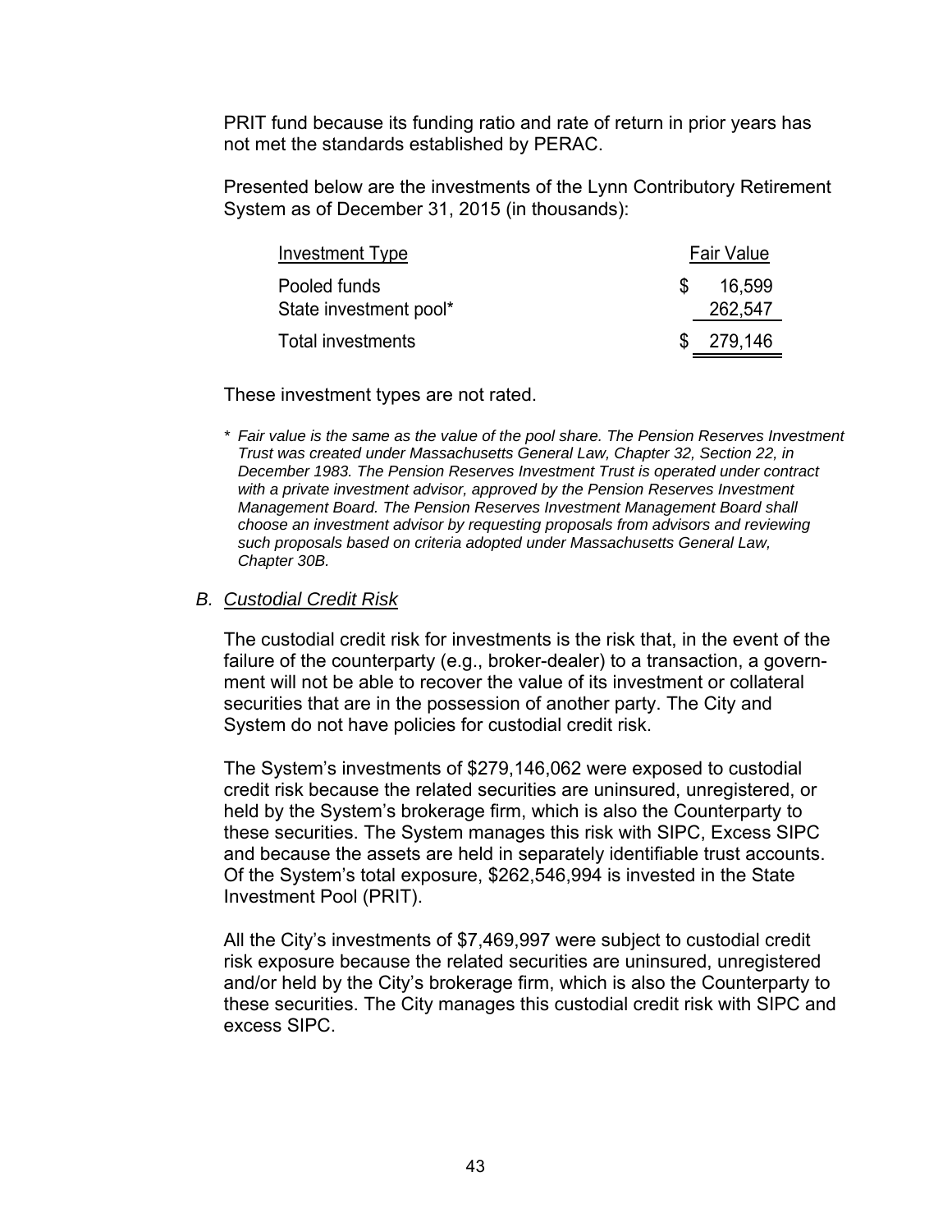PRIT fund because its funding ratio and rate of return in prior years has not met the standards established by PERAC.

Presented below are the investments of the Lynn Contributory Retirement System as of December 31, 2015 (in thousands):

| Investment Type | Fair Value |
|---|---|
| Pooled funds | $ 16,599 |
| State investment pool* | 262,547 |
| Total investments | $ 279,146 |

These investment types are not rated.

*\* Fair value is the same as the value of the pool share. The Pension Reserves Investment Trust was created under Massachusetts General Law, Chapter 32, Section 22, in December 1983. The Pension Reserves Investment Trust is operated under contract with a private investment advisor, approved by the Pension Reserves Investment Management Board. The Pension Reserves Investment Management Board shall choose an investment advisor by requesting proposals from advisors and reviewing such proposals based on criteria adopted under Massachusetts General Law, Chapter 30B.*

### B. *Custodial Credit Risk*

The custodial credit risk for investments is the risk that, in the event of the failure of the counterparty (e.g., broker-dealer) to a transaction, a government will not be able to recover the value of its investment or collateral securities that are in the possession of another party. The City and System do not have policies for custodial credit risk.

The System's investments of $279,146,062 were exposed to custodial credit risk because the related securities are uninsured, unregistered, or held by the System's brokerage firm, which is also the Counterparty to these securities. The System manages this risk with SIPC, Excess SIPC and because the assets are held in separately identifiable trust accounts. Of the System's total exposure, $262,546,994 is invested in the State Investment Pool (PRIT).

All the City's investments of $7,469,997 were subject to custodial credit risk exposure because the related securities are uninsured, unregistered and/or held by the City's brokerage firm, which is also the Counterparty to these securities. The City manages this custodial credit risk with SIPC and excess SIPC.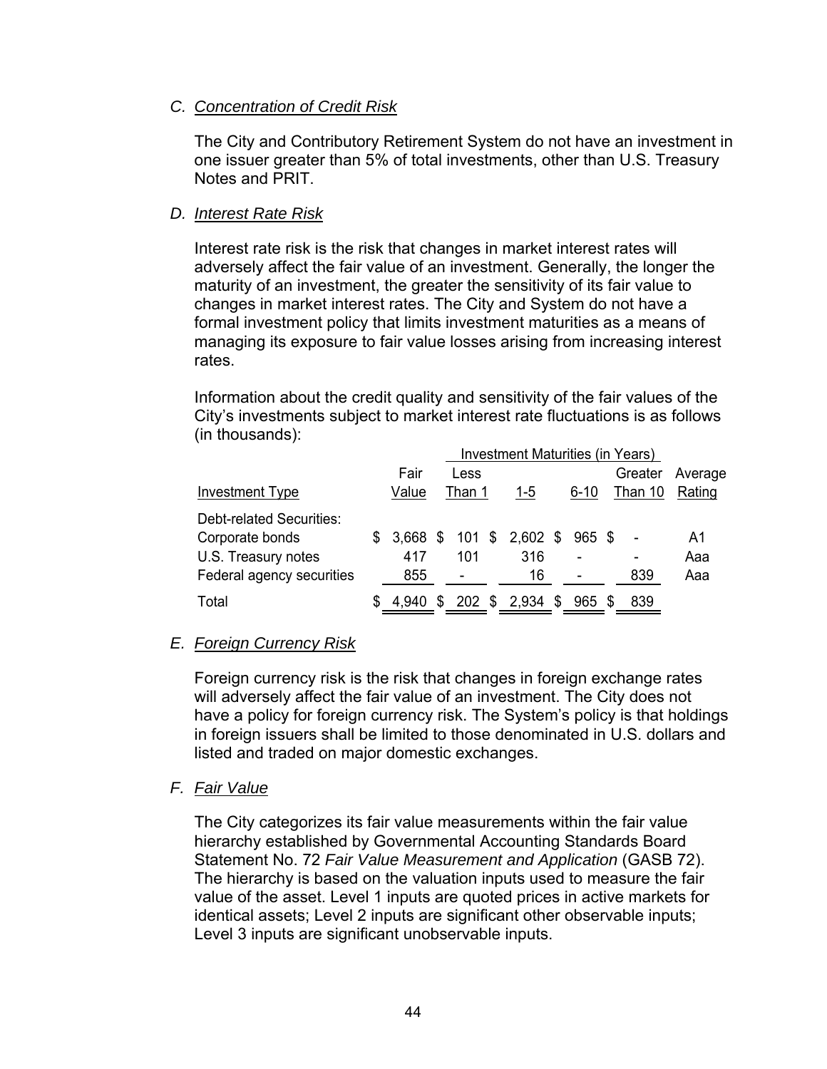### C. *Concentration of Credit Risk*

The City and Contributory Retirement System do not have an investment in one issuer greater than 5% of total investments, other than U.S. Treasury Notes and PRIT.

### D. *Interest Rate Risk*

Interest rate risk is the risk that changes in market interest rates will adversely affect the fair value of an investment. Generally, the longer the maturity of an investment, the greater the sensitivity of its fair value to changes in market interest rates. The City and System do not have a formal investment policy that limits investment maturities as a means of managing its exposure to fair value losses arising from increasing interest rates.

Information about the credit quality and sensitivity of the fair values of the City's investments subject to market interest rate fluctuations is as follows (in thousands):

| | | Investment Maturities (in Years) | | | | |
|---|---|---|---|---|---|---|
| Investment Type | Fair Value | Less Than 1 | 1-5 | 6-10 | Greater Than 10 | Average Rating |
| Debt-related Securities: | | | | | | |
| Corporate bonds | $ 3,668 | $ 101 | $ 2,602 | $ 965 | $ - | A1 |
| U.S. Treasury notes | 417 | 101 | 316 | - | - | Aaa |
| Federal agency securities | 855 | - | 16 | - | 839 | Aaa |
| Total | $ 4,940 | $ 202 | $ 2,934 | $ 965 | $ 839 | |

### E. *Foreign Currency Risk*

Foreign currency risk is the risk that changes in foreign exchange rates will adversely affect the fair value of an investment. The City does not have a policy for foreign currency risk. The System's policy is that holdings in foreign issuers shall be limited to those denominated in U.S. dollars and listed and traded on major domestic exchanges.

### F. *Fair Value*

The City categorizes its fair value measurements within the fair value hierarchy established by Governmental Accounting Standards Board Statement No. 72 *Fair Value Measurement and Application* (GASB 72). The hierarchy is based on the valuation inputs used to measure the fair value of the asset. Level 1 inputs are quoted prices in active markets for identical assets; Level 2 inputs are significant other observable inputs; Level 3 inputs are significant unobservable inputs.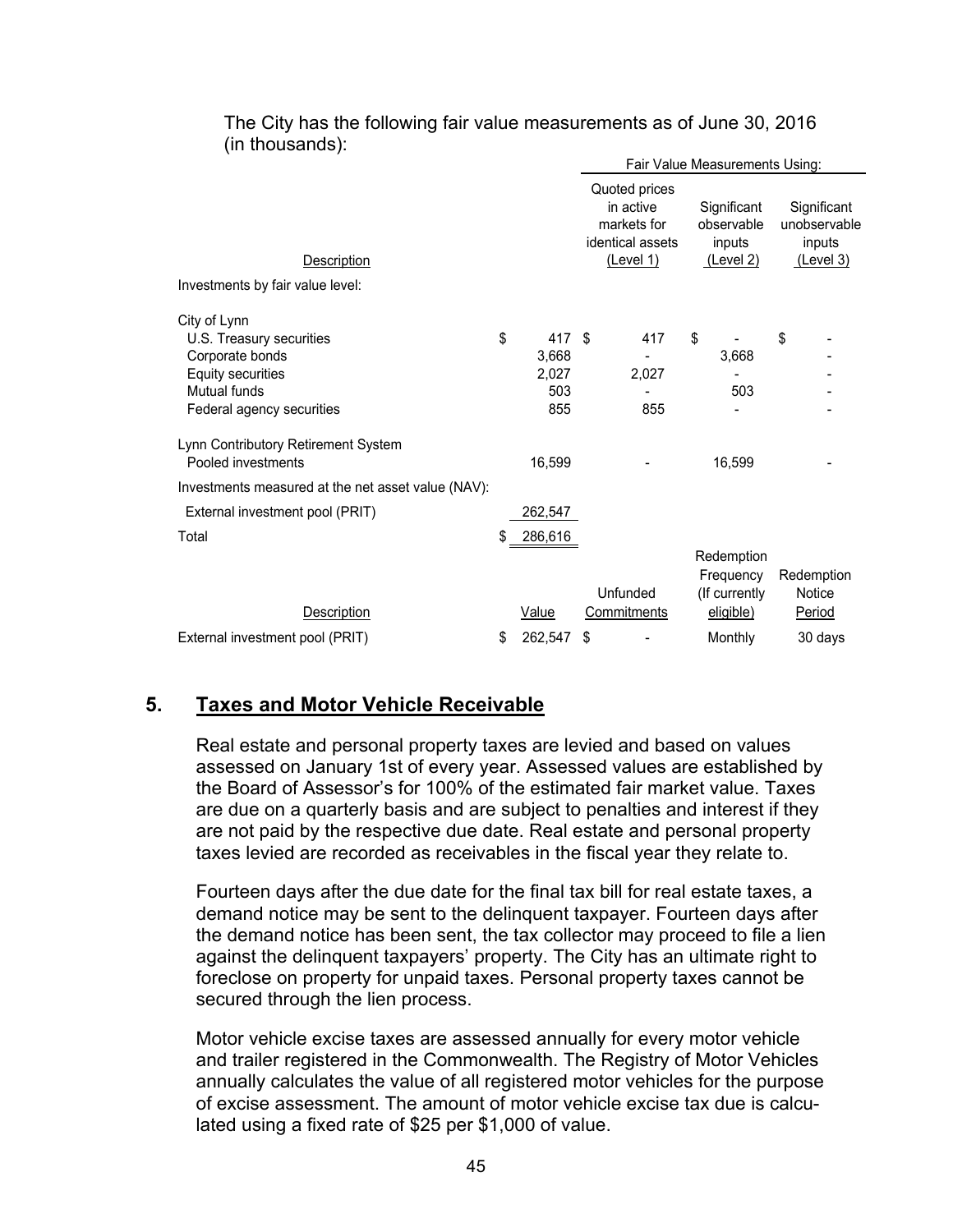The City has the following fair value measurements as of June 30, 2016 (in thousands):

| Description | | Fair Value Measurements Using: | | |
|---|---|---|---|---|
| | | Quoted prices in active markets for identical assets (Level 1) | Significant observable inputs (Level 2) | Significant unobservable inputs (Level 3) |
| Investments by fair value level: | | | | |
| City of Lynn | | | | |
| U.S. Treasury securities | $ 417 | $ 417 | $ - | $ - |
| Corporate bonds | 3,668 | - | 3,668 | - |
| Equity securities | 2,027 | 2,027 | - | - |
| Mutual funds | 503 | - | 503 | - |
| Federal agency securities | 855 | 855 | - | - |
| Lynn Contributory Retirement System | | | | |
| Pooled investments | 16,599 | - | 16,599 | - |
| Investments measured at the net asset value (NAV): | | | | |
| External investment pool (PRIT) | 262,547 | | | |
| Total | $ 286,616 | | | |

| Description | Value | Unfunded Commitments | Redemption Frequency (If currently eligible) | Redemption Notice Period |
|---|---|---|---|---|
| External investment pool (PRIT) | $ 262,547 | $ - | Monthly | 30 days |

## 5. Taxes and Motor Vehicle Receivable

Real estate and personal property taxes are levied and based on values assessed on January 1st of every year. Assessed values are established by the Board of Assessor's for 100% of the estimated fair market value. Taxes are due on a quarterly basis and are subject to penalties and interest if they are not paid by the respective due date. Real estate and personal property taxes levied are recorded as receivables in the fiscal year they relate to.

Fourteen days after the due date for the final tax bill for real estate taxes, a demand notice may be sent to the delinquent taxpayer. Fourteen days after the demand notice has been sent, the tax collector may proceed to file a lien against the delinquent taxpayers' property. The City has an ultimate right to foreclose on property for unpaid taxes. Personal property taxes cannot be secured through the lien process.

Motor vehicle excise taxes are assessed annually for every motor vehicle and trailer registered in the Commonwealth. The Registry of Motor Vehicles annually calculates the value of all registered motor vehicles for the purpose of excise assessment. The amount of motor vehicle excise tax due is calculated using a fixed rate of $25 per $1,000 of value.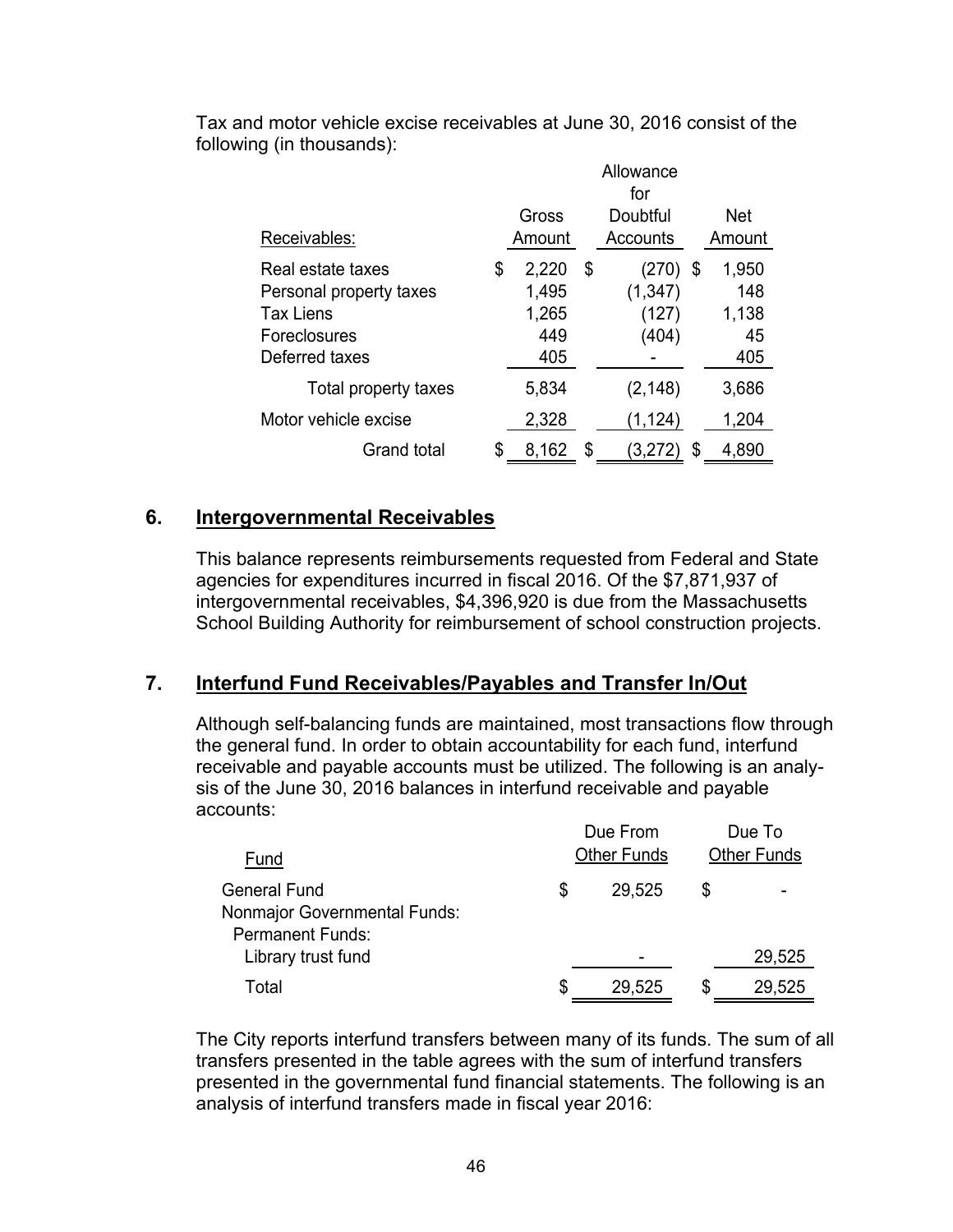Tax and motor vehicle excise receivables at June 30, 2016 consist of the following (in thousands):

| Receivables: | Gross Amount | Allowance for Doubtful Accounts | Net Amount |
|---|---|---|---|
| Real estate taxes | $ 2,220 | $ (270) | $ 1,950 |
| Personal property taxes | 1,495 | (1,347) | 148 |
| Tax Liens | 1,265 | (127) | 1,138 |
| Foreclosures | 449 | (404) | 45 |
| Deferred taxes | 405 | - | 405 |
| Total property taxes | 5,834 | (2,148) | 3,686 |
| Motor vehicle excise | 2,328 | (1,124) | 1,204 |
| Grand total | $ 8,162 | $ (3,272) | $ 4,890 |

## 6. Intergovernmental Receivables

This balance represents reimbursements requested from Federal and State agencies for expenditures incurred in fiscal 2016. Of the $7,871,937 of intergovernmental receivables, $4,396,920 is due from the Massachusetts School Building Authority for reimbursement of school construction projects.

## 7. Interfund Fund Receivables/Payables and Transfer In/Out

Although self-balancing funds are maintained, most transactions flow through the general fund. In order to obtain accountability for each fund, interfund receivable and payable accounts must be utilized. The following is an analysis of the June 30, 2016 balances in interfund receivable and payable accounts:

| Fund | Due From Other Funds | Due To Other Funds |
|---|---|---|
| General Fund | $ 29,525 | $ - |
| Nonmajor Governmental Funds: | | |
| Permanent Funds: | | |
| Library trust fund | - | 29,525 |
| Total | $ 29,525 | $ 29,525 |

The City reports interfund transfers between many of its funds. The sum of all transfers presented in the table agrees with the sum of interfund transfers presented in the governmental fund financial statements. The following is an analysis of interfund transfers made in fiscal year 2016: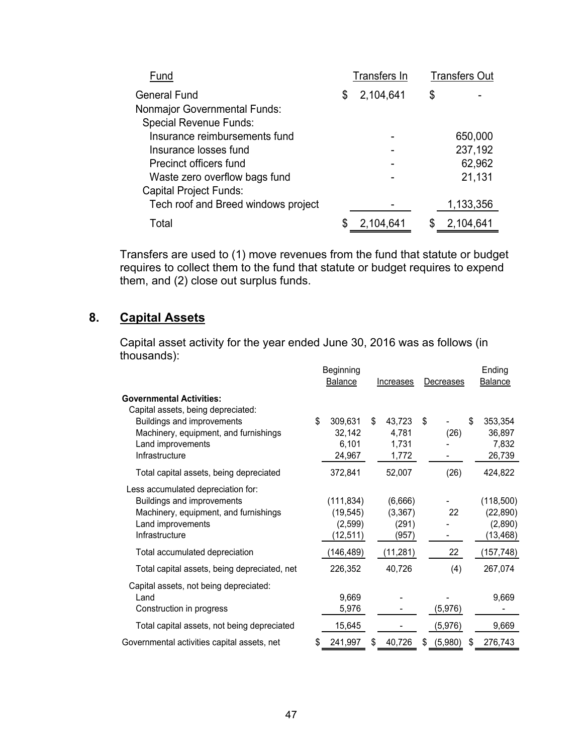| Fund | Transfers In | Transfers Out |
|---|---|---|
| General Fund | $ 2,104,641 | $ - |
| Nonmajor Governmental Funds: | | |
| Special Revenue Funds: | | |
| Insurance reimbursements fund | - | 650,000 |
| Insurance losses fund | - | 237,192 |
| Precinct officers fund | - | 62,962 |
| Waste zero overflow bags fund | - | 21,131 |
| Capital Project Funds: | | |
| Tech roof and Breed windows project | - | 1,133,356 |
| Total | $ 2,104,641 | $ 2,104,641 |

Transfers are used to (1) move revenues from the fund that statute or budget requires to collect them to the fund that statute or budget requires to expend them, and (2) close out surplus funds.

## 8. Capital Assets

Capital asset activity for the year ended June 30, 2016 was as follows (in thousands):

| | Beginning Balance | Increases | Decreases | Ending Balance |
|---|---|---|---|---|
| **Governmental Activities:** | | | | |
| Capital assets, being depreciated: | | | | |
| Buildings and improvements | $ 309,631 | $ 43,723 | $ - | $ 353,354 |
| Machinery, equipment, and furnishings | 32,142 | 4,781 | (26) | 36,897 |
| Land improvements | 6,101 | 1,731 | - | 7,832 |
| Infrastructure | 24,967 | 1,772 | - | 26,739 |
| Total capital assets, being depreciated | 372,841 | 52,007 | (26) | 424,822 |
| Less accumulated depreciation for: | | | | |
| Buildings and improvements | (111,834) | (6,666) | - | (118,500) |
| Machinery, equipment, and furnishings | (19,545) | (3,367) | 22 | (22,890) |
| Land improvements | (2,599) | (291) | - | (2,890) |
| Infrastructure | (12,511) | (957) | - | (13,468) |
| Total accumulated depreciation | (146,489) | (11,281) | 22 | (157,748) |
| Total capital assets, being depreciated, net | 226,352 | 40,726 | (4) | 267,074 |
| Capital assets, not being depreciated: | | | | |
| Land | 9,669 | - | - | 9,669 |
| Construction in progress | 5,976 | - | (5,976) | - |
| Total capital assets, not being depreciated | 15,645 | - | (5,976) | 9,669 |
| Governmental activities capital assets, net | $ 241,997 | $ 40,726 | $ (5,980) | $ 276,743 |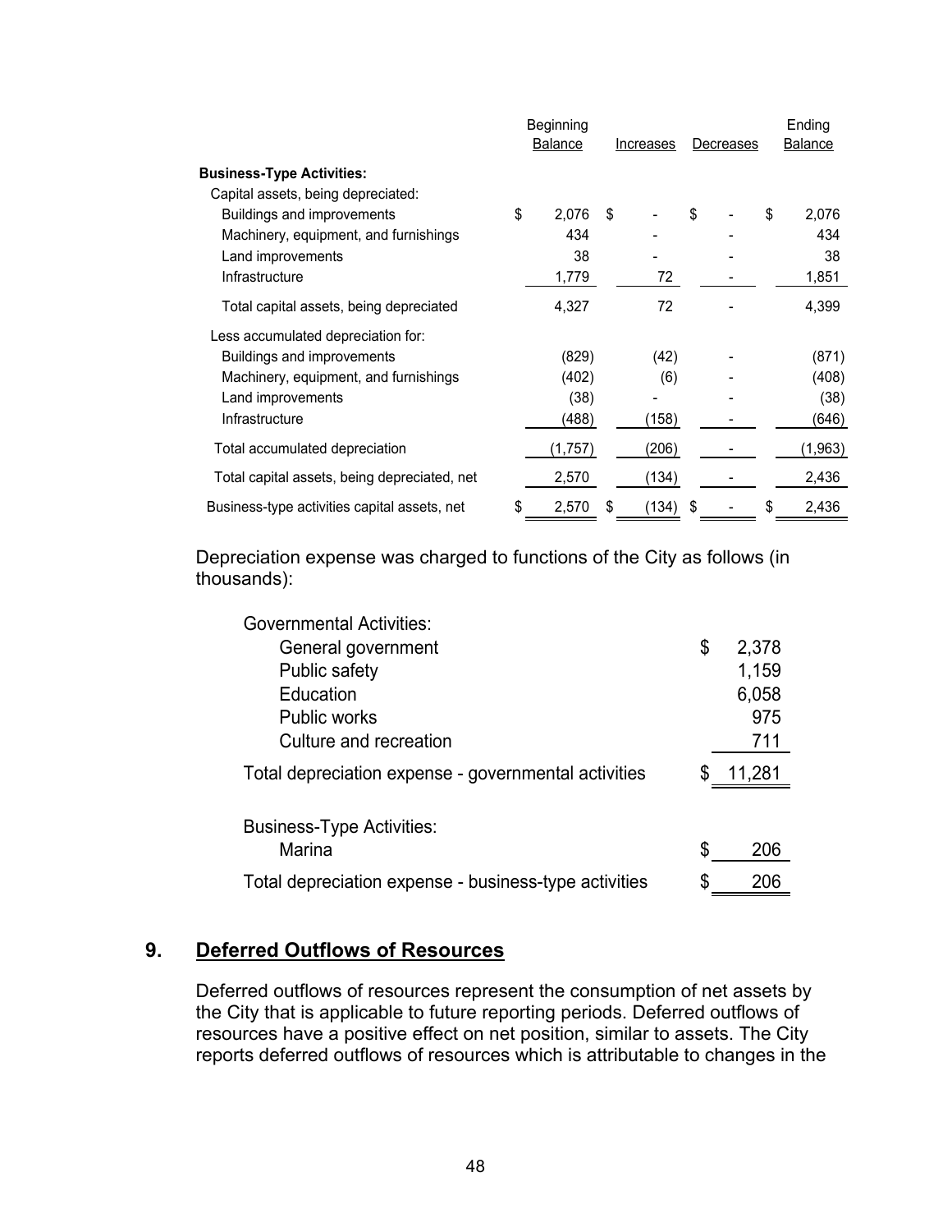| | Beginning Balance | Increases | Decreases | Ending Balance |
|---|---|---|---|---|
| **Business-Type Activities:** | | | | |
| Capital assets, being depreciated: | | | | |
| Buildings and improvements | $ 2,076 | $ - | $ - | $ 2,076 |
| Machinery, equipment, and furnishings | 434 | - | - | 434 |
| Land improvements | 38 | - | - | 38 |
| Infrastructure | 1,779 | 72 | - | 1,851 |
| Total capital assets, being depreciated | 4,327 | 72 | - | 4,399 |
| Less accumulated depreciation for: | | | | |
| Buildings and improvements | (829) | (42) | - | (871) |
| Machinery, equipment, and furnishings | (402) | (6) | - | (408) |
| Land improvements | (38) | - | - | (38) |
| Infrastructure | (488) | (158) | - | (646) |
| Total accumulated depreciation | (1,757) | (206) | - | (1,963) |
| Total capital assets, being depreciated, net | 2,570 | (134) | - | 2,436 |
| Business-type activities capital assets, net | $ 2,570 | $ (134) | $ - | $ 2,436 |

Depreciation expense was charged to functions of the City as follows (in thousands):

| | |
|---|---|
| Governmental Activities: | |
| General government | $ 2,378 |
| Public safety | 1,159 |
| Education | 6,058 |
| Public works | 975 |
| Culture and recreation | 711 |
| Total depreciation expense - governmental activities | $ 11,281 |
| | |
| Business-Type Activities: | |
| Marina | $ 206 |
| Total depreciation expense - business-type activities | $ 206 |

## 9. Deferred Outflows of Resources

Deferred outflows of resources represent the consumption of net assets by the City that is applicable to future reporting periods. Deferred outflows of resources have a positive effect on net position, similar to assets. The City reports deferred outflows of resources which is attributable to changes in the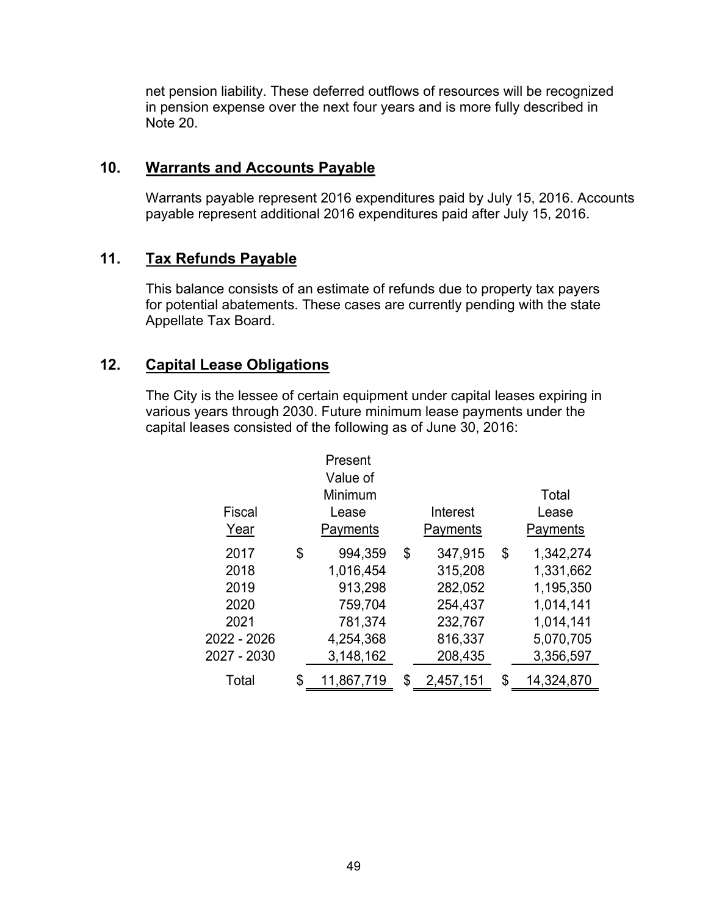net pension liability. These deferred outflows of resources will be recognized in pension expense over the next four years and is more fully described in Note 20.

## 10. Warrants and Accounts Payable

Warrants payable represent 2016 expenditures paid by July 15, 2016. Accounts payable represent additional 2016 expenditures paid after July 15, 2016.

## 11. Tax Refunds Payable

This balance consists of an estimate of refunds due to property tax payers for potential abatements. These cases are currently pending with the state Appellate Tax Board.

## 12. Capital Lease Obligations

The City is the lessee of certain equipment under capital leases expiring in various years through 2030. Future minimum lease payments under the capital leases consisted of the following as of June 30, 2016:

| Fiscal Year | Present Value of Minimum Lease Payments | Interest Payments | Total Lease Payments |
|---|---|---|---|
| 2017 | $ 994,359 | $ 347,915 | $ 1,342,274 |
| 2018 | 1,016,454 | 315,208 | 1,331,662 |
| 2019 | 913,298 | 282,052 | 1,195,350 |
| 2020 | 759,704 | 254,437 | 1,014,141 |
| 2021 | 781,374 | 232,767 | 1,014,141 |
| 2022 - 2026 | 4,254,368 | 816,337 | 5,070,705 |
| 2027 - 2030 | 3,148,162 | 208,435 | 3,356,597 |
| Total | $ 11,867,719 | $ 2,457,151 | $ 14,324,870 |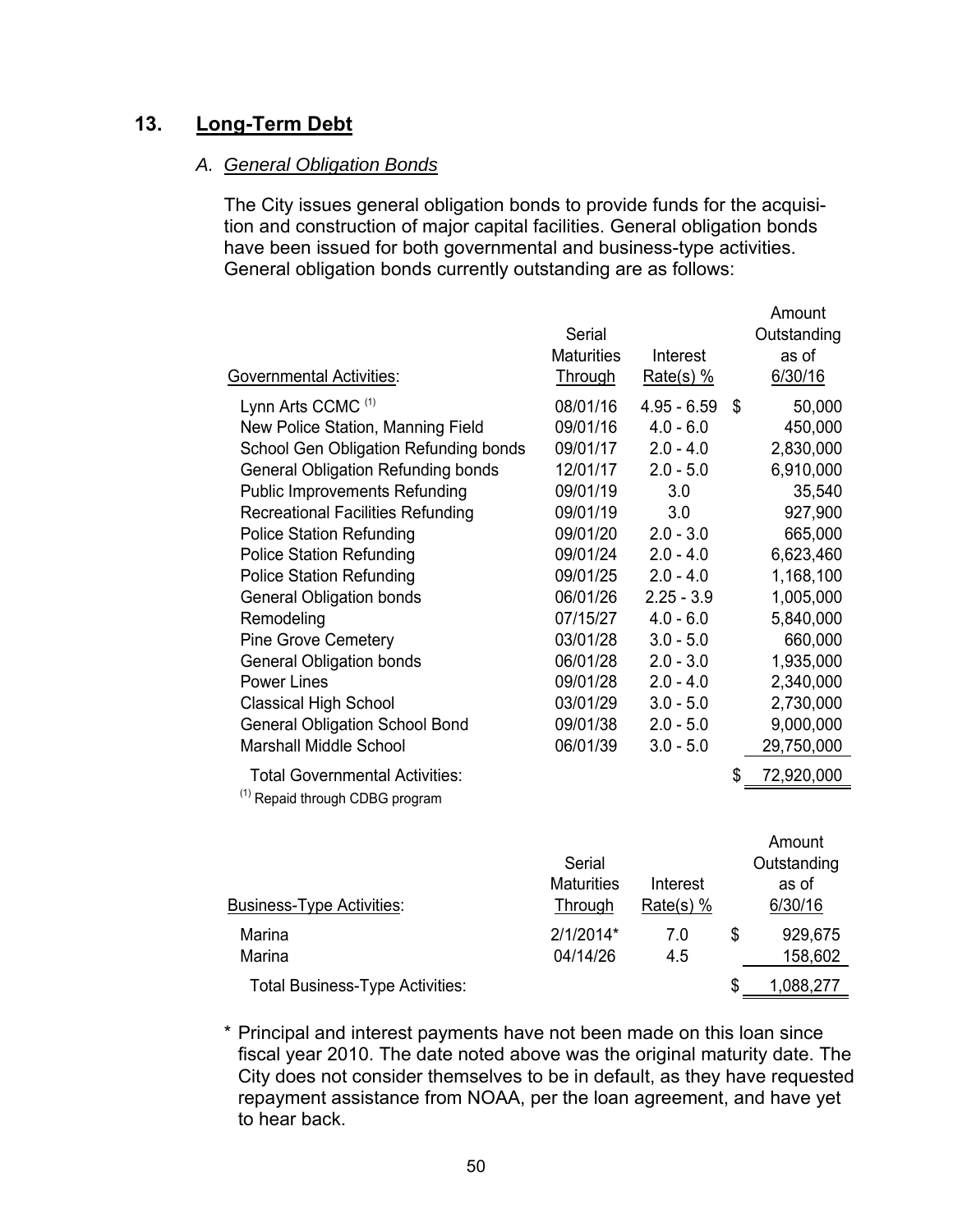## 13. Long-Term Debt

### *A. General Obligation Bonds*

The City issues general obligation bonds to provide funds for the acquisition and construction of major capital facilities. General obligation bonds have been issued for both governmental and business-type activities. General obligation bonds currently outstanding are as follows:

| Governmental Activities: | Serial Maturities Through | Interest Rate(s) % | | Amount Outstanding as of 6/30/16 |
|---|---|---|---|---|
| Lynn Arts CCMC [1] | 08/01/16 | 4.95 - 6.59 | $ | 50,000 |
| New Police Station, Manning Field | 09/01/16 | 4.0 - 6.0 | | 450,000 |
| School Gen Obligation Refunding bonds | 09/01/17 | 2.0 - 4.0 | | 2,830,000 |
| General Obligation Refunding bonds | 12/01/17 | 2.0 - 5.0 | | 6,910,000 |
| Public Improvements Refunding | 09/01/19 | 3.0 | | 35,540 |
| Recreational Facilities Refunding | 09/01/19 | 3.0 | | 927,900 |
| Police Station Refunding | 09/01/20 | 2.0 - 3.0 | | 665,000 |
| Police Station Refunding | 09/01/24 | 2.0 - 4.0 | | 6,623,460 |
| Police Station Refunding | 09/01/25 | 2.0 - 4.0 | | 1,168,100 |
| General Obligation bonds | 06/01/26 | 2.25 - 3.9 | | 1,005,000 |
| Remodeling | 07/15/27 | 4.0 - 6.0 | | 5,840,000 |
| Pine Grove Cemetery | 03/01/28 | 3.0 - 5.0 | | 660,000 |
| General Obligation bonds | 06/01/28 | 2.0 - 3.0 | | 1,935,000 |
| Power Lines | 09/01/28 | 2.0 - 4.0 | | 2,340,000 |
| Classical High School | 03/01/29 | 3.0 - 5.0 | | 2,730,000 |
| General Obligation School Bond | 09/01/38 | 2.0 - 5.0 | | 9,000,000 |
| Marshall Middle School | 06/01/39 | 3.0 - 5.0 | | 29,750,000 |
| Total Governmental Activities: | | | $ | 72,920,000 |

[1] Repaid through CDBG program

| Business-Type Activities: | Serial Maturities Through | Interest Rate(s) % | | Amount Outstanding as of 6/30/16 |
|---|---|---|---|---|
| Marina | 2/1/2014* | 7.0 | $ | 929,675 |
| Marina | 04/14/26 | 4.5 | | 158,602 |
| Total Business-Type Activities: | | | $ | 1,088,277 |

\* Principal and interest payments have not been made on this loan since fiscal year 2010. The date noted above was the original maturity date. The City does not consider themselves to be in default, as they have requested repayment assistance from NOAA, per the loan agreement, and have yet to hear back.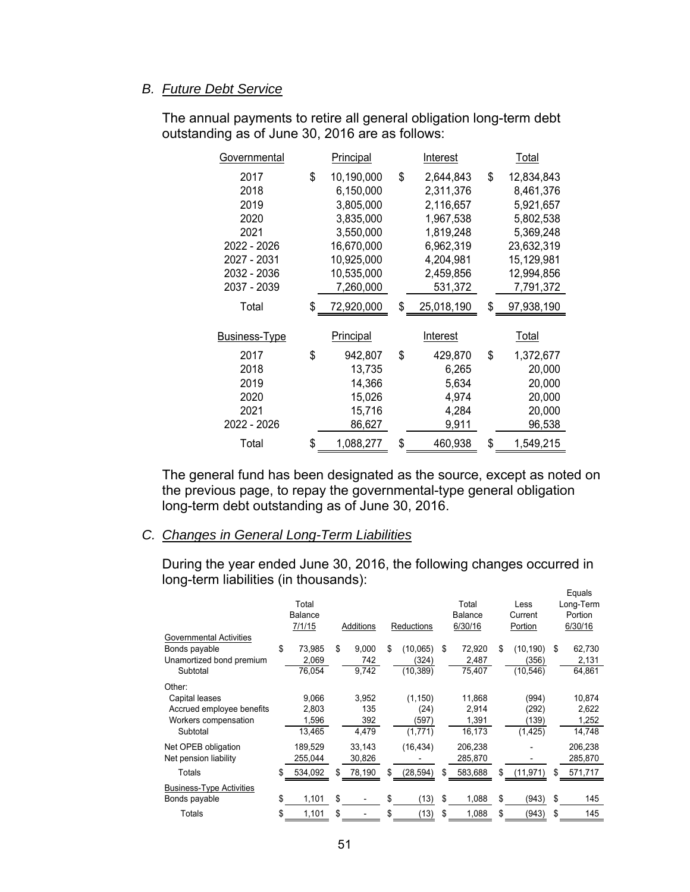### B. *Future Debt Service*

The annual payments to retire all general obligation long-term debt outstanding as of June 30, 2016 are as follows:

| Governmental | Principal | Interest | Total |
|---|---|---|---|
| 2017 | $ 10,190,000 | $ 2,644,843 | $ 12,834,843 |
| 2018 | 6,150,000 | 2,311,376 | 8,461,376 |
| 2019 | 3,805,000 | 2,116,657 | 5,921,657 |
| 2020 | 3,835,000 | 1,967,538 | 5,802,538 |
| 2021 | 3,550,000 | 1,819,248 | 5,369,248 |
| 2022 - 2026 | 16,670,000 | 6,962,319 | 23,632,319 |
| 2027 - 2031 | 10,925,000 | 4,204,981 | 15,129,981 |
| 2032 - 2036 | 10,535,000 | 2,459,856 | 12,994,856 |
| 2037 - 2039 | 7,260,000 | 531,372 | 7,791,372 |
| Total | $ 72,920,000 | $ 25,018,190 | $ 97,938,190 |

| Business-Type | Principal | Interest | Total |
|---|---|---|---|
| 2017 | $ 942,807 | $ 429,870 | $ 1,372,677 |
| 2018 | 13,735 | 6,265 | 20,000 |
| 2019 | 14,366 | 5,634 | 20,000 |
| 2020 | 15,026 | 4,974 | 20,000 |
| 2021 | 15,716 | 4,284 | 20,000 |
| 2022 - 2026 | 86,627 | 9,911 | 96,538 |
| Total | $ 1,088,277 | $ 460,938 | $ 1,549,215 |

The general fund has been designated as the source, except as noted on the previous page, to repay the governmental-type general obligation long-term debt outstanding as of June 30, 2016.

### C. *Changes in General Long-Term Liabilities*

During the year ended June 30, 2016, the following changes occurred in long-term liabilities (in thousands):

| | Total Balance 7/1/15 | Additions | Reductions | Total Balance 6/30/16 | Less Current Portion | Equals Long-Term Portion 6/30/16 |
|---|---|---|---|---|---|---|
| Governmental Activities | | | | | | |
| Bonds payable | $ 73,985 | $ 9,000 | $ (10,065) | $ 72,920 | $ (10,190) | $ 62,730 |
| Unamortized bond premium | 2,069 | 742 | (324) | 2,487 | (356) | 2,131 |
| Subtotal | 76,054 | 9,742 | (10,389) | 75,407 | (10,546) | 64,861 |
| Other: | | | | | | |
| Capital leases | 9,066 | 3,952 | (1,150) | 11,868 | (994) | 10,874 |
| Accrued employee benefits | 2,803 | 135 | (24) | 2,914 | (292) | 2,622 |
| Workers compensation | 1,596 | 392 | (597) | 1,391 | (139) | 1,252 |
| Subtotal | 13,465 | 4,479 | (1,771) | 16,173 | (1,425) | 14,748 |
| Net OPEB obligation | 189,529 | 33,143 | (16,434) | 206,238 | - | 206,238 |
| Net pension liability | 255,044 | 30,826 | - | 285,870 | - | 285,870 |
| Totals | $ 534,092 | $ 78,190 | $ (28,594) | $ 583,688 | $ (11,971) | $ 571,717 |
| Business-Type Activities | | | | | | |
| Bonds payable | $ 1,101 | $ - | $ (13) | $ 1,088 | $ (943) | $ 145 |
| Totals | $ 1,101 | $ - | $ (13) | $ 1,088 | $ (943) | $ 145 |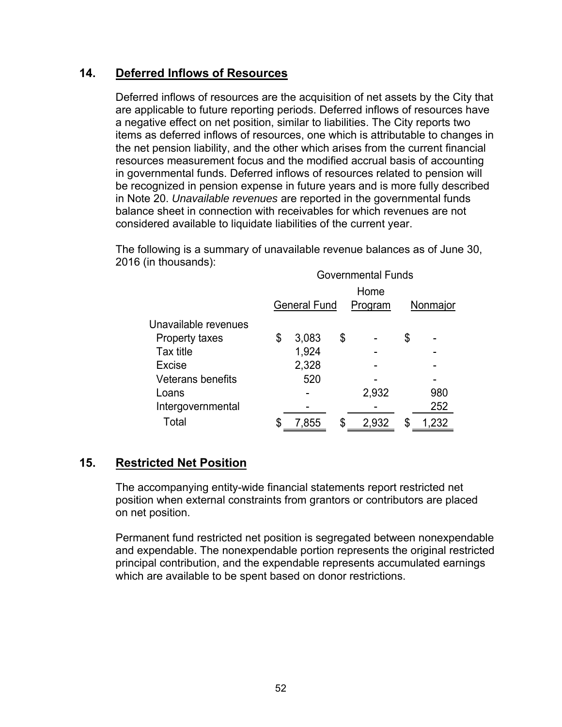## 14. Deferred Inflows of Resources

Deferred inflows of resources are the acquisition of net assets by the City that are applicable to future reporting periods. Deferred inflows of resources have a negative effect on net position, similar to liabilities. The City reports two items as deferred inflows of resources, one which is attributable to changes in the net pension liability, and the other which arises from the current financial resources measurement focus and the modified accrual basis of accounting in governmental funds. Deferred inflows of resources related to pension will be recognized in pension expense in future years and is more fully described in Note 20. *Unavailable revenues* are reported in the governmental funds balance sheet in connection with receivables for which revenues are not considered available to liquidate liabilities of the current year.

The following is a summary of unavailable revenue balances as of June 30, 2016 (in thousands):

| | Governmental Funds | | |
|---|---|---|---|
| | General Fund | Home Program | Nonmajor |
| Unavailable revenues | | | |
| Property taxes | $ 3,083 | $ - | $ - |
| Tax title | 1,924 | - | - |
| Excise | 2,328 | - | - |
| Veterans benefits | 520 | - | - |
| Loans | - | 2,932 | 980 |
| Intergovernmental | - | - | 252 |
| Total | $ 7,855 | $ 2,932 | $ 1,232 |

## 15. Restricted Net Position

The accompanying entity-wide financial statements report restricted net position when external constraints from grantors or contributors are placed on net position.

Permanent fund restricted net position is segregated between nonexpendable and expendable. The nonexpendable portion represents the original restricted principal contribution, and the expendable represents accumulated earnings which are available to be spent based on donor restrictions.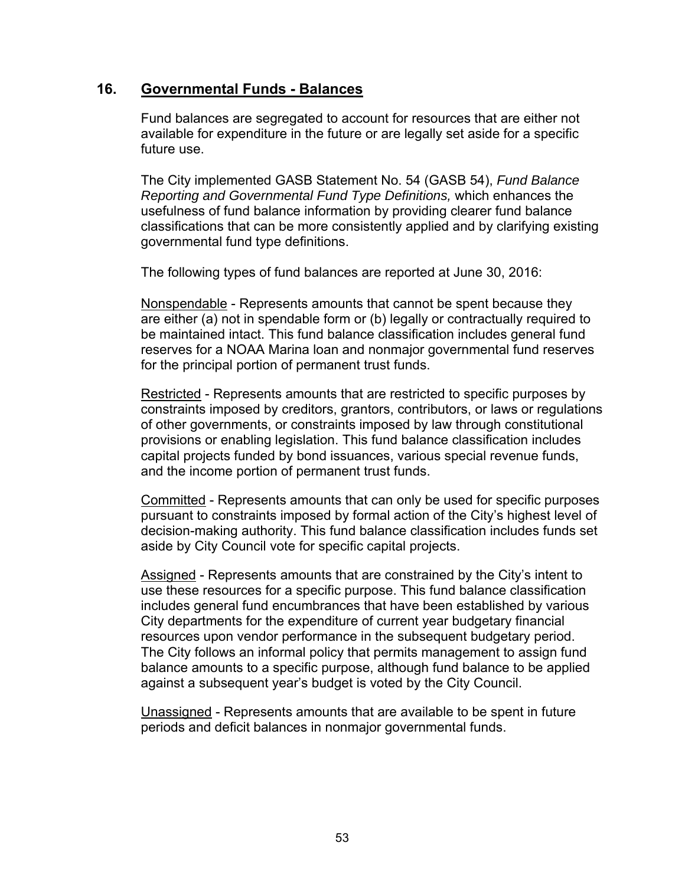## 16. Governmental Funds - Balances

Fund balances are segregated to account for resources that are either not available for expenditure in the future or are legally set aside for a specific future use.

The City implemented GASB Statement No. 54 (GASB 54), *Fund Balance Reporting and Governmental Fund Type Definitions,* which enhances the usefulness of fund balance information by providing clearer fund balance classifications that can be more consistently applied and by clarifying existing governmental fund type definitions.

The following types of fund balances are reported at June 30, 2016:

Nonspendable - Represents amounts that cannot be spent because they are either (a) not in spendable form or (b) legally or contractually required to be maintained intact. This fund balance classification includes general fund reserves for a NOAA Marina loan and nonmajor governmental fund reserves for the principal portion of permanent trust funds.

Restricted - Represents amounts that are restricted to specific purposes by constraints imposed by creditors, grantors, contributors, or laws or regulations of other governments, or constraints imposed by law through constitutional provisions or enabling legislation. This fund balance classification includes capital projects funded by bond issuances, various special revenue funds, and the income portion of permanent trust funds.

Committed - Represents amounts that can only be used for specific purposes pursuant to constraints imposed by formal action of the City's highest level of decision-making authority. This fund balance classification includes funds set aside by City Council vote for specific capital projects.

Assigned - Represents amounts that are constrained by the City's intent to use these resources for a specific purpose. This fund balance classification includes general fund encumbrances that have been established by various City departments for the expenditure of current year budgetary financial resources upon vendor performance in the subsequent budgetary period. The City follows an informal policy that permits management to assign fund balance amounts to a specific purpose, although fund balance to be applied against a subsequent year's budget is voted by the City Council.

Unassigned - Represents amounts that are available to be spent in future periods and deficit balances in nonmajor governmental funds.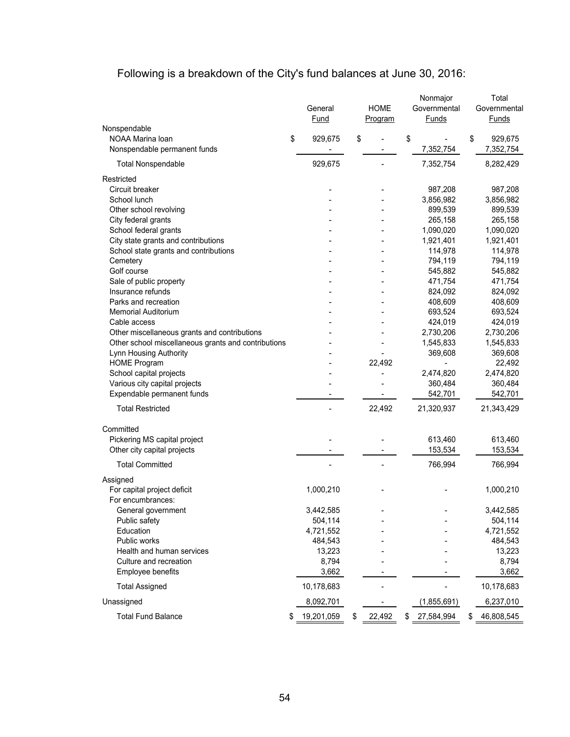Following is a breakdown of the City's fund balances at June 30, 2016:

| | General Fund | HOME Program | Nonmajor Governmental Funds | Total Governmental Funds |
|---|---|---|---|---|
| **Nonspendable** | | | | |
| NOAA Marina loan | $ 929,675 | $ - | $ - | $ 929,675 |
| Nonspendable permanent funds | - | - | 7,352,754 | 7,352,754 |
| Total Nonspendable | 929,675 | - | 7,352,754 | 8,282,429 |
| **Restricted** | | | | |
| Circuit breaker | - | - | 987,208 | 987,208 |
| School lunch | - | - | 3,856,982 | 3,856,982 |
| Other school revolving | - | - | 899,539 | 899,539 |
| City federal grants | - | - | 265,158 | 265,158 |
| School federal grants | - | - | 1,090,020 | 1,090,020 |
| City state grants and contributions | - | - | 1,921,401 | 1,921,401 |
| School state grants and contributions | - | - | 114,978 | 114,978 |
| Cemetery | - | - | 794,119 | 794,119 |
| Golf course | - | - | 545,882 | 545,882 |
| Sale of public property | - | - | 471,754 | 471,754 |
| Insurance refunds | - | - | 824,092 | 824,092 |
| Parks and recreation | - | - | 408,609 | 408,609 |
| Memorial Auditorium | - | - | 693,524 | 693,524 |
| Cable access | - | - | 424,019 | 424,019 |
| Other miscellaneous grants and contributions | - | - | 2,730,206 | 2,730,206 |
| Other school miscellaneous grants and contributions | - | - | 1,545,833 | 1,545,833 |
| Lynn Housing Authority | - | - | 369,608 | 369,608 |
| HOME Program | - | 22,492 | - | 22,492 |
| School capital projects | - | - | 2,474,820 | 2,474,820 |
| Various city capital projects | - | - | 360,484 | 360,484 |
| Expendable permanent funds | - | - | 542,701 | 542,701 |
| Total Restricted | - | 22,492 | 21,320,937 | 21,343,429 |
| **Committed** | | | | |
| Pickering MS capital project | - | - | 613,460 | 613,460 |
| Other city capital projects | - | - | 153,534 | 153,534 |
| Total Committed | - | - | 766,994 | 766,994 |
| **Assigned** | | | | |
| For capital project deficit | 1,000,210 | - | - | 1,000,210 |
| For encumbrances: | | | | |
| General government | 3,442,585 | - | - | 3,442,585 |
| Public safety | 504,114 | - | - | 504,114 |
| Education | 4,721,552 | - | - | 4,721,552 |
| Public works | 484,543 | - | - | 484,543 |
| Health and human services | 13,223 | - | - | 13,223 |
| Culture and recreation | 8,794 | - | - | 8,794 |
| Employee benefits | 3,662 | - | - | 3,662 |
| Total Assigned | 10,178,683 | - | - | 10,178,683 |
| Unassigned | 8,092,701 | - | (1,855,691) | 6,237,010 |
| Total Fund Balance | $ 19,201,059 | $ 22,492 | $ 27,584,994 | $ 46,808,545 |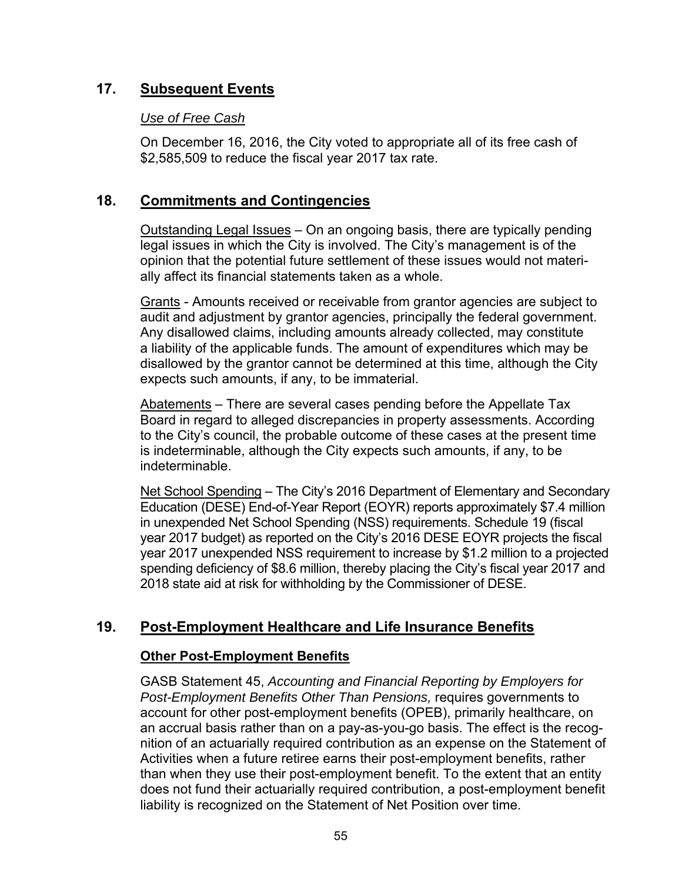## 17. Subsequent Events

*Use of Free Cash*

On December 16, 2016, the City voted to appropriate all of its free cash of $2,585,509 to reduce the fiscal year 2017 tax rate.

## 18. Commitments and Contingencies

Outstanding Legal Issues – On an ongoing basis, there are typically pending legal issues in which the City is involved. The City's management is of the opinion that the potential future settlement of these issues would not materially affect its financial statements taken as a whole.

Grants - Amounts received or receivable from grantor agencies are subject to audit and adjustment by grantor agencies, principally the federal government. Any disallowed claims, including amounts already collected, may constitute a liability of the applicable funds. The amount of expenditures which may be disallowed by the grantor cannot be determined at this time, although the City expects such amounts, if any, to be immaterial.

Abatements – There are several cases pending before the Appellate Tax Board in regard to alleged discrepancies in property assessments. According to the City's council, the probable outcome of these cases at the present time is indeterminable, although the City expects such amounts, if any, to be indeterminable.

Net School Spending – The City's 2016 Department of Elementary and Secondary Education (DESE) End-of-Year Report (EOYR) reports approximately $7.4 million in unexpended Net School Spending (NSS) requirements. Schedule 19 (fiscal year 2017 budget) as reported on the City's 2016 DESE EOYR projects the fiscal year 2017 unexpended NSS requirement to increase by $1.2 million to a projected spending deficiency of $8.6 million, thereby placing the City's fiscal year 2017 and 2018 state aid at risk for withholding by the Commissioner of DESE.

## 19. Post-Employment Healthcare and Life Insurance Benefits

### Other Post-Employment Benefits

GASB Statement 45, *Accounting and Financial Reporting by Employers for Post-Employment Benefits Other Than Pensions,* requires governments to account for other post-employment benefits (OPEB), primarily healthcare, on an accrual basis rather than on a pay-as-you-go basis. The effect is the recognition of an actuarially required contribution as an expense on the Statement of Activities when a future retiree earns their post-employment benefits, rather than when they use their post-employment benefit. To the extent that an entity does not fund their actuarially required contribution, a post-employment benefit liability is recognized on the Statement of Net Position over time.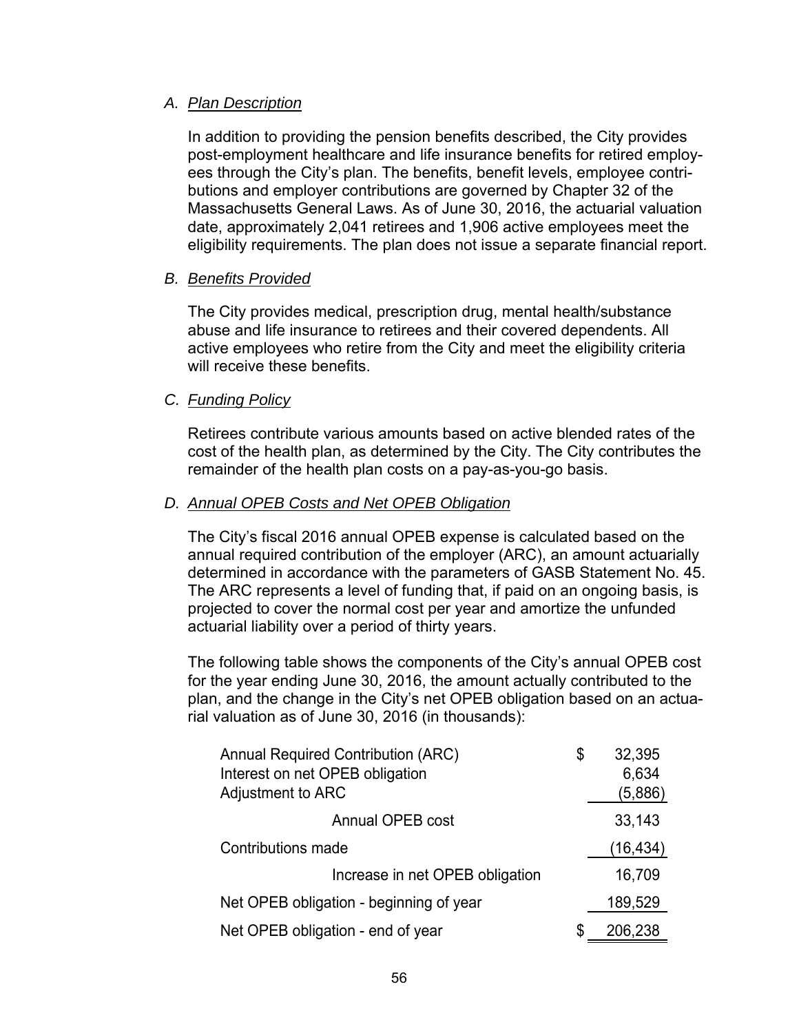*A. Plan Description*

In addition to providing the pension benefits described, the City provides post-employment healthcare and life insurance benefits for retired employees through the City's plan. The benefits, benefit levels, employee contributions and employer contributions are governed by Chapter 32 of the Massachusetts General Laws. As of June 30, 2016, the actuarial valuation date, approximately 2,041 retirees and 1,906 active employees meet the eligibility requirements. The plan does not issue a separate financial report.

*B. Benefits Provided*

The City provides medical, prescription drug, mental health/substance abuse and life insurance to retirees and their covered dependents. All active employees who retire from the City and meet the eligibility criteria will receive these benefits.

*C. Funding Policy*

Retirees contribute various amounts based on active blended rates of the cost of the health plan, as determined by the City. The City contributes the remainder of the health plan costs on a pay-as-you-go basis.

*D. Annual OPEB Costs and Net OPEB Obligation*

The City's fiscal 2016 annual OPEB expense is calculated based on the annual required contribution of the employer (ARC), an amount actuarially determined in accordance with the parameters of GASB Statement No. 45. The ARC represents a level of funding that, if paid on an ongoing basis, is projected to cover the normal cost per year and amortize the unfunded actuarial liability over a period of thirty years.

The following table shows the components of the City's annual OPEB cost for the year ending June 30, 2016, the amount actually contributed to the plan, and the change in the City's net OPEB obligation based on an actuarial valuation as of June 30, 2016 (in thousands):

| | |
|---|---|
| Annual Required Contribution (ARC) | $ 32,395 |
| Interest on net OPEB obligation | 6,634 |
| Adjustment to ARC | (5,886) |
| Annual OPEB cost | 33,143 |
| Contributions made | (16,434) |
| Increase in net OPEB obligation | 16,709 |
| Net OPEB obligation - beginning of year | 189,529 |
| Net OPEB obligation - end of year | $ 206,238 |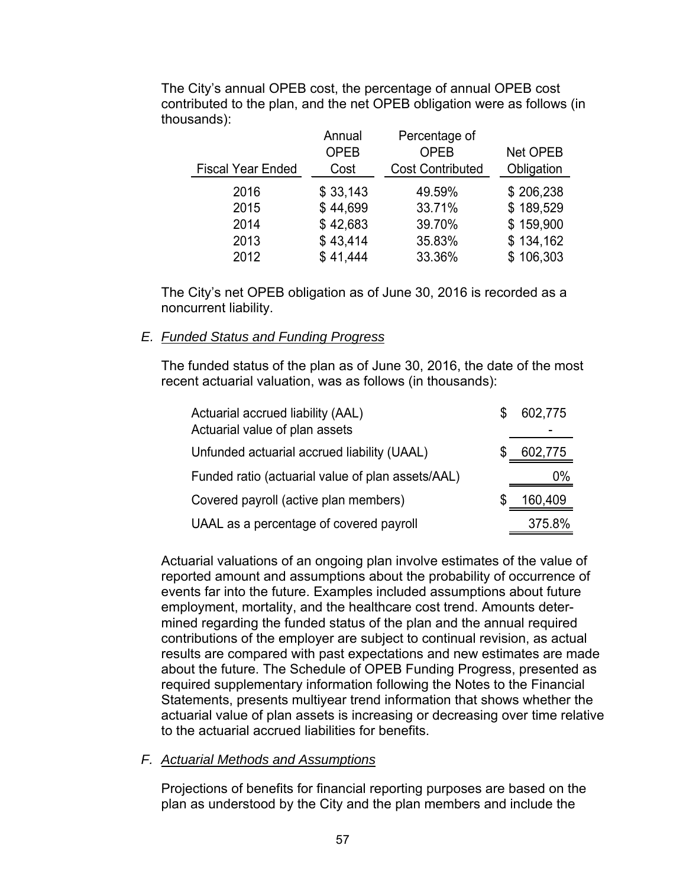The City's annual OPEB cost, the percentage of annual OPEB cost contributed to the plan, and the net OPEB obligation were as follows (in thousands):

| Fiscal Year Ended | Annual OPEB Cost | Percentage of OPEB Cost Contributed | Net OPEB Obligation |
|---|---|---|---|
| 2016 | $ 33,143 | 49.59% | $ 206,238 |
| 2015 | $ 44,699 | 33.71% | $ 189,529 |
| 2014 | $ 42,683 | 39.70% | $ 159,900 |
| 2013 | $ 43,414 | 35.83% | $ 134,162 |
| 2012 | $ 41,444 | 33.36% | $ 106,303 |

The City's net OPEB obligation as of June 30, 2016 is recorded as a noncurrent liability.

### E. *Funded Status and Funding Progress*

The funded status of the plan as of June 30, 2016, the date of the most recent actuarial valuation, was as follows (in thousands):

| | |
|---|---|
| Actuarial accrued liability (AAL) | $ 602,775 |
| Actuarial value of plan assets | - |
| Unfunded actuarial accrued liability (UAAL) | $ 602,775 |
| Funded ratio (actuarial value of plan assets/AAL) | 0% |
| Covered payroll (active plan members) | $ 160,409 |
| UAAL as a percentage of covered payroll | 375.8% |

Actuarial valuations of an ongoing plan involve estimates of the value of reported amount and assumptions about the probability of occurrence of events far into the future. Examples included assumptions about future employment, mortality, and the healthcare cost trend. Amounts determined regarding the funded status of the plan and the annual required contributions of the employer are subject to continual revision, as actual results are compared with past expectations and new estimates are made about the future. The Schedule of OPEB Funding Progress, presented as required supplementary information following the Notes to the Financial Statements, presents multiyear trend information that shows whether the actuarial value of plan assets is increasing or decreasing over time relative to the actuarial accrued liabilities for benefits.

### F. *Actuarial Methods and Assumptions*

Projections of benefits for financial reporting purposes are based on the plan as understood by the City and the plan members and include the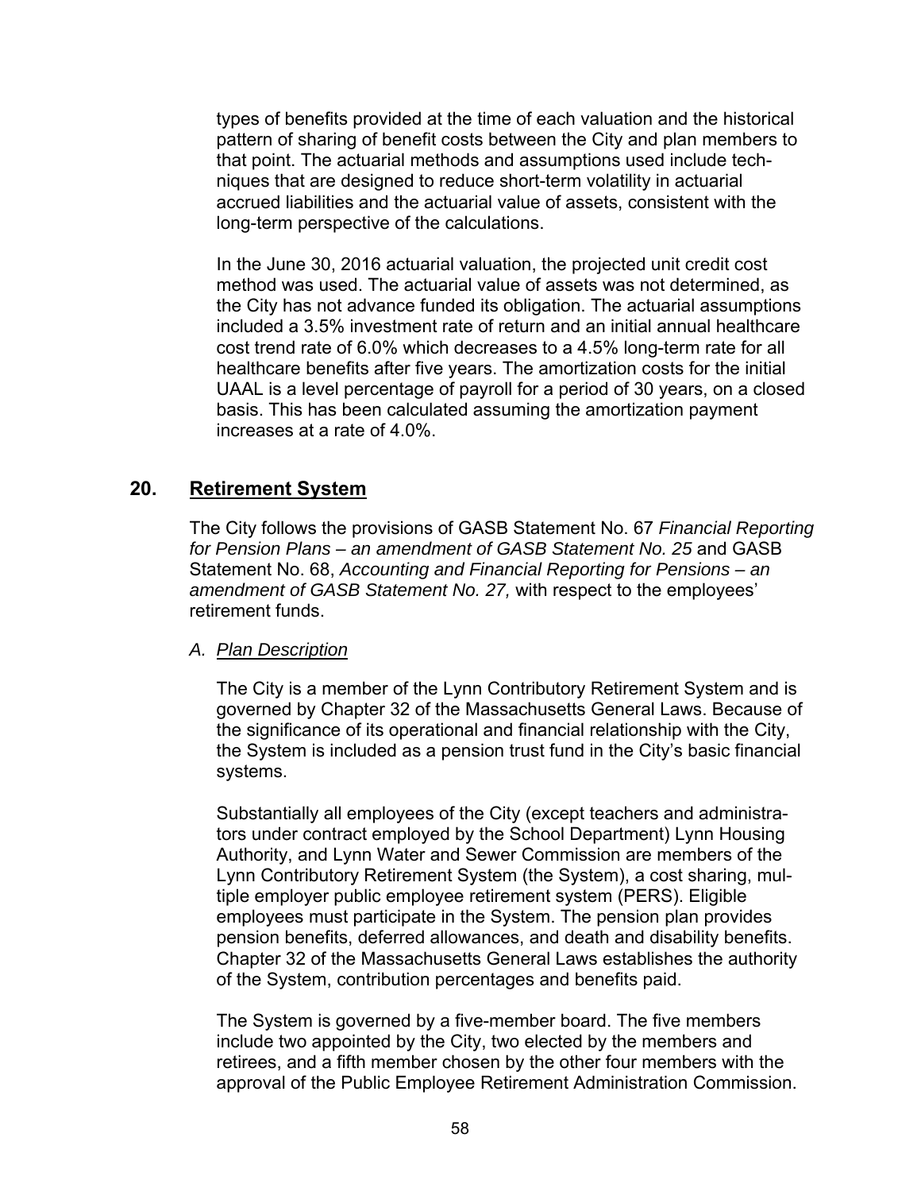types of benefits provided at the time of each valuation and the historical pattern of sharing of benefit costs between the City and plan members to that point. The actuarial methods and assumptions used include techniques that are designed to reduce short-term volatility in actuarial accrued liabilities and the actuarial value of assets, consistent with the long-term perspective of the calculations.

In the June 30, 2016 actuarial valuation, the projected unit credit cost method was used. The actuarial value of assets was not determined, as the City has not advance funded its obligation. The actuarial assumptions included a 3.5% investment rate of return and an initial annual healthcare cost trend rate of 6.0% which decreases to a 4.5% long-term rate for all healthcare benefits after five years. The amortization costs for the initial UAAL is a level percentage of payroll for a period of 30 years, on a closed basis. This has been calculated assuming the amortization payment increases at a rate of 4.0%.

## 20. Retirement System

The City follows the provisions of GASB Statement No. 67 *Financial Reporting for Pension Plans – an amendment of GASB Statement No. 25* and GASB Statement No. 68, *Accounting and Financial Reporting for Pensions – an amendment of GASB Statement No. 27,* with respect to the employees' retirement funds.

### A. *Plan Description*

The City is a member of the Lynn Contributory Retirement System and is governed by Chapter 32 of the Massachusetts General Laws. Because of the significance of its operational and financial relationship with the City, the System is included as a pension trust fund in the City's basic financial systems.

Substantially all employees of the City (except teachers and administrators under contract employed by the School Department) Lynn Housing Authority, and Lynn Water and Sewer Commission are members of the Lynn Contributory Retirement System (the System), a cost sharing, multiple employer public employee retirement system (PERS). Eligible employees must participate in the System. The pension plan provides pension benefits, deferred allowances, and death and disability benefits. Chapter 32 of the Massachusetts General Laws establishes the authority of the System, contribution percentages and benefits paid.

The System is governed by a five-member board. The five members include two appointed by the City, two elected by the members and retirees, and a fifth member chosen by the other four members with the approval of the Public Employee Retirement Administration Commission.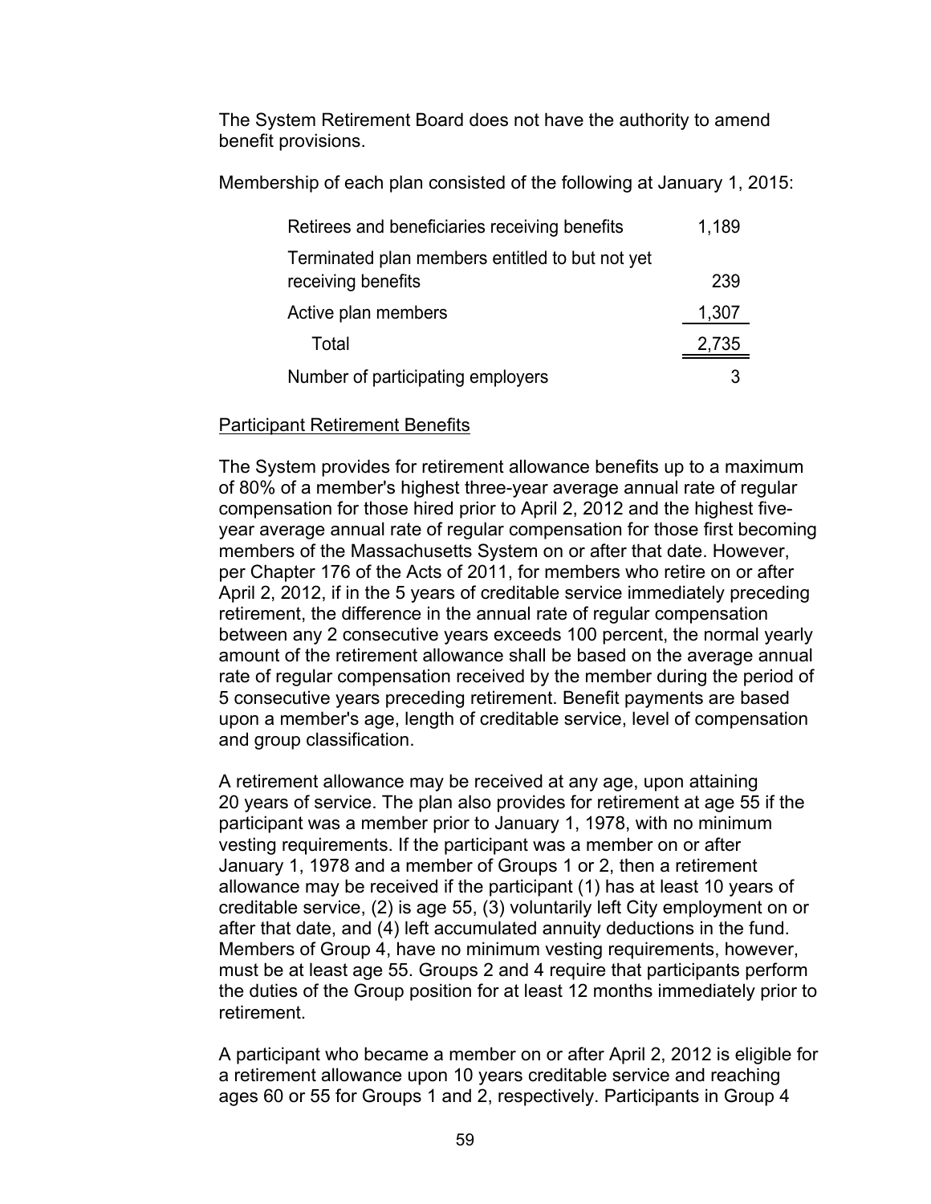The System Retirement Board does not have the authority to amend benefit provisions.

Membership of each plan consisted of the following at January 1, 2015:

| | |
|---|---|
| Retirees and beneficiaries receiving benefits | 1,189 |
| Terminated plan members entitled to but not yet receiving benefits | 239 |
| Active plan members | 1,307 |
| Total | 2,735 |
| Number of participating employers | 3 |

Participant Retirement Benefits

The System provides for retirement allowance benefits up to a maximum of 80% of a member's highest three-year average annual rate of regular compensation for those hired prior to April 2, 2012 and the highest five-year average annual rate of regular compensation for those first becoming members of the Massachusetts System on or after that date. However, per Chapter 176 of the Acts of 2011, for members who retire on or after April 2, 2012, if in the 5 years of creditable service immediately preceding retirement, the difference in the annual rate of regular compensation between any 2 consecutive years exceeds 100 percent, the normal yearly amount of the retirement allowance shall be based on the average annual rate of regular compensation received by the member during the period of 5 consecutive years preceding retirement. Benefit payments are based upon a member's age, length of creditable service, level of compensation and group classification.

A retirement allowance may be received at any age, upon attaining 20 years of service. The plan also provides for retirement at age 55 if the participant was a member prior to January 1, 1978, with no minimum vesting requirements. If the participant was a member on or after January 1, 1978 and a member of Groups 1 or 2, then a retirement allowance may be received if the participant (1) has at least 10 years of creditable service, (2) is age 55, (3) voluntarily left City employment on or after that date, and (4) left accumulated annuity deductions in the fund. Members of Group 4, have no minimum vesting requirements, however, must be at least age 55. Groups 2 and 4 require that participants perform the duties of the Group position for at least 12 months immediately prior to retirement.

A participant who became a member on or after April 2, 2012 is eligible for a retirement allowance upon 10 years creditable service and reaching ages 60 or 55 for Groups 1 and 2, respectively. Participants in Group 4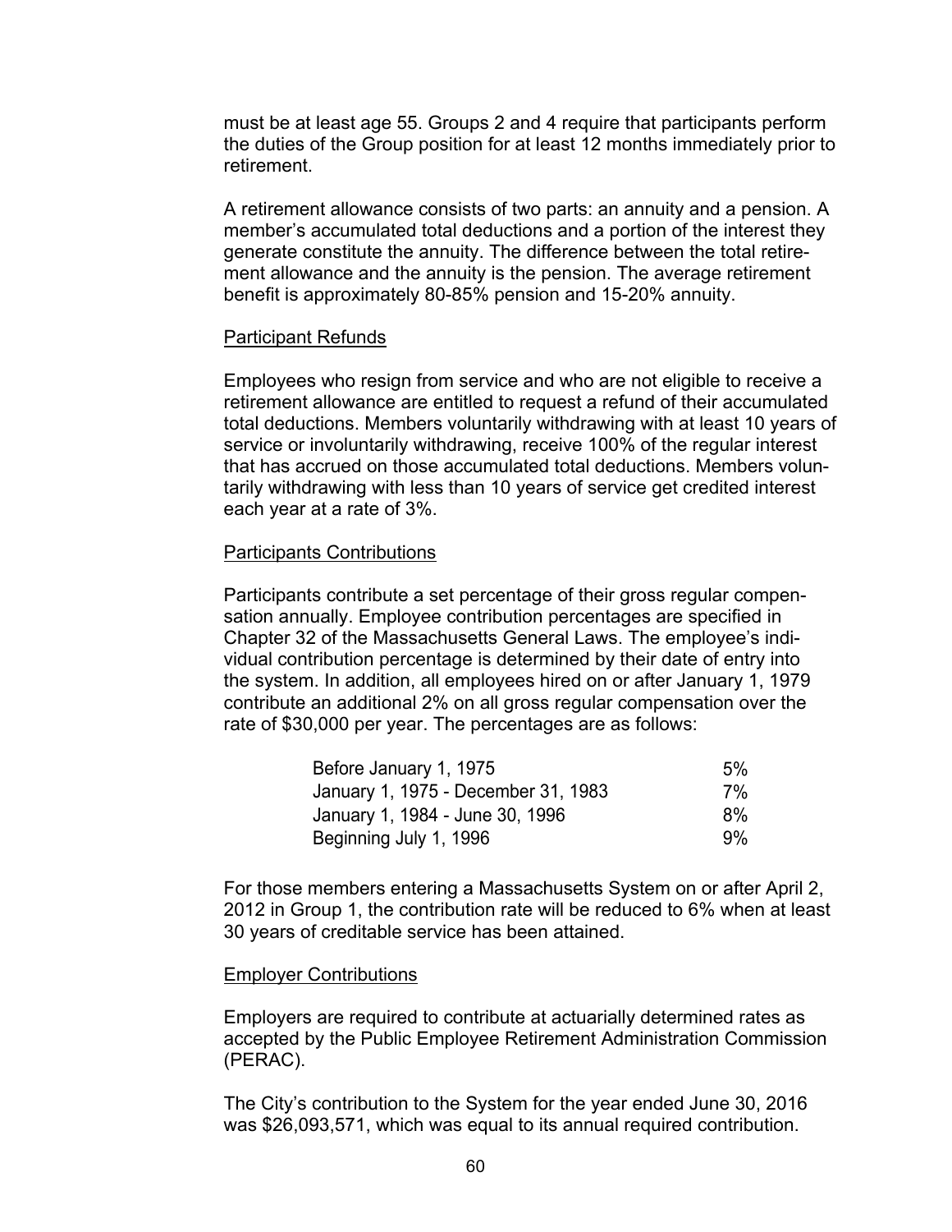must be at least age 55. Groups 2 and 4 require that participants perform the duties of the Group position for at least 12 months immediately prior to retirement.

A retirement allowance consists of two parts: an annuity and a pension. A member's accumulated total deductions and a portion of the interest they generate constitute the annuity. The difference between the total retirement allowance and the annuity is the pension. The average retirement benefit is approximately 80-85% pension and 15-20% annuity.

Participant Refunds

Employees who resign from service and who are not eligible to receive a retirement allowance are entitled to request a refund of their accumulated total deductions. Members voluntarily withdrawing with at least 10 years of service or involuntarily withdrawing, receive 100% of the regular interest that has accrued on those accumulated total deductions. Members voluntarily withdrawing with less than 10 years of service get credited interest each year at a rate of 3%.

Participants Contributions

Participants contribute a set percentage of their gross regular compensation annually. Employee contribution percentages are specified in Chapter 32 of the Massachusetts General Laws. The employee's individual contribution percentage is determined by their date of entry into the system. In addition, all employees hired on or after January 1, 1979 contribute an additional 2% on all gross regular compensation over the rate of $30,000 per year. The percentages are as follows:

| | |
|---|---|
| Before January 1, 1975 | 5% |
| January 1, 1975 - December 31, 1983 | 7% |
| January 1, 1984 - June 30, 1996 | 8% |
| Beginning July 1, 1996 | 9% |

For those members entering a Massachusetts System on or after April 2, 2012 in Group 1, the contribution rate will be reduced to 6% when at least 30 years of creditable service has been attained.

Employer Contributions

Employers are required to contribute at actuarially determined rates as accepted by the Public Employee Retirement Administration Commission (PERAC).

The City's contribution to the System for the year ended June 30, 2016 was $26,093,571, which was equal to its annual required contribution.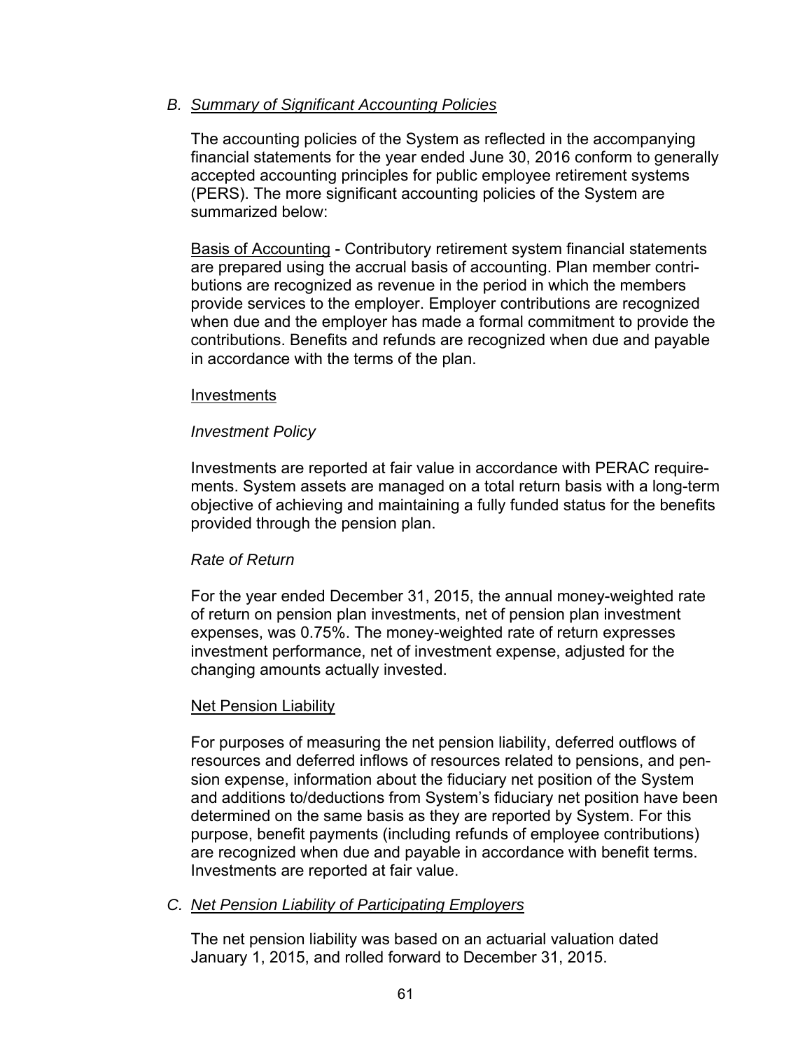### B. *Summary of Significant Accounting Policies*

The accounting policies of the System as reflected in the accompanying financial statements for the year ended June 30, 2016 conform to generally accepted accounting principles for public employee retirement systems (PERS). The more significant accounting policies of the System are summarized below:

Basis of Accounting - Contributory retirement system financial statements are prepared using the accrual basis of accounting. Plan member contributions are recognized as revenue in the period in which the members provide services to the employer. Employer contributions are recognized when due and the employer has made a formal commitment to provide the contributions. Benefits and refunds are recognized when due and payable in accordance with the terms of the plan.

Investments

*Investment Policy*

Investments are reported at fair value in accordance with PERAC requirements. System assets are managed on a total return basis with a long-term objective of achieving and maintaining a fully funded status for the benefits provided through the pension plan.

*Rate of Return*

For the year ended December 31, 2015, the annual money-weighted rate of return on pension plan investments, net of pension plan investment expenses, was 0.75%. The money-weighted rate of return expresses investment performance, net of investment expense, adjusted for the changing amounts actually invested.

Net Pension Liability

For purposes of measuring the net pension liability, deferred outflows of resources and deferred inflows of resources related to pensions, and pension expense, information about the fiduciary net position of the System and additions to/deductions from System's fiduciary net position have been determined on the same basis as they are reported by System. For this purpose, benefit payments (including refunds of employee contributions) are recognized when due and payable in accordance with benefit terms. Investments are reported at fair value.

### C. *Net Pension Liability of Participating Employers*

The net pension liability was based on an actuarial valuation dated January 1, 2015, and rolled forward to December 31, 2015.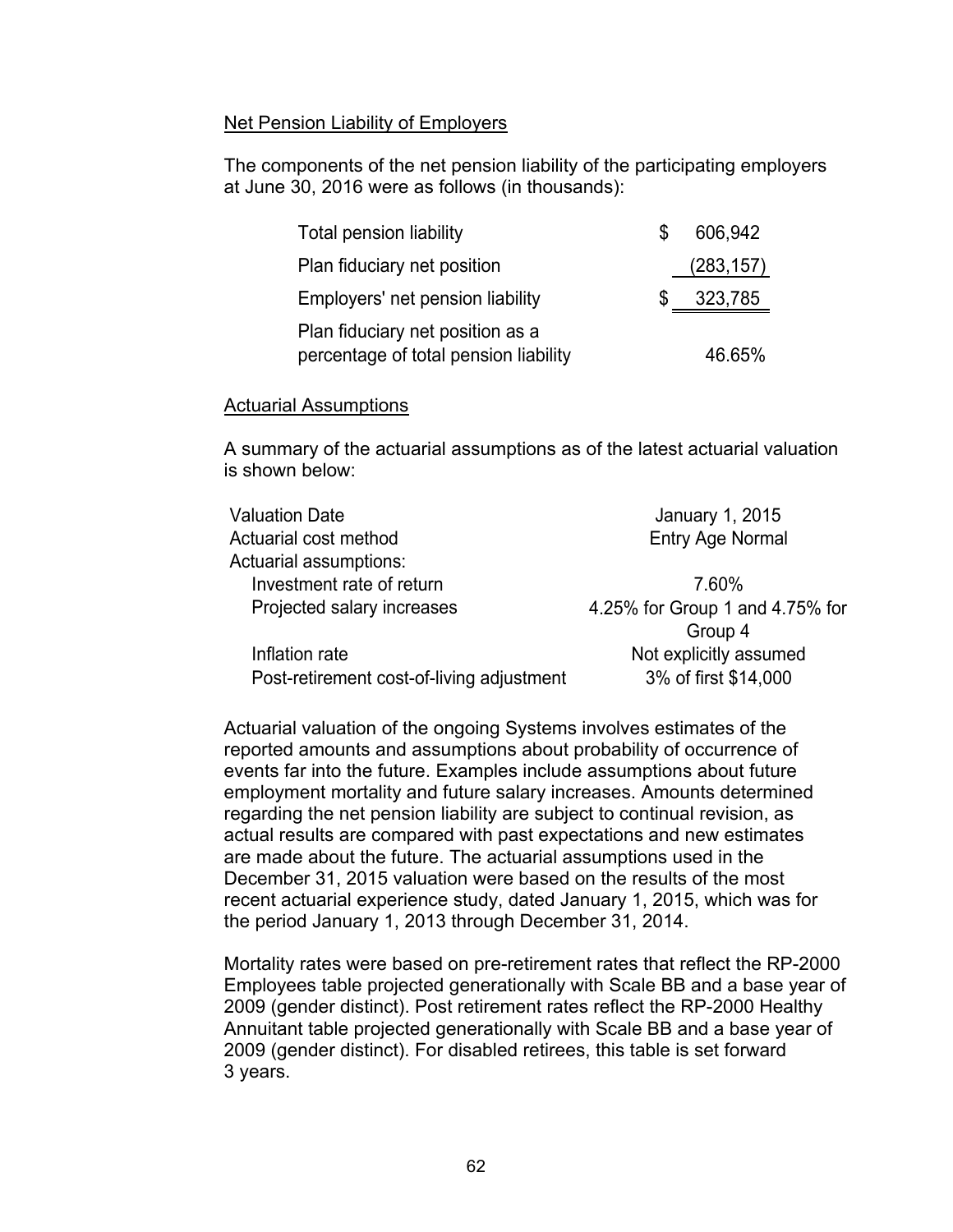Net Pension Liability of Employers

The components of the net pension liability of the participating employers at June 30, 2016 were as follows (in thousands):

| | |
|---|---|
| Total pension liability | $ 606,942 |
| Plan fiduciary net position | (283,157) |
| Employers' net pension liability | $ 323,785 |
| Plan fiduciary net position as a percentage of total pension liability | 46.65% |

Actuarial Assumptions

A summary of the actuarial assumptions as of the latest actuarial valuation is shown below:

| | |
|---|---|
| Valuation Date | January 1, 2015 |
| Actuarial cost method | Entry Age Normal |
| Actuarial assumptions: | |
| Investment rate of return | 7.60% |
| Projected salary increases | 4.25% for Group 1 and 4.75% for Group 4 |
| Inflation rate | Not explicitly assumed |
| Post-retirement cost-of-living adjustment | 3% of first $14,000 |

Actuarial valuation of the ongoing Systems involves estimates of the reported amounts and assumptions about probability of occurrence of events far into the future. Examples include assumptions about future employment mortality and future salary increases. Amounts determined regarding the net pension liability are subject to continual revision, as actual results are compared with past expectations and new estimates are made about the future. The actuarial assumptions used in the December 31, 2015 valuation were based on the results of the most recent actuarial experience study, dated January 1, 2015, which was for the period January 1, 2013 through December 31, 2014.

Mortality rates were based on pre-retirement rates that reflect the RP-2000 Employees table projected generationally with Scale BB and a base year of 2009 (gender distinct). Post retirement rates reflect the RP-2000 Healthy Annuitant table projected generationally with Scale BB and a base year of 2009 (gender distinct). For disabled retirees, this table is set forward 3 years.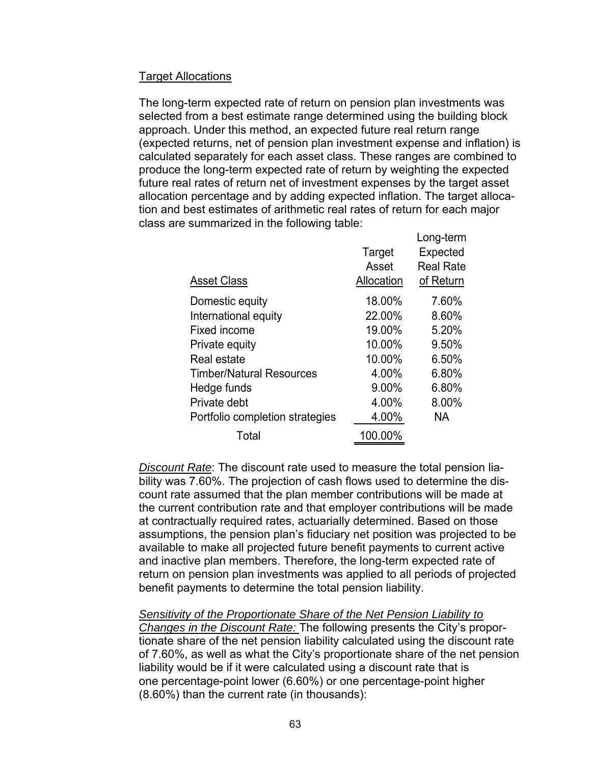Target Allocations

The long-term expected rate of return on pension plan investments was selected from a best estimate range determined using the building block approach. Under this method, an expected future real return range (expected returns, net of pension plan investment expense and inflation) is calculated separately for each asset class. These ranges are combined to produce the long-term expected rate of return by weighting the expected future real rates of return net of investment expenses by the target asset allocation percentage and by adding expected inflation. The target allocation and best estimates of arithmetic real rates of return for each major class are summarized in the following table:

| Asset Class | Target Asset Allocation | Long-term Expected Real Rate of Return |
|---|---|---|
| Domestic equity | 18.00% | 7.60% |
| International equity | 22.00% | 8.60% |
| Fixed income | 19.00% | 5.20% |
| Private equity | 10.00% | 9.50% |
| Real estate | 10.00% | 6.50% |
| Timber/Natural Resources | 4.00% | 6.80% |
| Hedge funds | 9.00% | 6.80% |
| Private debt | 4.00% | 8.00% |
| Portfolio completion strategies | 4.00% | NA |
| Total | 100.00% | |

*Discount Rate*: The discount rate used to measure the total pension liability was 7.60%. The projection of cash flows used to determine the discount rate assumed that the plan member contributions will be made at the current contribution rate and that employer contributions will be made at contractually required rates, actuarially determined. Based on those assumptions, the pension plan's fiduciary net position was projected to be available to make all projected future benefit payments to current active and inactive plan members. Therefore, the long-term expected rate of return on pension plan investments was applied to all periods of projected benefit payments to determine the total pension liability.

*Sensitivity of the Proportionate Share of the Net Pension Liability to Changes in the Discount Rate:* The following presents the City's proportionate share of the net pension liability calculated using the discount rate of 7.60%, as well as what the City's proportionate share of the net pension liability would be if it were calculated using a discount rate that is one percentage-point lower (6.60%) or one percentage-point higher (8.60%) than the current rate (in thousands):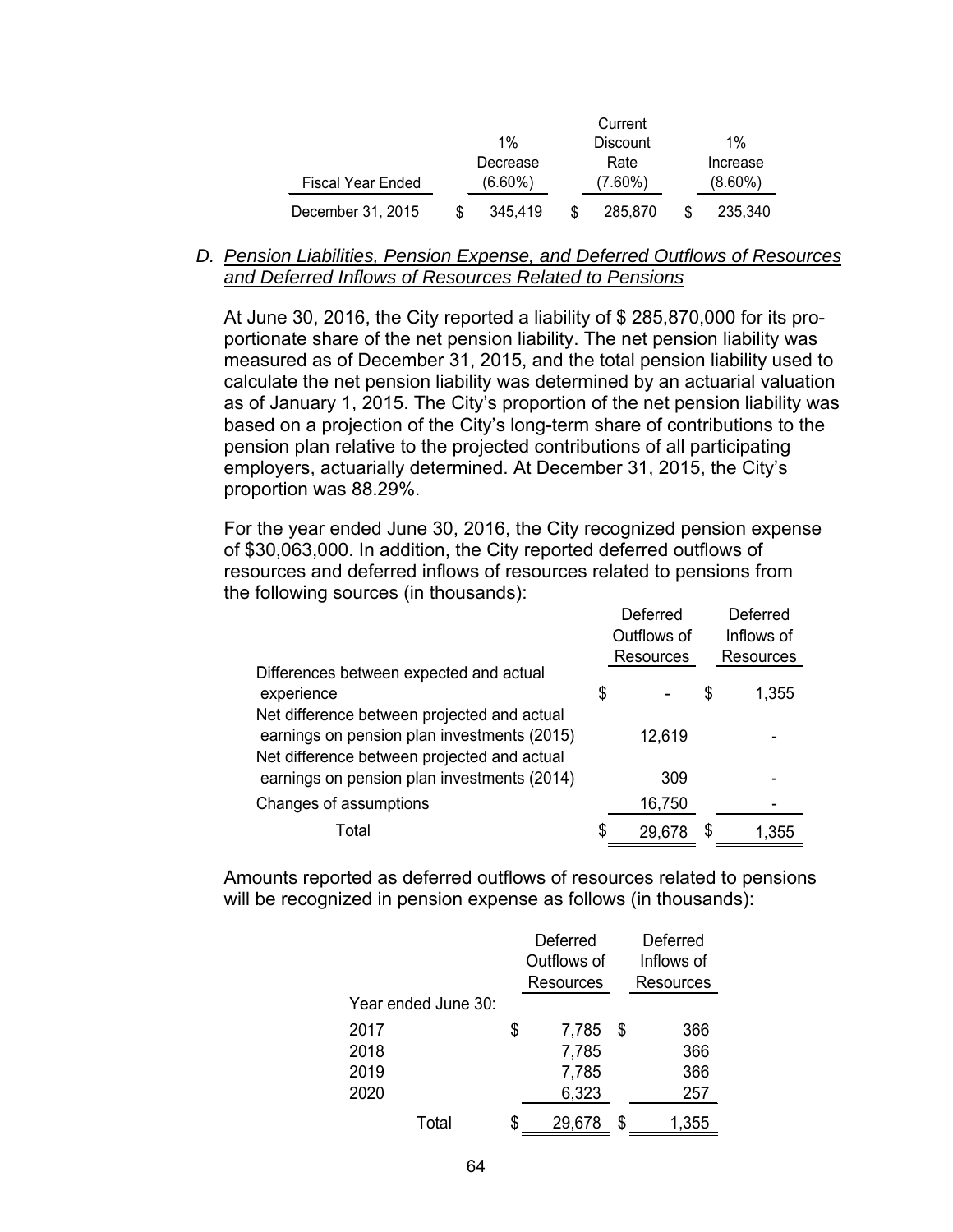| Fiscal Year Ended | 1% Decrease (6.60%) | Current Discount Rate (7.60%) | 1% Increase (8.60%) |
|---|---|---|---|
| December 31, 2015 | $ 345,419 | $ 285,870 | $ 235,340 |

D. *Pension Liabilities, Pension Expense, and Deferred Outflows of Resources and Deferred Inflows of Resources Related to Pensions*

At June 30, 2016, the City reported a liability of $ 285,870,000 for its proportionate share of the net pension liability. The net pension liability was measured as of December 31, 2015, and the total pension liability used to calculate the net pension liability was determined by an actuarial valuation as of January 1, 2015. The City's proportion of the net pension liability was based on a projection of the City's long-term share of contributions to the pension plan relative to the projected contributions of all participating employers, actuarially determined. At December 31, 2015, the City's proportion was 88.29%.

For the year ended June 30, 2016, the City recognized pension expense of $30,063,000. In addition, the City reported deferred outflows of resources and deferred inflows of resources related to pensions from the following sources (in thousands):

| | Deferred Outflows of Resources | Deferred Inflows of Resources |
|---|---|---|
| Differences between expected and actual experience | $ - | $ 1,355 |
| Net difference between projected and actual earnings on pension plan investments (2015) | 12,619 | - |
| Net difference between projected and actual earnings on pension plan investments (2014) | 309 | - |
| Changes of assumptions | 16,750 | - |
| Total | $ 29,678 | $ 1,355 |

Amounts reported as deferred outflows of resources related to pensions will be recognized in pension expense as follows (in thousands):

| Year ended June 30: | Deferred Outflows of Resources | Deferred Inflows of Resources |
|---|---|---|
| 2017 | $ 7,785 | $ 366 |
| 2018 | 7,785 | 366 |
| 2019 | 7,785 | 366 |
| 2020 | 6,323 | 257 |
| Total | $ 29,678 | $ 1,355 |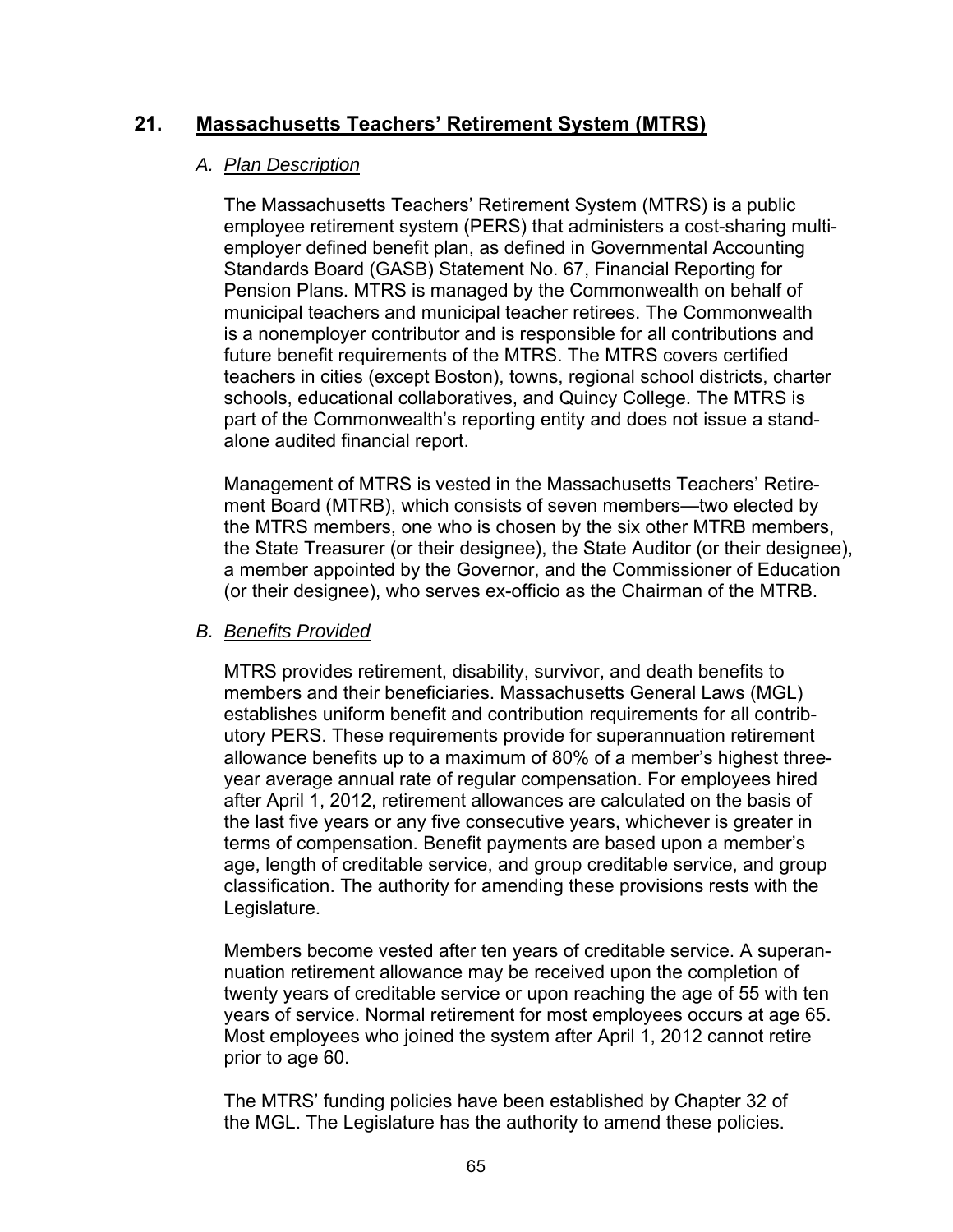## 21. Massachusetts Teachers' Retirement System (MTRS)

### *A. Plan Description*

The Massachusetts Teachers' Retirement System (MTRS) is a public employee retirement system (PERS) that administers a cost-sharing multi-employer defined benefit plan, as defined in Governmental Accounting Standards Board (GASB) Statement No. 67, Financial Reporting for Pension Plans. MTRS is managed by the Commonwealth on behalf of municipal teachers and municipal teacher retirees. The Commonwealth is a nonemployer contributor and is responsible for all contributions and future benefit requirements of the MTRS. The MTRS covers certified teachers in cities (except Boston), towns, regional school districts, charter schools, educational collaboratives, and Quincy College. The MTRS is part of the Commonwealth's reporting entity and does not issue a stand-alone audited financial report.

Management of MTRS is vested in the Massachusetts Teachers' Retirement Board (MTRB), which consists of seven members—two elected by the MTRS members, one who is chosen by the six other MTRB members, the State Treasurer (or their designee), the State Auditor (or their designee), a member appointed by the Governor, and the Commissioner of Education (or their designee), who serves ex-officio as the Chairman of the MTRB.

### *B. Benefits Provided*

MTRS provides retirement, disability, survivor, and death benefits to members and their beneficiaries. Massachusetts General Laws (MGL) establishes uniform benefit and contribution requirements for all contributory PERS. These requirements provide for superannuation retirement allowance benefits up to a maximum of 80% of a member's highest three-year average annual rate of regular compensation. For employees hired after April 1, 2012, retirement allowances are calculated on the basis of the last five years or any five consecutive years, whichever is greater in terms of compensation. Benefit payments are based upon a member's age, length of creditable service, and group creditable service, and group classification. The authority for amending these provisions rests with the Legislature.

Members become vested after ten years of creditable service. A superannuation retirement allowance may be received upon the completion of twenty years of creditable service or upon reaching the age of 55 with ten years of service. Normal retirement for most employees occurs at age 65. Most employees who joined the system after April 1, 2012 cannot retire prior to age 60.

The MTRS' funding policies have been established by Chapter 32 of the MGL. The Legislature has the authority to amend these policies.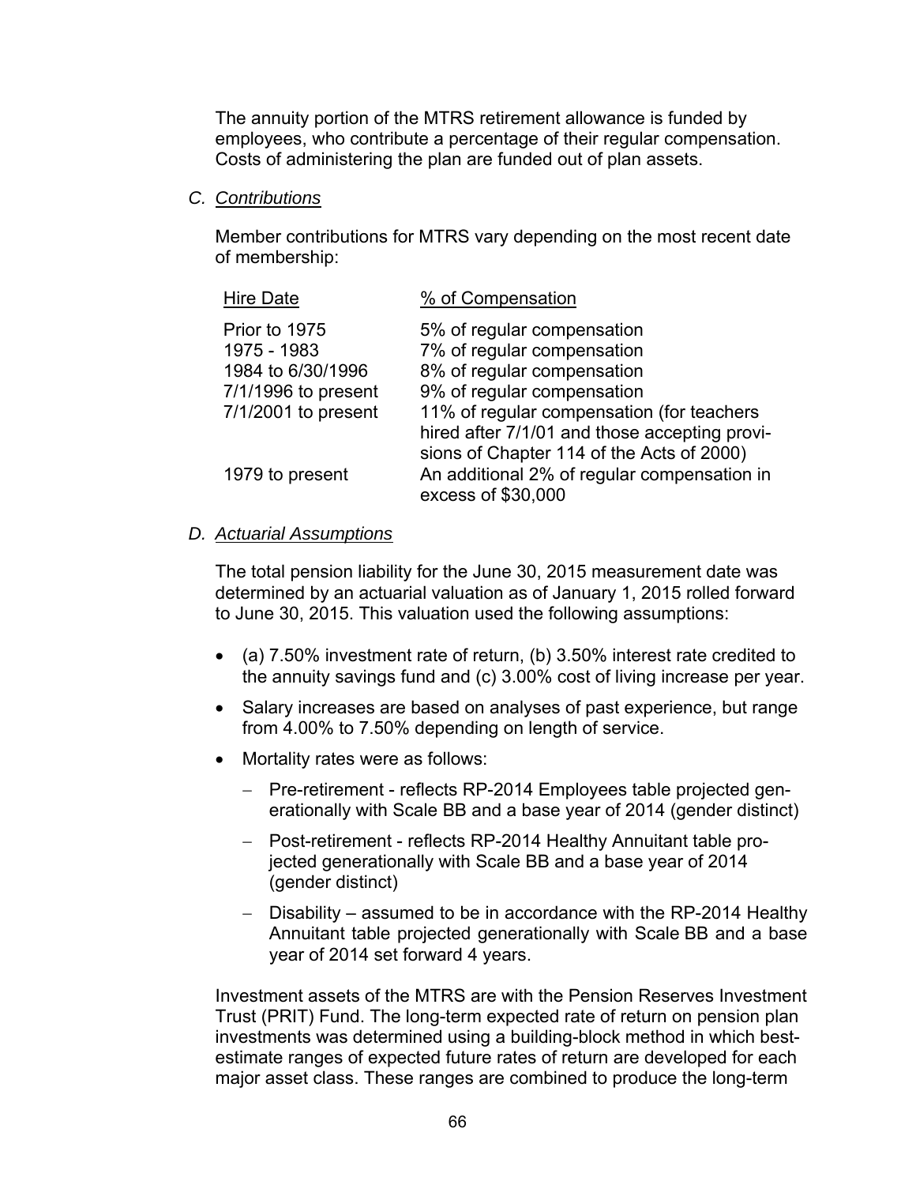The annuity portion of the MTRS retirement allowance is funded by employees, who contribute a percentage of their regular compensation. Costs of administering the plan are funded out of plan assets.

*C. Contributions*

Member contributions for MTRS vary depending on the most recent date of membership:

| Hire Date | % of Compensation |
|---|---|
| Prior to 1975 | 5% of regular compensation |
| 1975 - 1983 | 7% of regular compensation |
| 1984 to 6/30/1996 | 8% of regular compensation |
| 7/1/1996 to present | 9% of regular compensation |
| 7/1/2001 to present | 11% of regular compensation (for teachers hired after 7/1/01 and those accepting provisions of Chapter 114 of the Acts of 2000) |
| 1979 to present | An additional 2% of regular compensation in excess of $30,000 |

*D. Actuarial Assumptions*

The total pension liability for the June 30, 2015 measurement date was determined by an actuarial valuation as of January 1, 2015 rolled forward to June 30, 2015. This valuation used the following assumptions:

- (a) 7.50% investment rate of return, (b) 3.50% interest rate credited to the annuity savings fund and (c) 3.00% cost of living increase per year.
- Salary increases are based on analyses of past experience, but range from 4.00% to 7.50% depending on length of service.
- Mortality rates were as follows:
  - Pre-retirement - reflects RP-2014 Employees table projected generationally with Scale BB and a base year of 2014 (gender distinct)
  - Post-retirement - reflects RP-2014 Healthy Annuitant table projected generationally with Scale BB and a base year of 2014 (gender distinct)
  - Disability – assumed to be in accordance with the RP-2014 Healthy Annuitant table projected generationally with Scale BB and a base year of 2014 set forward 4 years.

Investment assets of the MTRS are with the Pension Reserves Investment Trust (PRIT) Fund. The long-term expected rate of return on pension plan investments was determined using a building-block method in which best-estimate ranges of expected future rates of return are developed for each major asset class. These ranges are combined to produce the long-term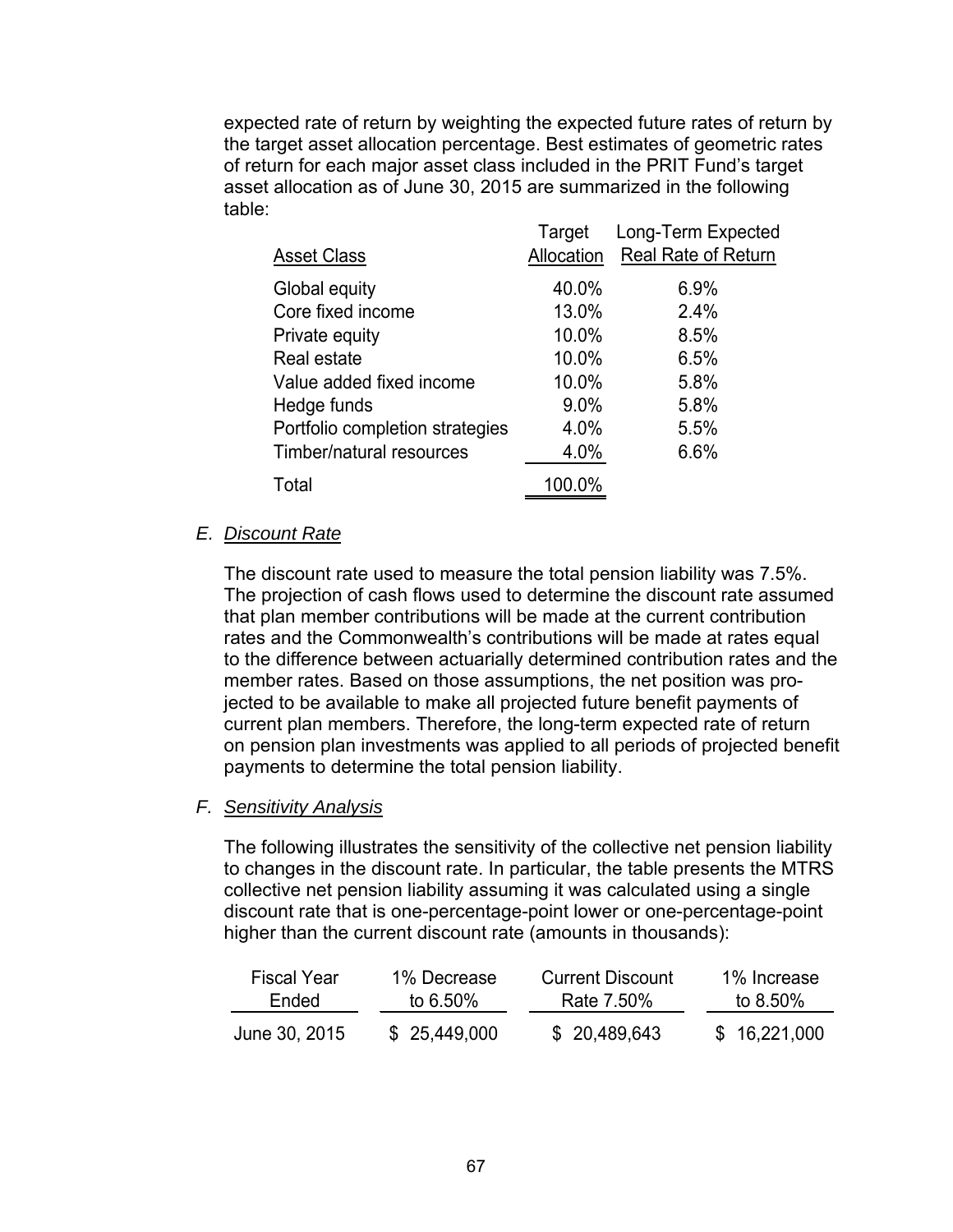expected rate of return by weighting the expected future rates of return by the target asset allocation percentage. Best estimates of geometric rates of return for each major asset class included in the PRIT Fund's target asset allocation as of June 30, 2015 are summarized in the following table:

| Asset Class | Target Allocation | Long-Term Expected Real Rate of Return |
|---|---|---|
| Global equity | 40.0% | 6.9% |
| Core fixed income | 13.0% | 2.4% |
| Private equity | 10.0% | 8.5% |
| Real estate | 10.0% | 6.5% |
| Value added fixed income | 10.0% | 5.8% |
| Hedge funds | 9.0% | 5.8% |
| Portfolio completion strategies | 4.0% | 5.5% |
| Timber/natural resources | 4.0% | 6.6% |
| Total | 100.0% | |

E. *Discount Rate*

The discount rate used to measure the total pension liability was 7.5%. The projection of cash flows used to determine the discount rate assumed that plan member contributions will be made at the current contribution rates and the Commonwealth's contributions will be made at rates equal to the difference between actuarially determined contribution rates and the member rates. Based on those assumptions, the net position was projected to be available to make all projected future benefit payments of current plan members. Therefore, the long-term expected rate of return on pension plan investments was applied to all periods of projected benefit payments to determine the total pension liability.

F. *Sensitivity Analysis*

The following illustrates the sensitivity of the collective net pension liability to changes in the discount rate. In particular, the table presents the MTRS collective net pension liability assuming it was calculated using a single discount rate that is one-percentage-point lower or one-percentage-point higher than the current discount rate (amounts in thousands):

| Fiscal Year Ended | 1% Decrease to 6.50% | Current Discount Rate 7.50% | 1% Increase to 8.50% |
|---|---|---|---|
| June 30, 2015 | $ 25,449,000 | $ 20,489,643 | $ 16,221,000 |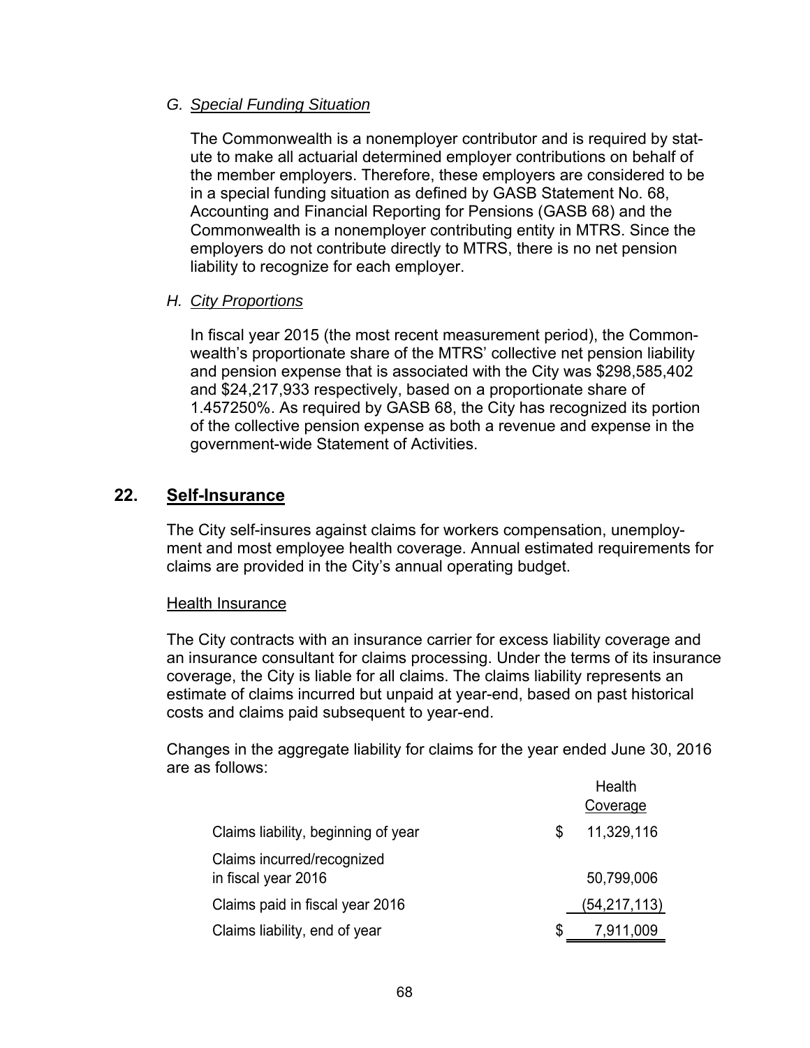*G. Special Funding Situation*

The Commonwealth is a nonemployer contributor and is required by statute to make all actuarial determined employer contributions on behalf of the member employers. Therefore, these employers are considered to be in a special funding situation as defined by GASB Statement No. 68, Accounting and Financial Reporting for Pensions (GASB 68) and the Commonwealth is a nonemployer contributing entity in MTRS. Since the employers do not contribute directly to MTRS, there is no net pension liability to recognize for each employer.

*H. City Proportions*

In fiscal year 2015 (the most recent measurement period), the Commonwealth's proportionate share of the MTRS' collective net pension liability and pension expense that is associated with the City was $298,585,402 and $24,217,933 respectively, based on a proportionate share of 1.457250%. As required by GASB 68, the City has recognized its portion of the collective pension expense as both a revenue and expense in the government-wide Statement of Activities.

## 22. Self-Insurance

The City self-insures against claims for workers compensation, unemployment and most employee health coverage. Annual estimated requirements for claims are provided in the City's annual operating budget.

Health Insurance

The City contracts with an insurance carrier for excess liability coverage and an insurance consultant for claims processing. Under the terms of its insurance coverage, the City is liable for all claims. The claims liability represents an estimate of claims incurred but unpaid at year-end, based on past historical costs and claims paid subsequent to year-end.

Changes in the aggregate liability for claims for the year ended June 30, 2016 are as follows:

| | Health Coverage |
|---|---|
| Claims liability, beginning of year | $ 11,329,116 |
| Claims incurred/recognized in fiscal year 2016 | 50,799,006 |
| Claims paid in fiscal year 2016 | (54,217,113) |
| Claims liability, end of year | $ 7,911,009 |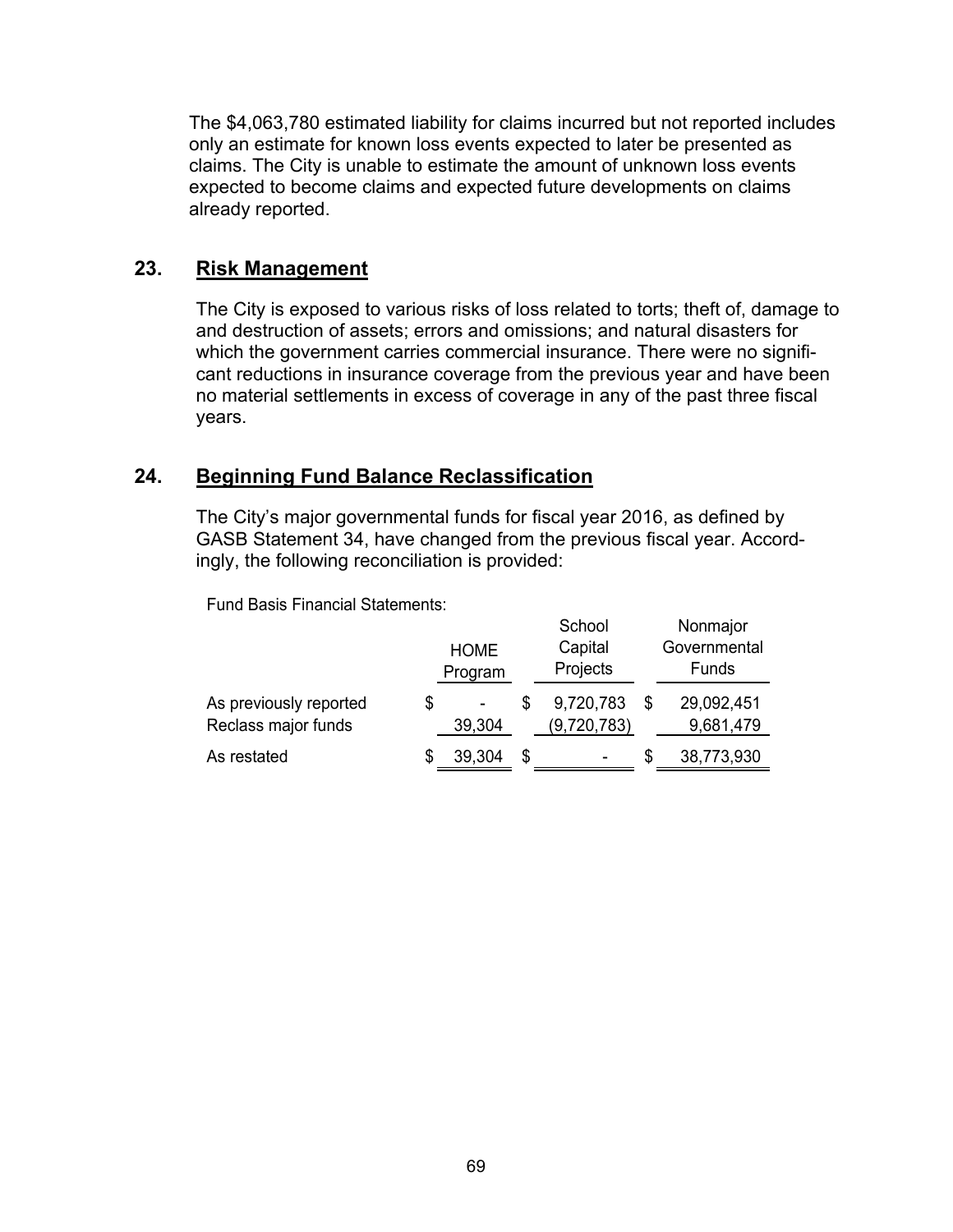The $4,063,780 estimated liability for claims incurred but not reported includes only an estimate for known loss events expected to later be presented as claims. The City is unable to estimate the amount of unknown loss events expected to become claims and expected future developments on claims already reported.

## 23. Risk Management

The City is exposed to various risks of loss related to torts; theft of, damage to and destruction of assets; errors and omissions; and natural disasters for which the government carries commercial insurance. There were no significant reductions in insurance coverage from the previous year and have been no material settlements in excess of coverage in any of the past three fiscal years.

## 24. Beginning Fund Balance Reclassification

The City's major governmental funds for fiscal year 2016, as defined by GASB Statement 34, have changed from the previous fiscal year. Accordingly, the following reconciliation is provided:

Fund Basis Financial Statements:

| | HOME Program | School Capital Projects | Nonmajor Governmental Funds |
|---|---|---|---|
| As previously reported | $ - | $ 9,720,783 | $ 29,092,451 |
| Reclass major funds | 39,304 | (9,720,783) | 9,681,479 |
| As restated | $ 39,304 | $ - | $ 38,773,930 |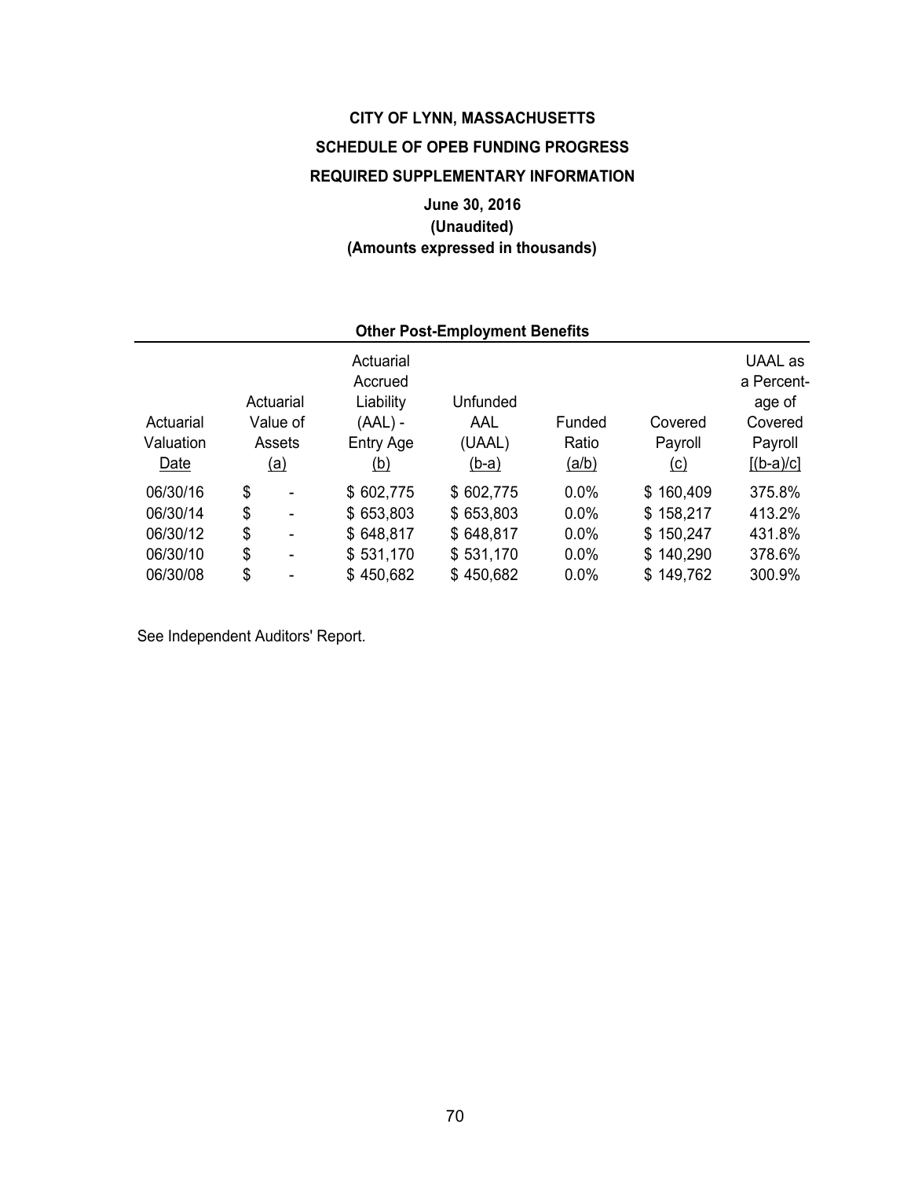**CITY OF LYNN, MASSACHUSETTS**

**SCHEDULE OF OPEB FUNDING PROGRESS**

**REQUIRED SUPPLEMENTARY INFORMATION**

**June 30, 2016**
**(Unaudited)**
**(Amounts expressed in thousands)**

**Other Post-Employment Benefits**

| Actuarial Valuation Date | Actuarial Value of Assets (a) | Actuarial Accrued Liability (AAL) - Entry Age (b) | Unfunded AAL (UAAL) (b-a) | Funded Ratio (a/b) | Covered Payroll (c) | UAAL as a Percent-age of Covered Payroll [(b-a)/c] |
|---|---|---|---|---|---|---|
| 06/30/16 | $ - | $ 602,775 | $ 602,775 | 0.0% | $ 160,409 | 375.8% |
| 06/30/14 | $ - | $ 653,803 | $ 653,803 | 0.0% | $ 158,217 | 413.2% |
| 06/30/12 | $ - | $ 648,817 | $ 648,817 | 0.0% | $ 150,247 | 431.8% |
| 06/30/10 | $ - | $ 531,170 | $ 531,170 | 0.0% | $ 140,290 | 378.6% |
| 06/30/08 | $ - | $ 450,682 | $ 450,682 | 0.0% | $ 149,762 | 300.9% |

See Independent Auditors' Report.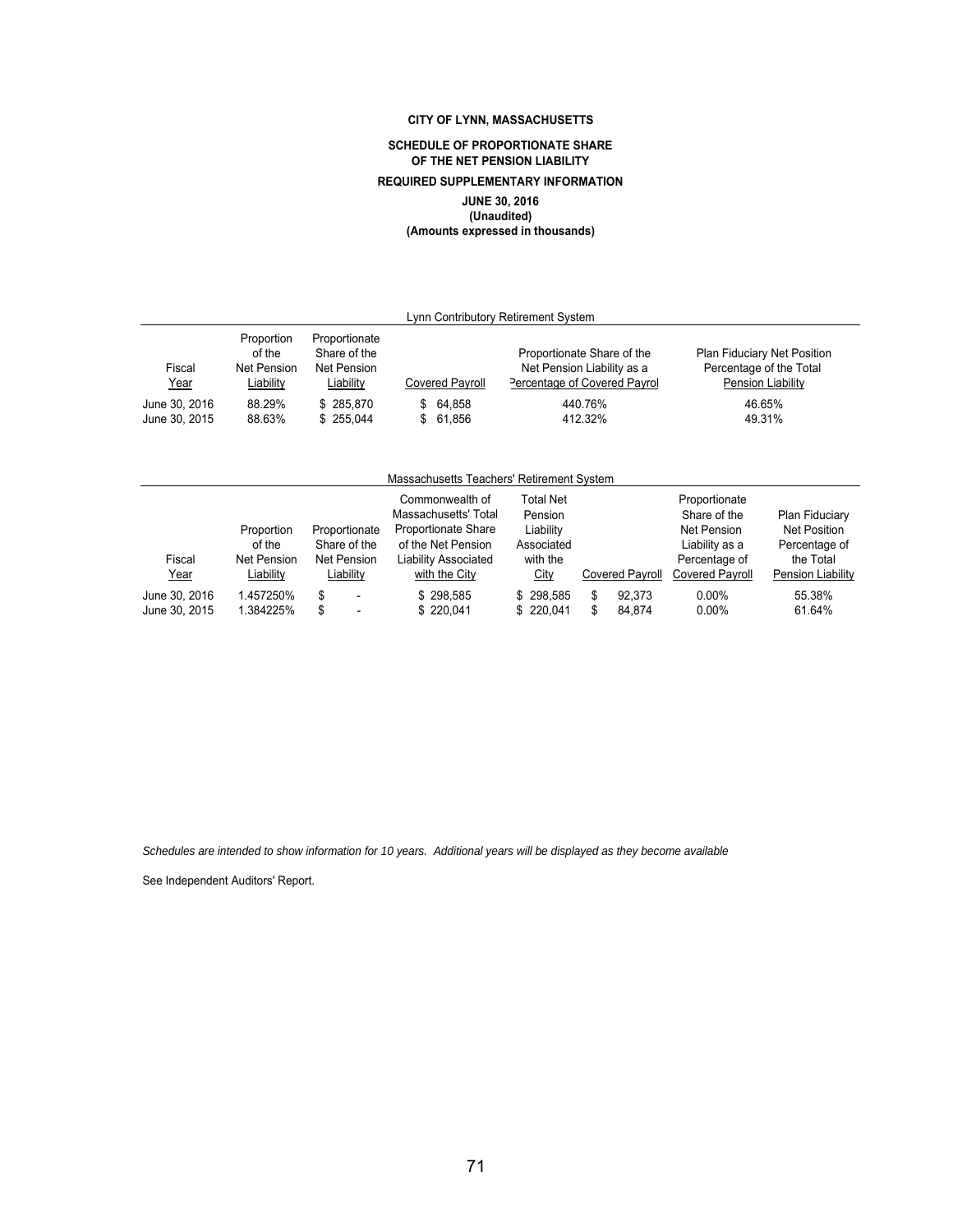**CITY OF LYNN, MASSACHUSETTS**

**SCHEDULE OF PROPORTIONATE SHARE OF THE NET PENSION LIABILITY**

**REQUIRED SUPPLEMENTARY INFORMATION**

**JUNE 30, 2016**
**(Unaudited)**
**(Amounts expressed in thousands)**

Lynn Contributory Retirement System

| Fiscal Year | Proportion of the Net Pension Liability | Proportionate Share of the Net Pension Liability | Covered Payroll | Proportionate Share of the Net Pension Liability as a Percentage of Covered Payrol | Plan Fiduciary Net Position Percentage of the Total Pension Liability |
|---|---|---|---|---|---|
| June 30, 2016 | 88.29% | $ 285,870 | $ 64,858 | 440.76% | 46.65% |
| June 30, 2015 | 88.63% | $ 255,044 | $ 61,856 | 412.32% | 49.31% |

Massachusetts Teachers' Retirement System

| Fiscal Year | Proportion of the Net Pension Liability | Proportionate Share of the Net Pension Liability | Commonwealth of Massachusetts' Total Proportionate Share of the Net Pension Liability Associated with the City | Total Net Pension Liability Associated with the City | Covered Payroll | Proportionate Share of the Net Pension Liability as a Percentage of Covered Payroll | Plan Fiduciary Net Position Percentage of the Total Pension Liability |
|---|---|---|---|---|---|---|---|
| June 30, 2016 | 1.457250% | $ - | $ 298,585 | $ 298,585 | $ 92,373 | 0.00% | 55.38% |
| June 30, 2015 | 1.384225% | $ - | $ 220,041 | $ 220,041 | $ 84,874 | 0.00% | 61.64% |

*Schedules are intended to show information for 10 years. Additional years will be displayed as they become available*

See Independent Auditors' Report.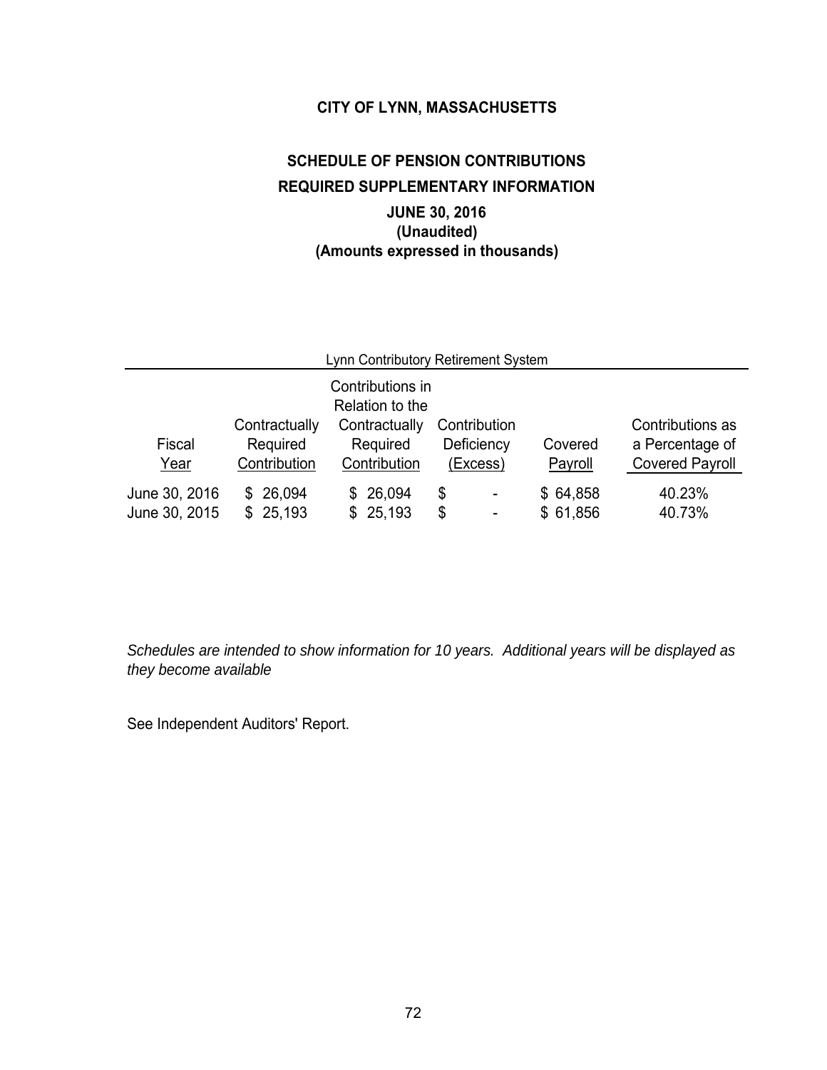# CITY OF LYNN, MASSACHUSETTS

## SCHEDULE OF PENSION CONTRIBUTIONS

## REQUIRED SUPPLEMENTARY INFORMATION

### JUNE 30, 2016
### (Unaudited)
### (Amounts expressed in thousands)

Lynn Contributory Retirement System

| Fiscal Year | Contractually Required Contribution | Contributions in Relation to the Contractually Required Contribution | Contribution Deficiency (Excess) | Covered Payroll | Contributions as a Percentage of Covered Payroll |
|---|---|---|---|---|---|
| June 30, 2016 | $ 26,094 | $ 26,094 | $ - | $ 64,858 | 40.23% |
| June 30, 2015 | $ 25,193 | $ 25,193 | $ - | $ 61,856 | 40.73% |

*Schedules are intended to show information for 10 years. Additional years will be displayed as they become available*

See Independent Auditors' Report.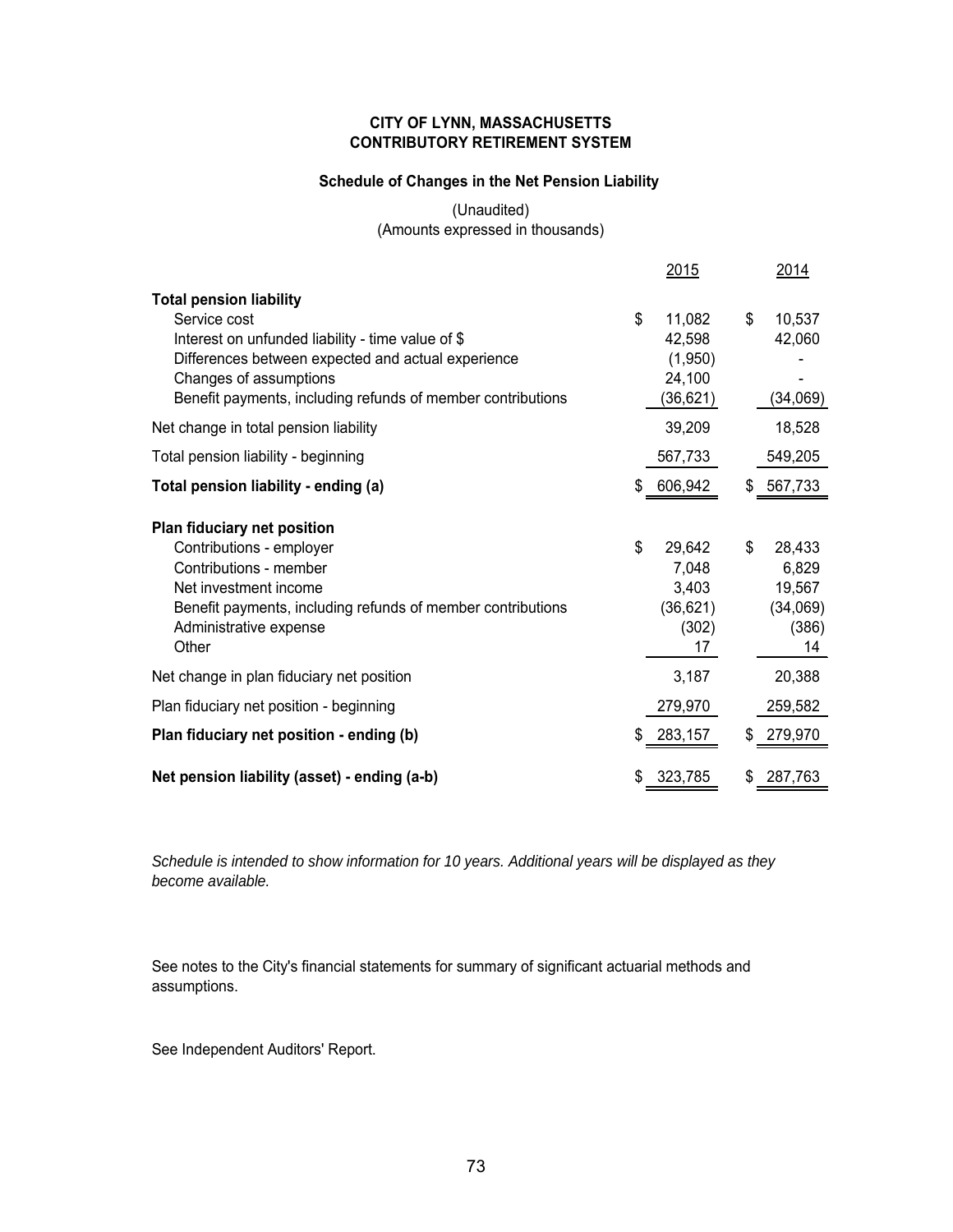**CITY OF LYNN, MASSACHUSETTS**
**CONTRIBUTORY RETIREMENT SYSTEM**

**Schedule of Changes in the Net Pension Liability**

(Unaudited)
(Amounts expressed in thousands)

| | 2015 | 2014 |
|---|---|---|
| **Total pension liability** | | |
| Service cost | $ 11,082 | $ 10,537 |
| Interest on unfunded liability - time value of $ | 42,598 | 42,060 |
| Differences between expected and actual experience | (1,950) | - |
| Changes of assumptions | 24,100 | - |
| Benefit payments, including refunds of member contributions | (36,621) | (34,069) |
| Net change in total pension liability | 39,209 | 18,528 |
| Total pension liability - beginning | 567,733 | 549,205 |
| **Total pension liability - ending (a)** | $ 606,942 | $ 567,733 |
| **Plan fiduciary net position** | | |
| Contributions - employer | $ 29,642 | $ 28,433 |
| Contributions - member | 7,048 | 6,829 |
| Net investment income | 3,403 | 19,567 |
| Benefit payments, including refunds of member contributions | (36,621) | (34,069) |
| Administrative expense | (302) | (386) |
| Other | 17 | 14 |
| Net change in plan fiduciary net position | 3,187 | 20,388 |
| Plan fiduciary net position - beginning | 279,970 | 259,582 |
| **Plan fiduciary net position - ending (b)** | $ 283,157 | $ 279,970 |
| **Net pension liability (asset) - ending (a-b)** | $ 323,785 | $ 287,763 |

*Schedule is intended to show information for 10 years. Additional years will be displayed as they become available.*

See notes to the City's financial statements for summary of significant actuarial methods and assumptions.

See Independent Auditors' Report.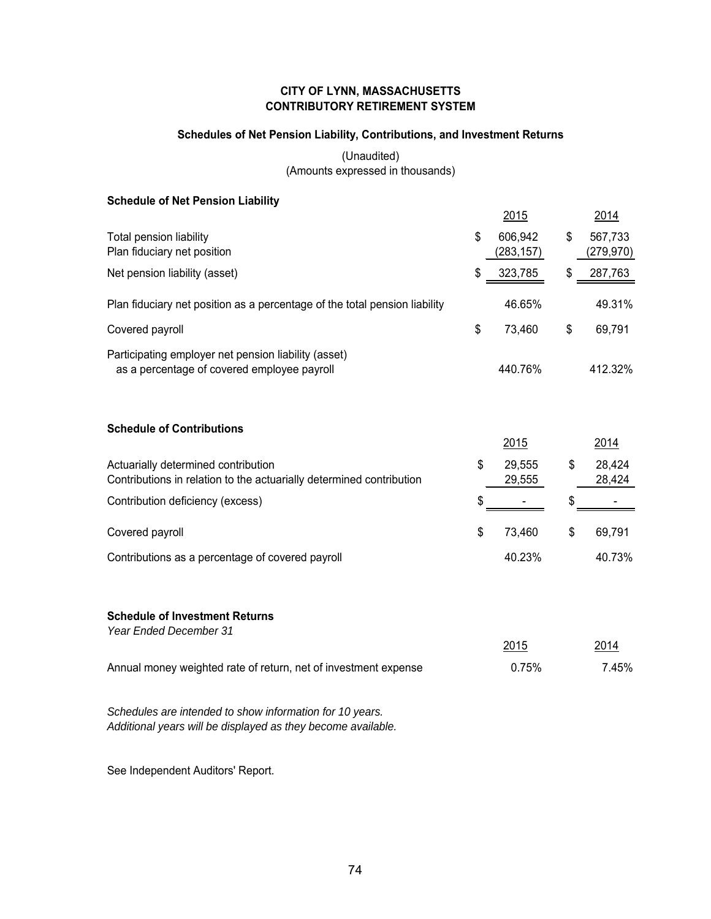**CITY OF LYNN, MASSACHUSETTS**
**CONTRIBUTORY RETIREMENT SYSTEM**

**Schedules of Net Pension Liability, Contributions, and Investment Returns**

(Unaudited)
(Amounts expressed in thousands)

**Schedule of Net Pension Liability**

| | 2015 | 2014 |
|---|---|---|
| Total pension liability | $ 606,942 | $ 567,733 |
| Plan fiduciary net position | (283,157) | (279,970) |
| Net pension liability (asset) | $ 323,785 | $ 287,763 |
| Plan fiduciary net position as a percentage of the total pension liability | 46.65% | 49.31% |
| Covered payroll | $ 73,460 | $ 69,791 |
| Participating employer net pension liability (asset) as a percentage of covered employee payroll | 440.76% | 412.32% |

**Schedule of Contributions**

| | 2015 | 2014 |
|---|---|---|
| Actuarially determined contribution | $ 29,555 | $ 28,424 |
| Contributions in relation to the actuarially determined contribution | 29,555 | 28,424 |
| Contribution deficiency (excess) | $ - | $ - |
| Covered payroll | $ 73,460 | $ 69,791 |
| Contributions as a percentage of covered payroll | 40.23% | 40.73% |

**Schedule of Investment Returns**
*Year Ended December 31*

| | 2015 | 2014 |
|---|---|---|
| Annual money weighted rate of return, net of investment expense | 0.75% | 7.45% |

*Schedules are intended to show information for 10 years.*
*Additional years will be displayed as they become available.*

See Independent Auditors' Report.